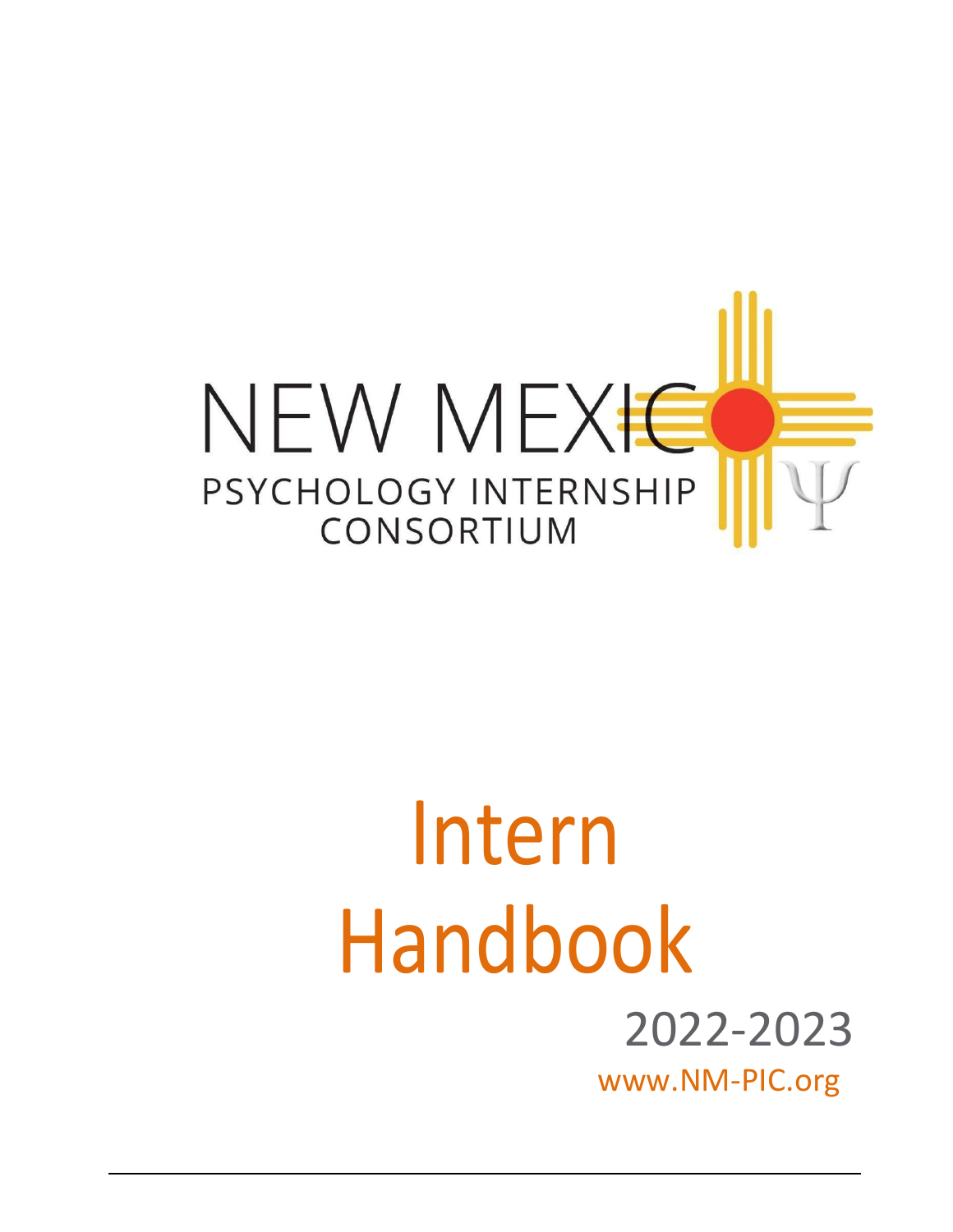NEW MEXICO

PSYCHOLOGY INTERNSHIP CONSORTIUM

# Intern Handbook

2022-2023

www.NM-PIC.org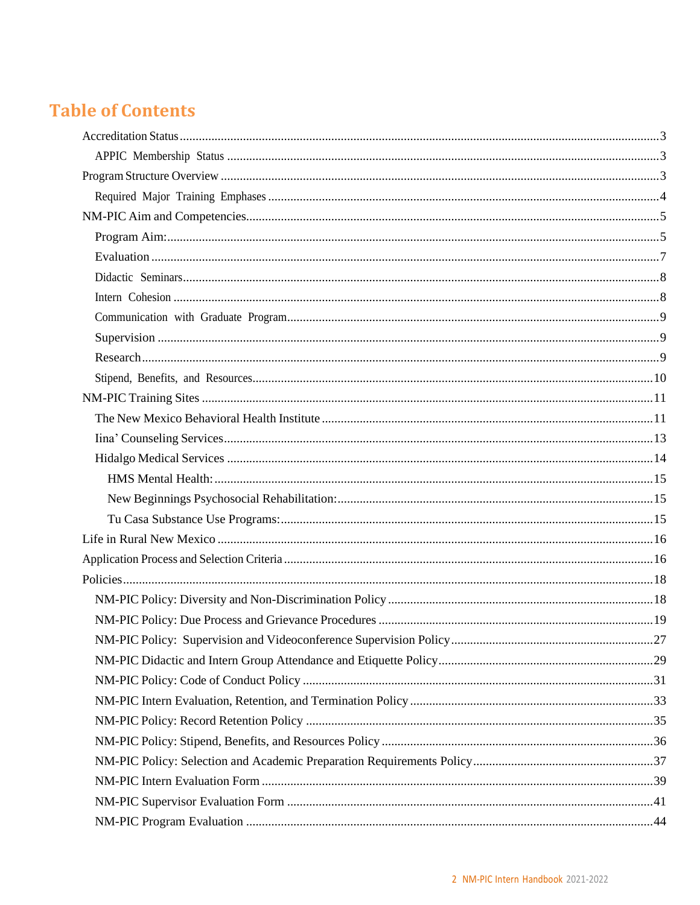# Table of Contents

- Accreditation Status ... 3
  - APPIC Membership Status ... 3
- Program Structure Overview ... 3
  - Required Major Training Emphases ... 4
- NM-PIC Aim and Competencies ... 5
  - Program Aim: ... 5
  - Evaluation ... 7
  - Didactic Seminars ... 8
  - Intern Cohesion ... 8
  - Communication with Graduate Program ... 9
  - Supervision ... 9
  - Research ... 9
  - Stipend, Benefits, and Resources ... 10
- NM-PIC Training Sites ... 11
  - The New Mexico Behavioral Health Institute ... 11
  - Iina' Counseling Services ... 13
  - Hidalgo Medical Services ... 14
    - HMS Mental Health: ... 15
    - New Beginnings Psychosocial Rehabilitation: ... 15
    - Tu Casa Substance Use Programs: ... 15
- Life in Rural New Mexico ... 16
- Application Process and Selection Criteria ... 16
- Policies ... 18
  - NM-PIC Policy: Diversity and Non-Discrimination Policy ... 18
  - NM-PIC Policy: Due Process and Grievance Procedures ... 19
  - NM-PIC Policy: Supervision and Videoconference Supervision Policy ... 27
  - NM-PIC Didactic and Intern Group Attendance and Etiquette Policy ... 29
  - NM-PIC Policy: Code of Conduct Policy ... 31
  - NM-PIC Intern Evaluation, Retention, and Termination Policy ... 33
  - NM-PIC Policy: Record Retention Policy ... 35
  - NM-PIC Policy: Stipend, Benefits, and Resources Policy ... 36
  - NM-PIC Policy: Selection and Academic Preparation Requirements Policy ... 37
  - NM-PIC Intern Evaluation Form ... 39
  - NM-PIC Supervisor Evaluation Form ... 41
  - NM-PIC Program Evaluation ... 44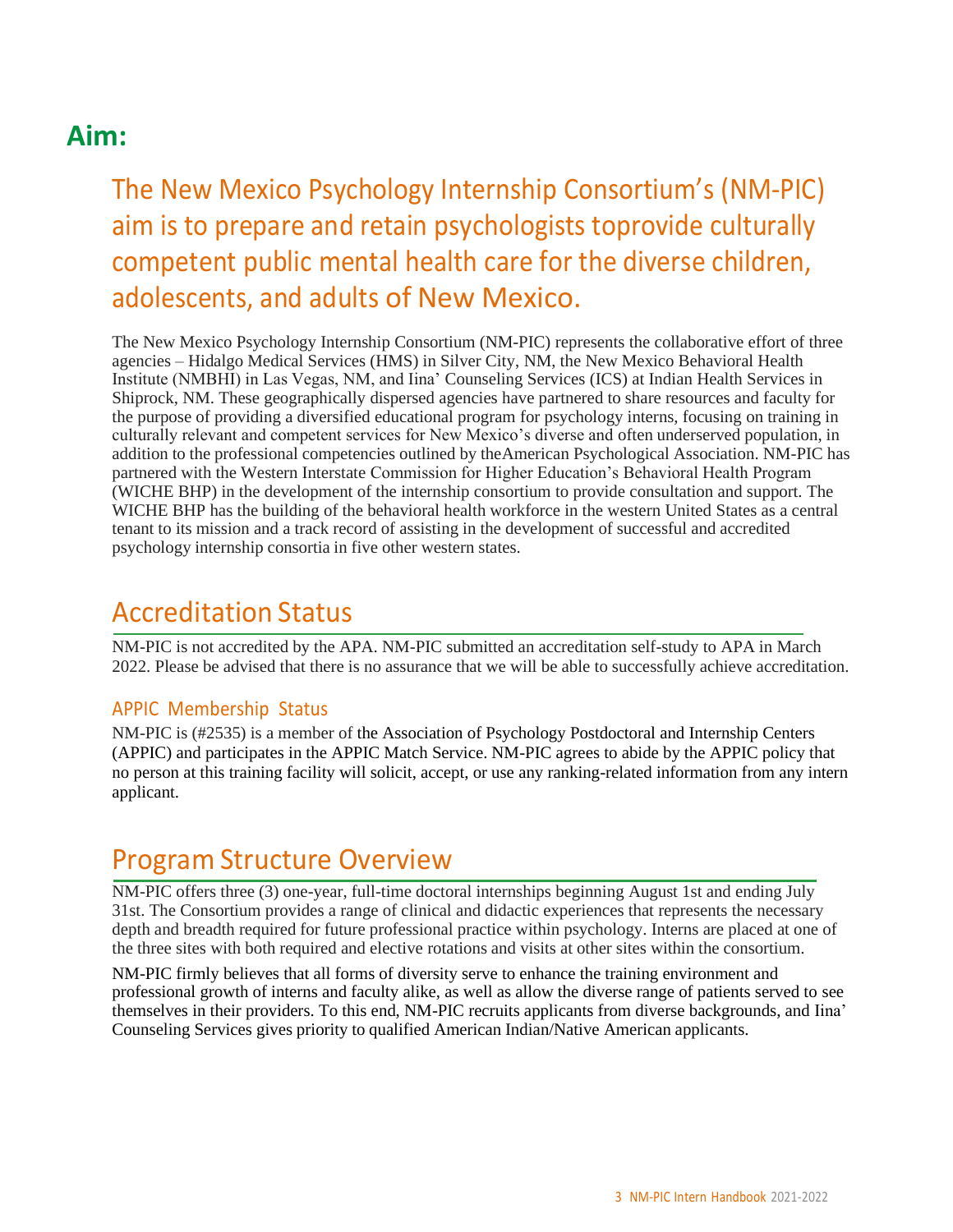## Aim:

### The New Mexico Psychology Internship Consortium's (NM-PIC) aim is to prepare and retain psychologists toprovide culturally competent public mental health care for the diverse children, adolescents, and adults of New Mexico.

The New Mexico Psychology Internship Consortium (NM-PIC) represents the collaborative effort of three agencies – Hidalgo Medical Services (HMS) in Silver City, NM, the New Mexico Behavioral Health Institute (NMBHI) in Las Vegas, NM, and Iina' Counseling Services (ICS) at Indian Health Services in Shiprock, NM. These geographically dispersed agencies have partnered to share resources and faculty for the purpose of providing a diversified educational program for psychology interns, focusing on training in culturally relevant and competent services for New Mexico's diverse and often underserved population, in addition to the professional competencies outlined by theAmerican Psychological Association. NM-PIC has partnered with the Western Interstate Commission for Higher Education's Behavioral Health Program (WICHE BHP) in the development of the internship consortium to provide consultation and support. The WICHE BHP has the building of the behavioral health workforce in the western United States as a central tenant to its mission and a track record of assisting in the development of successful and accredited psychology internship consortia in five other western states.

## Accreditation Status

NM-PIC is not accredited by the APA. NM-PIC submitted an accreditation self-study to APA in March 2022. Please be advised that there is no assurance that we will be able to successfully achieve accreditation.

### APPIC Membership Status

NM-PIC is (#2535) is a member of the Association of Psychology Postdoctoral and Internship Centers (APPIC) and participates in the APPIC Match Service. NM-PIC agrees to abide by the APPIC policy that no person at this training facility will solicit, accept, or use any ranking-related information from any intern applicant.

## Program Structure Overview

NM-PIC offers three (3) one-year, full-time doctoral internships beginning August 1st and ending July 31st. The Consortium provides a range of clinical and didactic experiences that represents the necessary depth and breadth required for future professional practice within psychology. Interns are placed at one of the three sites with both required and elective rotations and visits at other sites within the consortium.

NM-PIC firmly believes that all forms of diversity serve to enhance the training environment and professional growth of interns and faculty alike, as well as allow the diverse range of patients served to see themselves in their providers. To this end, NM-PIC recruits applicants from diverse backgrounds, and Iina' Counseling Services gives priority to qualified American Indian/Native American applicants.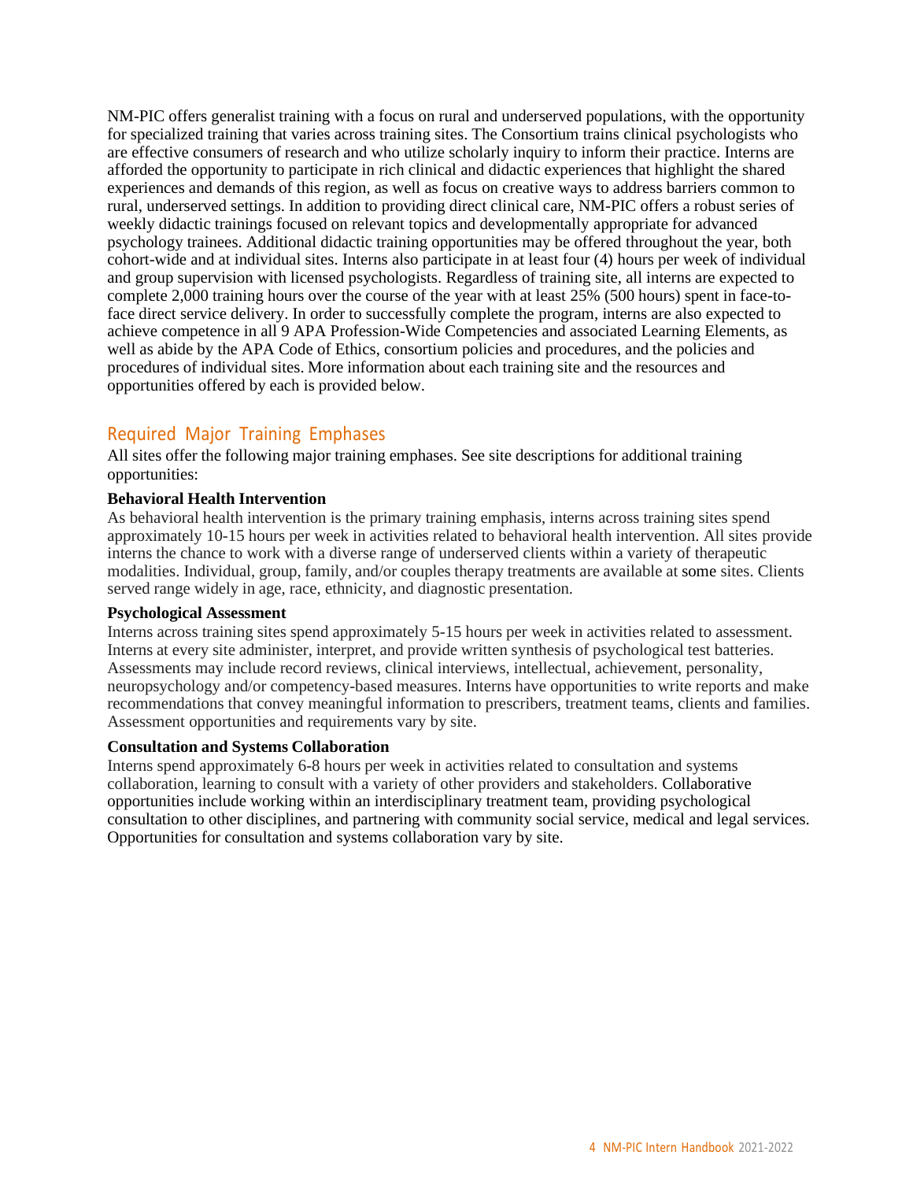NM-PIC offers generalist training with a focus on rural and underserved populations, with the opportunity for specialized training that varies across training sites. The Consortium trains clinical psychologists who are effective consumers of research and who utilize scholarly inquiry to inform their practice. Interns are afforded the opportunity to participate in rich clinical and didactic experiences that highlight the shared experiences and demands of this region, as well as focus on creative ways to address barriers common to rural, underserved settings. In addition to providing direct clinical care, NM-PIC offers a robust series of weekly didactic trainings focused on relevant topics and developmentally appropriate for advanced psychology trainees. Additional didactic training opportunities may be offered throughout the year, both cohort-wide and at individual sites. Interns also participate in at least four (4) hours per week of individual and group supervision with licensed psychologists. Regardless of training site, all interns are expected to complete 2,000 training hours over the course of the year with at least 25% (500 hours) spent in face-to-face direct service delivery. In order to successfully complete the program, interns are also expected to achieve competence in all 9 APA Profession-Wide Competencies and associated Learning Elements, as well as abide by the APA Code of Ethics, consortium policies and procedures, and the policies and procedures of individual sites. More information about each training site and the resources and opportunities offered by each is provided below.

## Required Major Training Emphases

All sites offer the following major training emphases. See site descriptions for additional training opportunities:

**Behavioral Health Intervention**

As behavioral health intervention is the primary training emphasis, interns across training sites spend approximately 10-15 hours per week in activities related to behavioral health intervention. All sites provide interns the chance to work with a diverse range of underserved clients within a variety of therapeutic modalities. Individual, group, family, and/or couples therapy treatments are available at some sites. Clients served range widely in age, race, ethnicity, and diagnostic presentation.

**Psychological Assessment**

Interns across training sites spend approximately 5-15 hours per week in activities related to assessment. Interns at every site administer, interpret, and provide written synthesis of psychological test batteries. Assessments may include record reviews, clinical interviews, intellectual, achievement, personality, neuropsychology and/or competency-based measures. Interns have opportunities to write reports and make recommendations that convey meaningful information to prescribers, treatment teams, clients and families. Assessment opportunities and requirements vary by site.

**Consultation and Systems Collaboration**

Interns spend approximately 6-8 hours per week in activities related to consultation and systems collaboration, learning to consult with a variety of other providers and stakeholders. Collaborative opportunities include working within an interdisciplinary treatment team, providing psychological consultation to other disciplines, and partnering with community social service, medical and legal services. Opportunities for consultation and systems collaboration vary by site.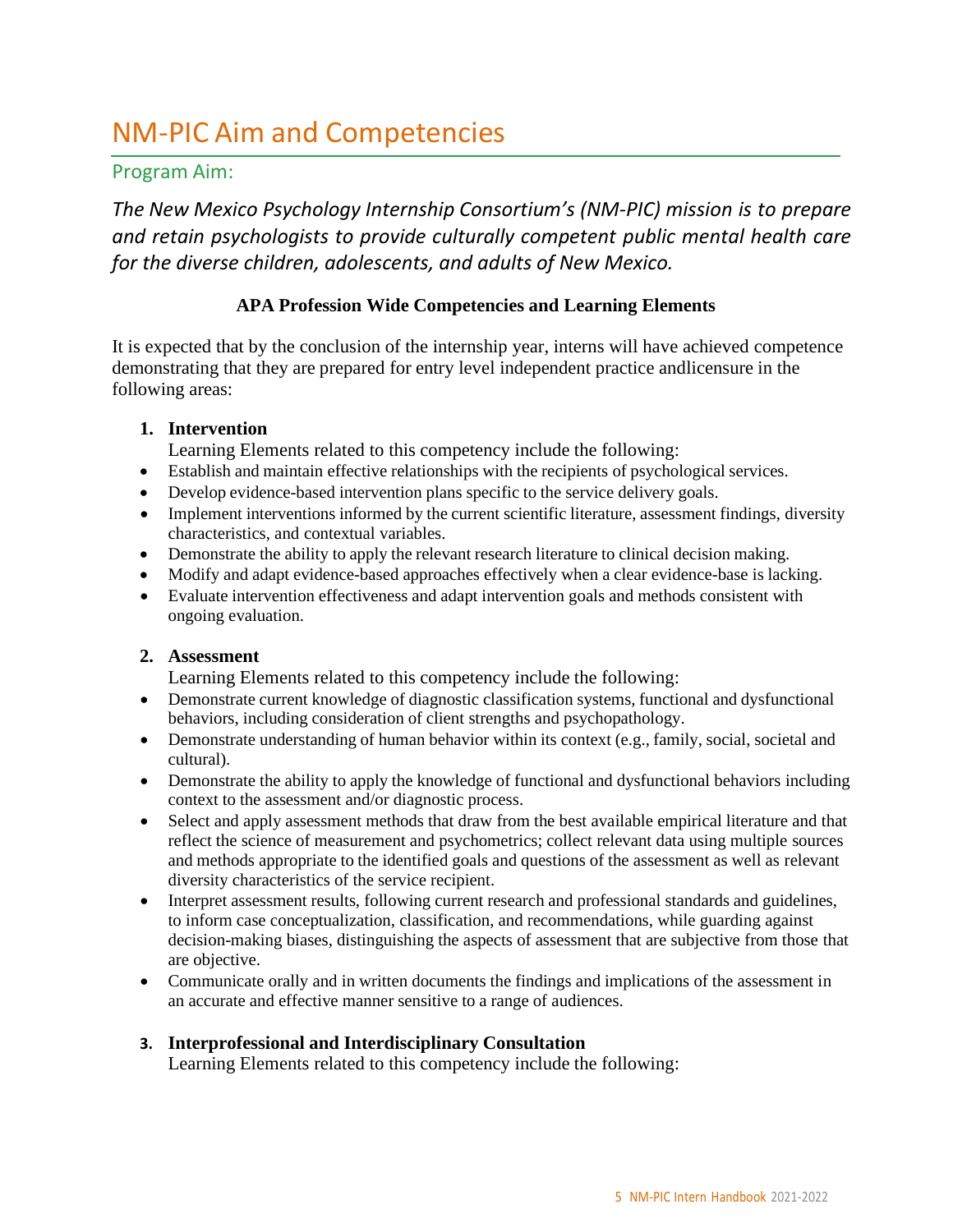# NM-PIC Aim and Competencies

## Program Aim:

*The New Mexico Psychology Internship Consortium's (NM-PIC) mission is to prepare and retain psychologists to provide culturally competent public mental health care for the diverse children, adolescents, and adults of New Mexico.*

### APA Profession Wide Competencies and Learning Elements

It is expected that by the conclusion of the internship year, interns will have achieved competence demonstrating that they are prepared for entry level independent practice andlicensure in the following areas:

1. **Intervention**

   Learning Elements related to this competency include the following:

- Establish and maintain effective relationships with the recipients of psychological services.
- Develop evidence-based intervention plans specific to the service delivery goals.
- Implement interventions informed by the current scientific literature, assessment findings, diversity characteristics, and contextual variables.
- Demonstrate the ability to apply the relevant research literature to clinical decision making.
- Modify and adapt evidence-based approaches effectively when a clear evidence-base is lacking.
- Evaluate intervention effectiveness and adapt intervention goals and methods consistent with ongoing evaluation.

2. **Assessment**

   Learning Elements related to this competency include the following:

- Demonstrate current knowledge of diagnostic classification systems, functional and dysfunctional behaviors, including consideration of client strengths and psychopathology.
- Demonstrate understanding of human behavior within its context (e.g., family, social, societal and cultural).
- Demonstrate the ability to apply the knowledge of functional and dysfunctional behaviors including context to the assessment and/or diagnostic process.
- Select and apply assessment methods that draw from the best available empirical literature and that reflect the science of measurement and psychometrics; collect relevant data using multiple sources and methods appropriate to the identified goals and questions of the assessment as well as relevant diversity characteristics of the service recipient.
- Interpret assessment results, following current research and professional standards and guidelines, to inform case conceptualization, classification, and recommendations, while guarding against decision-making biases, distinguishing the aspects of assessment that are subjective from those that are objective.
- Communicate orally and in written documents the findings and implications of the assessment in an accurate and effective manner sensitive to a range of audiences.

3. **Interprofessional and Interdisciplinary Consultation**

   Learning Elements related to this competency include the following: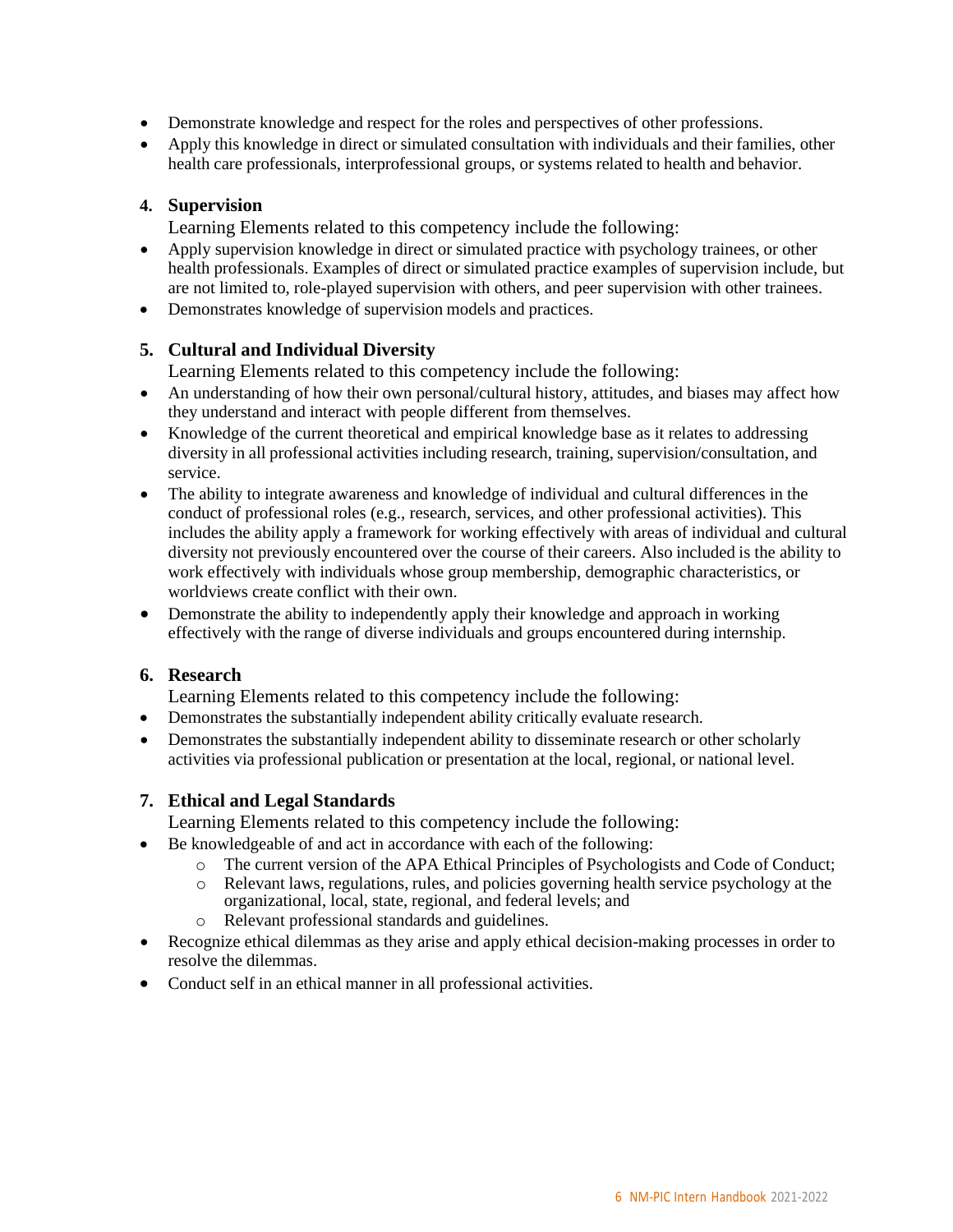- Demonstrate knowledge and respect for the roles and perspectives of other professions.
- Apply this knowledge in direct or simulated consultation with individuals and their families, other health care professionals, interprofessional groups, or systems related to health and behavior.

**4. Supervision**

Learning Elements related to this competency include the following:

- Apply supervision knowledge in direct or simulated practice with psychology trainees, or other health professionals. Examples of direct or simulated practice examples of supervision include, but are not limited to, role-played supervision with others, and peer supervision with other trainees.
- Demonstrates knowledge of supervision models and practices.

**5. Cultural and Individual Diversity**

Learning Elements related to this competency include the following:

- An understanding of how their own personal/cultural history, attitudes, and biases may affect how they understand and interact with people different from themselves.
- Knowledge of the current theoretical and empirical knowledge base as it relates to addressing diversity in all professional activities including research, training, supervision/consultation, and service.
- The ability to integrate awareness and knowledge of individual and cultural differences in the conduct of professional roles (e.g., research, services, and other professional activities). This includes the ability apply a framework for working effectively with areas of individual and cultural diversity not previously encountered over the course of their careers. Also included is the ability to work effectively with individuals whose group membership, demographic characteristics, or worldviews create conflict with their own.
- Demonstrate the ability to independently apply their knowledge and approach in working effectively with the range of diverse individuals and groups encountered during internship.

**6. Research**

Learning Elements related to this competency include the following:

- Demonstrates the substantially independent ability critically evaluate research.
- Demonstrates the substantially independent ability to disseminate research or other scholarly activities via professional publication or presentation at the local, regional, or national level.

**7. Ethical and Legal Standards**

Learning Elements related to this competency include the following:

- Be knowledgeable of and act in accordance with each of the following:
  - The current version of the APA Ethical Principles of Psychologists and Code of Conduct;
  - Relevant laws, regulations, rules, and policies governing health service psychology at the organizational, local, state, regional, and federal levels; and
  - Relevant professional standards and guidelines.
- Recognize ethical dilemmas as they arise and apply ethical decision-making processes in order to resolve the dilemmas.
- Conduct self in an ethical manner in all professional activities.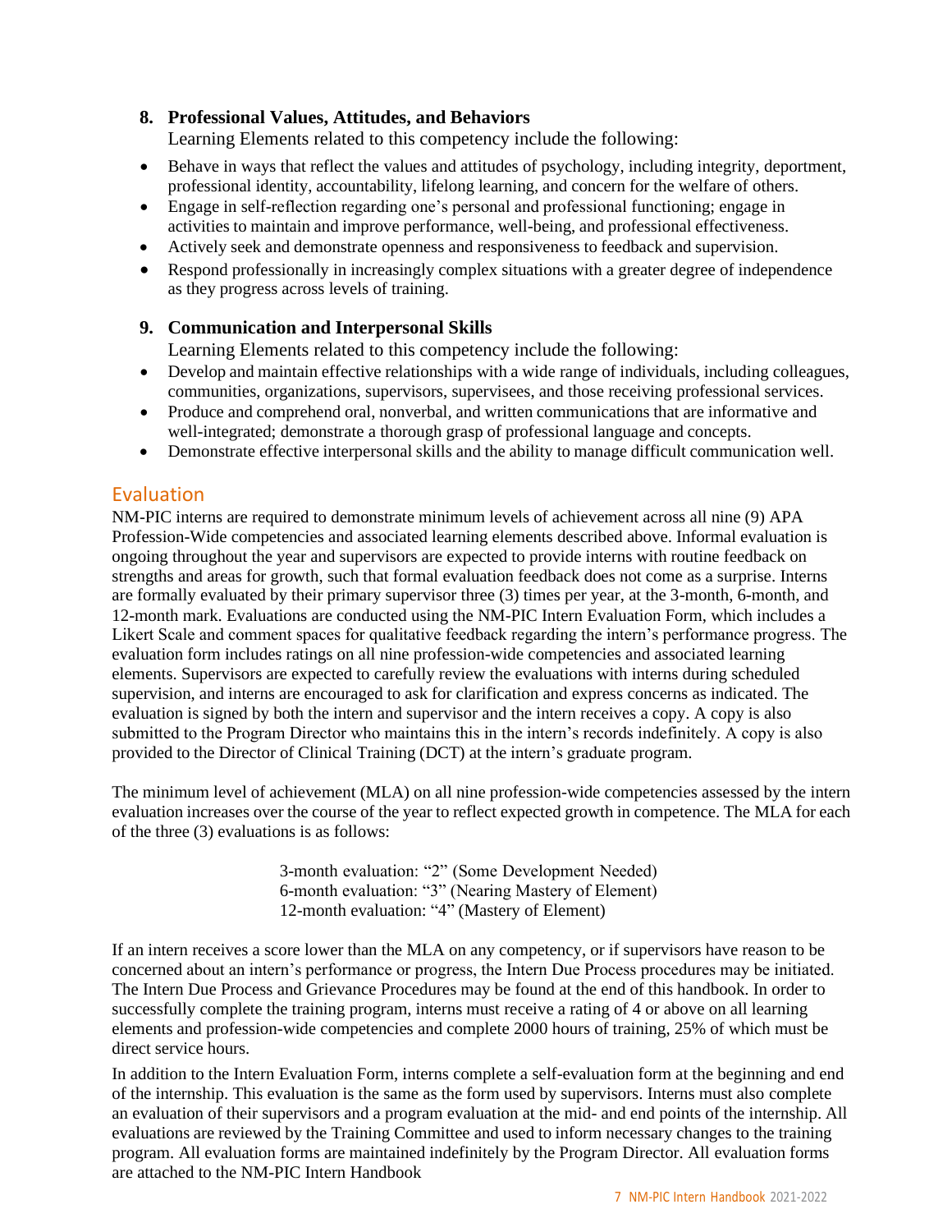8. **Professional Values, Attitudes, and Behaviors**
   Learning Elements related to this competency include the following:

- Behave in ways that reflect the values and attitudes of psychology, including integrity, deportment, professional identity, accountability, lifelong learning, and concern for the welfare of others.
- Engage in self-reflection regarding one's personal and professional functioning; engage in activities to maintain and improve performance, well-being, and professional effectiveness.
- Actively seek and demonstrate openness and responsiveness to feedback and supervision.
- Respond professionally in increasingly complex situations with a greater degree of independence as they progress across levels of training.

9. **Communication and Interpersonal Skills**
   Learning Elements related to this competency include the following:

- Develop and maintain effective relationships with a wide range of individuals, including colleagues, communities, organizations, supervisors, supervisees, and those receiving professional services.
- Produce and comprehend oral, nonverbal, and written communications that are informative and well-integrated; demonstrate a thorough grasp of professional language and concepts.
- Demonstrate effective interpersonal skills and the ability to manage difficult communication well.

## Evaluation

NM-PIC interns are required to demonstrate minimum levels of achievement across all nine (9) APA Profession-Wide competencies and associated learning elements described above. Informal evaluation is ongoing throughout the year and supervisors are expected to provide interns with routine feedback on strengths and areas for growth, such that formal evaluation feedback does not come as a surprise. Interns are formally evaluated by their primary supervisor three (3) times per year, at the 3-month, 6-month, and 12-month mark. Evaluations are conducted using the NM-PIC Intern Evaluation Form, which includes a Likert Scale and comment spaces for qualitative feedback regarding the intern's performance progress. The evaluation form includes ratings on all nine profession-wide competencies and associated learning elements. Supervisors are expected to carefully review the evaluations with interns during scheduled supervision, and interns are encouraged to ask for clarification and express concerns as indicated. The evaluation is signed by both the intern and supervisor and the intern receives a copy. A copy is also submitted to the Program Director who maintains this in the intern's records indefinitely. A copy is also provided to the Director of Clinical Training (DCT) at the intern's graduate program.

The minimum level of achievement (MLA) on all nine profession-wide competencies assessed by the intern evaluation increases over the course of the year to reflect expected growth in competence. The MLA for each of the three (3) evaluations is as follows:

3-month evaluation: "2" (Some Development Needed)
6-month evaluation: "3" (Nearing Mastery of Element)
12-month evaluation: "4" (Mastery of Element)

If an intern receives a score lower than the MLA on any competency, or if supervisors have reason to be concerned about an intern's performance or progress, the Intern Due Process procedures may be initiated. The Intern Due Process and Grievance Procedures may be found at the end of this handbook. In order to successfully complete the training program, interns must receive a rating of 4 or above on all learning elements and profession-wide competencies and complete 2000 hours of training, 25% of which must be direct service hours.

In addition to the Intern Evaluation Form, interns complete a self-evaluation form at the beginning and end of the internship. This evaluation is the same as the form used by supervisors. Interns must also complete an evaluation of their supervisors and a program evaluation at the mid- and end points of the internship. All evaluations are reviewed by the Training Committee and used to inform necessary changes to the training program. All evaluation forms are maintained indefinitely by the Program Director. All evaluation forms are attached to the NM-PIC Intern Handbook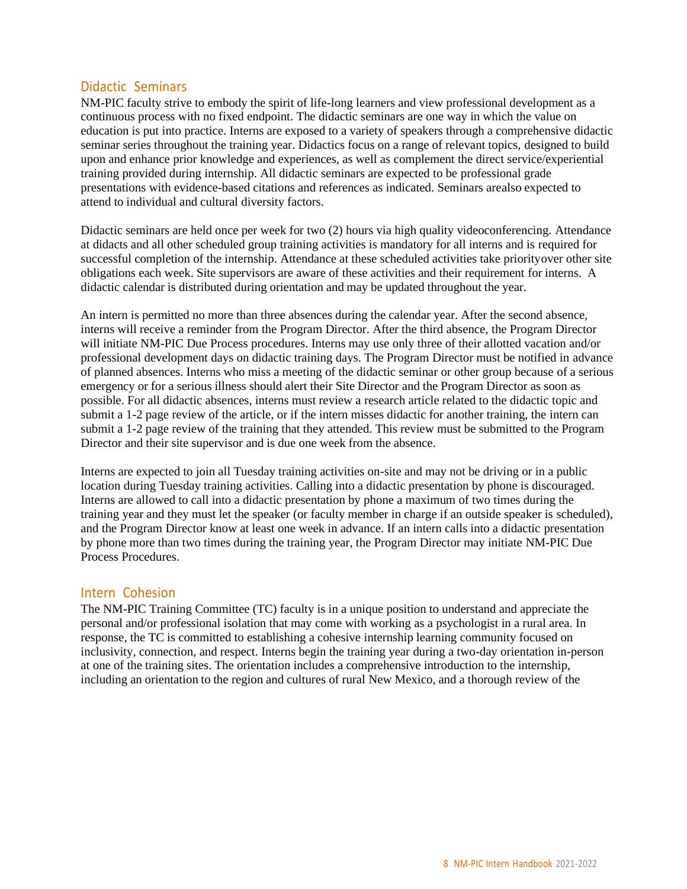## Didactic Seminars

NM-PIC faculty strive to embody the spirit of life-long learners and view professional development as a continuous process with no fixed endpoint. The didactic seminars are one way in which the value on education is put into practice. Interns are exposed to a variety of speakers through a comprehensive didactic seminar series throughout the training year. Didactics focus on a range of relevant topics, designed to build upon and enhance prior knowledge and experiences, as well as complement the direct service/experiential training provided during internship. All didactic seminars are expected to be professional grade presentations with evidence-based citations and references as indicated. Seminars arealso expected to attend to individual and cultural diversity factors.

Didactic seminars are held once per week for two (2) hours via high quality videoconferencing. Attendance at didacts and all other scheduled group training activities is mandatory for all interns and is required for successful completion of the internship. Attendance at these scheduled activities take priorityover other site obligations each week. Site supervisors are aware of these activities and their requirement for interns. A didactic calendar is distributed during orientation and may be updated throughout the year.

An intern is permitted no more than three absences during the calendar year. After the second absence, interns will receive a reminder from the Program Director. After the third absence, the Program Director will initiate NM-PIC Due Process procedures. Interns may use only three of their allotted vacation and/or professional development days on didactic training days. The Program Director must be notified in advance of planned absences. Interns who miss a meeting of the didactic seminar or other group because of a serious emergency or for a serious illness should alert their Site Director and the Program Director as soon as possible. For all didactic absences, interns must review a research article related to the didactic topic and submit a 1-2 page review of the article, or if the intern misses didactic for another training, the intern can submit a 1-2 page review of the training that they attended. This review must be submitted to the Program Director and their site supervisor and is due one week from the absence.

Interns are expected to join all Tuesday training activities on-site and may not be driving or in a public location during Tuesday training activities. Calling into a didactic presentation by phone is discouraged. Interns are allowed to call into a didactic presentation by phone a maximum of two times during the training year and they must let the speaker (or faculty member in charge if an outside speaker is scheduled), and the Program Director know at least one week in advance. If an intern calls into a didactic presentation by phone more than two times during the training year, the Program Director may initiate NM-PIC Due Process Procedures.

## Intern Cohesion

The NM-PIC Training Committee (TC) faculty is in a unique position to understand and appreciate the personal and/or professional isolation that may come with working as a psychologist in a rural area. In response, the TC is committed to establishing a cohesive internship learning community focused on inclusivity, connection, and respect. Interns begin the training year during a two-day orientation in-person at one of the training sites. The orientation includes a comprehensive introduction to the internship, including an orientation to the region and cultures of rural New Mexico, and a thorough review of the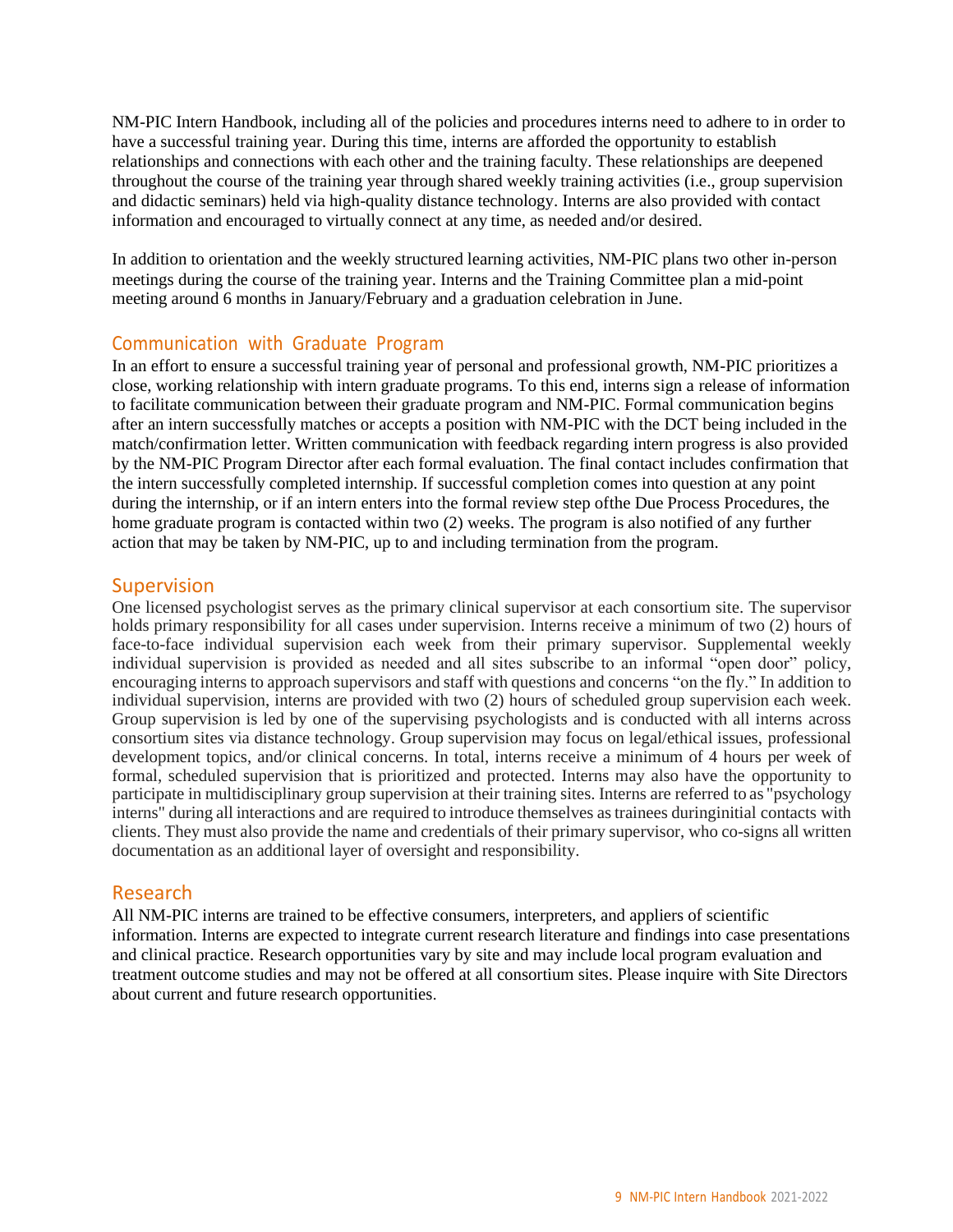NM-PIC Intern Handbook, including all of the policies and procedures interns need to adhere to in order to have a successful training year. During this time, interns are afforded the opportunity to establish relationships and connections with each other and the training faculty. These relationships are deepened throughout the course of the training year through shared weekly training activities (i.e., group supervision and didactic seminars) held via high-quality distance technology. Interns are also provided with contact information and encouraged to virtually connect at any time, as needed and/or desired.

In addition to orientation and the weekly structured learning activities, NM-PIC plans two other in-person meetings during the course of the training year. Interns and the Training Committee plan a mid-point meeting around 6 months in January/February and a graduation celebration in June.

## Communication with Graduate Program

In an effort to ensure a successful training year of personal and professional growth, NM-PIC prioritizes a close, working relationship with intern graduate programs. To this end, interns sign a release of information to facilitate communication between their graduate program and NM-PIC. Formal communication begins after an intern successfully matches or accepts a position with NM-PIC with the DCT being included in the match/confirmation letter. Written communication with feedback regarding intern progress is also provided by the NM-PIC Program Director after each formal evaluation. The final contact includes confirmation that the intern successfully completed internship. If successful completion comes into question at any point during the internship, or if an intern enters into the formal review step ofthe Due Process Procedures, the home graduate program is contacted within two (2) weeks. The program is also notified of any further action that may be taken by NM-PIC, up to and including termination from the program.

## Supervision

One licensed psychologist serves as the primary clinical supervisor at each consortium site. The supervisor holds primary responsibility for all cases under supervision. Interns receive a minimum of two (2) hours of face-to-face individual supervision each week from their primary supervisor. Supplemental weekly individual supervision is provided as needed and all sites subscribe to an informal "open door" policy, encouraging interns to approach supervisors and staff with questions and concerns "on the fly." In addition to individual supervision, interns are provided with two (2) hours of scheduled group supervision each week. Group supervision is led by one of the supervising psychologists and is conducted with all interns across consortium sites via distance technology. Group supervision may focus on legal/ethical issues, professional development topics, and/or clinical concerns. In total, interns receive a minimum of 4 hours per week of formal, scheduled supervision that is prioritized and protected. Interns may also have the opportunity to participate in multidisciplinary group supervision at their training sites. Interns are referred to as "psychology interns" during all interactions and are required to introduce themselves as trainees duringinitial contacts with clients. They must also provide the name and credentials of their primary supervisor, who co-signs all written documentation as an additional layer of oversight and responsibility.

## Research

All NM-PIC interns are trained to be effective consumers, interpreters, and appliers of scientific information. Interns are expected to integrate current research literature and findings into case presentations and clinical practice. Research opportunities vary by site and may include local program evaluation and treatment outcome studies and may not be offered at all consortium sites. Please inquire with Site Directors about current and future research opportunities.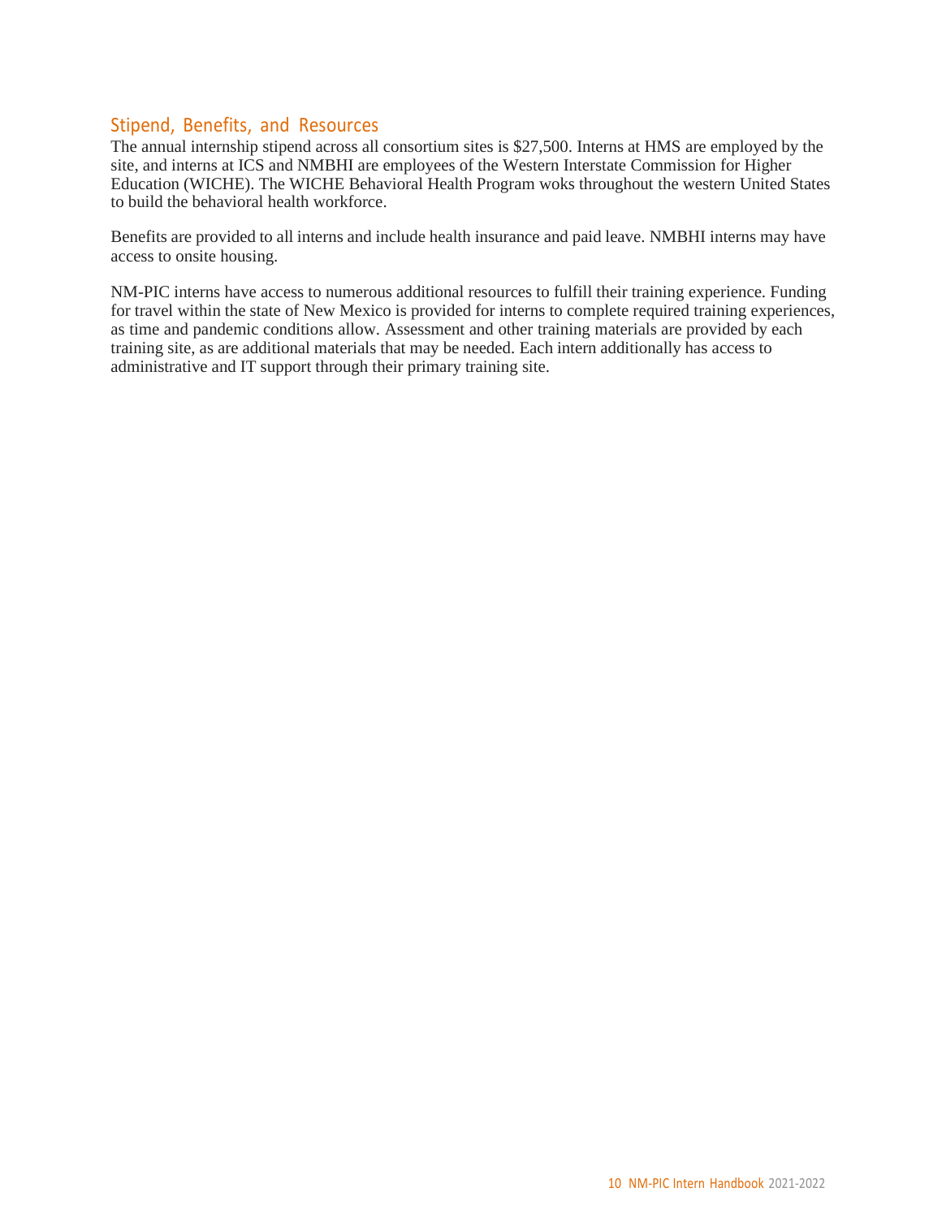## Stipend, Benefits, and Resources

The annual internship stipend across all consortium sites is $27,500. Interns at HMS are employed by the site, and interns at ICS and NMBHI are employees of the Western Interstate Commission for Higher Education (WICHE). The WICHE Behavioral Health Program woks throughout the western United States to build the behavioral health workforce.

Benefits are provided to all interns and include health insurance and paid leave. NMBHI interns may have access to onsite housing.

NM-PIC interns have access to numerous additional resources to fulfill their training experience. Funding for travel within the state of New Mexico is provided for interns to complete required training experiences, as time and pandemic conditions allow. Assessment and other training materials are provided by each training site, as are additional materials that may be needed. Each intern additionally has access to administrative and IT support through their primary training site.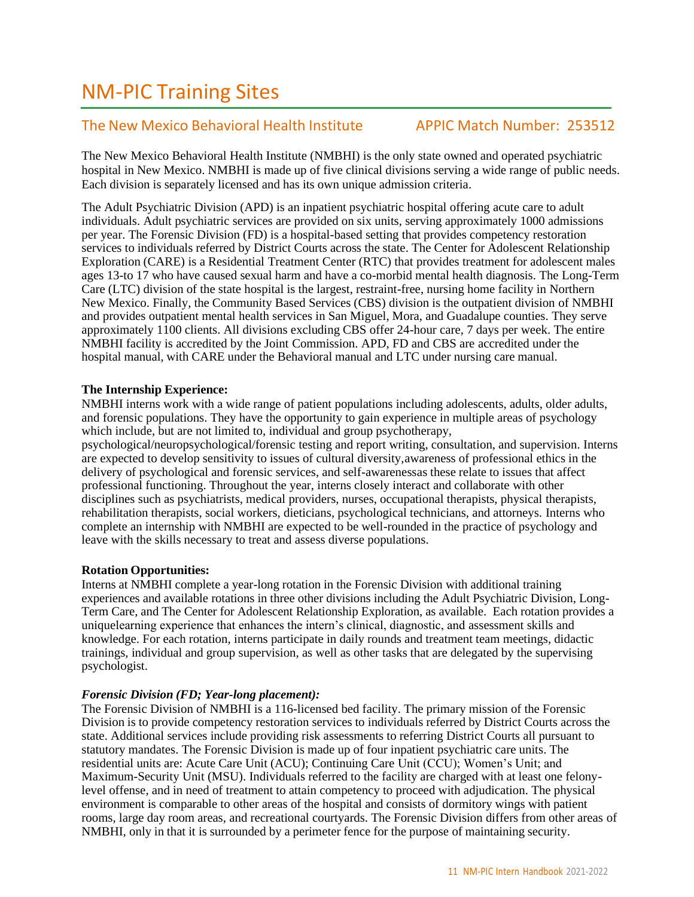# NM-PIC Training Sites

## The New Mexico Behavioral Health Institute APPIC Match Number: 253512

The New Mexico Behavioral Health Institute (NMBHI) is the only state owned and operated psychiatric hospital in New Mexico. NMBHI is made up of five clinical divisions serving a wide range of public needs. Each division is separately licensed and has its own unique admission criteria.

The Adult Psychiatric Division (APD) is an inpatient psychiatric hospital offering acute care to adult individuals. Adult psychiatric services are provided on six units, serving approximately 1000 admissions per year. The Forensic Division (FD) is a hospital-based setting that provides competency restoration services to individuals referred by District Courts across the state. The Center for Adolescent Relationship Exploration (CARE) is a Residential Treatment Center (RTC) that provides treatment for adolescent males ages 13-to 17 who have caused sexual harm and have a co-morbid mental health diagnosis. The Long-Term Care (LTC) division of the state hospital is the largest, restraint-free, nursing home facility in Northern New Mexico. Finally, the Community Based Services (CBS) division is the outpatient division of NMBHI and provides outpatient mental health services in San Miguel, Mora, and Guadalupe counties. They serve approximately 1100 clients. All divisions excluding CBS offer 24-hour care, 7 days per week. The entire NMBHI facility is accredited by the Joint Commission. APD, FD and CBS are accredited under the hospital manual, with CARE under the Behavioral manual and LTC under nursing care manual.

**The Internship Experience:**
NMBHI interns work with a wide range of patient populations including adolescents, adults, older adults, and forensic populations. They have the opportunity to gain experience in multiple areas of psychology which include, but are not limited to, individual and group psychotherapy, psychological/neuropsychological/forensic testing and report writing, consultation, and supervision. Interns are expected to develop sensitivity to issues of cultural diversity,awareness of professional ethics in the delivery of psychological and forensic services, and self-awarenessas these relate to issues that affect professional functioning. Throughout the year, interns closely interact and collaborate with other disciplines such as psychiatrists, medical providers, nurses, occupational therapists, physical therapists, rehabilitation therapists, social workers, dieticians, psychological technicians, and attorneys. Interns who complete an internship with NMBHI are expected to be well-rounded in the practice of psychology and leave with the skills necessary to treat and assess diverse populations.

**Rotation Opportunities:**
Interns at NMBHI complete a year-long rotation in the Forensic Division with additional training experiences and available rotations in three other divisions including the Adult Psychiatric Division, Long-Term Care, and The Center for Adolescent Relationship Exploration, as available. Each rotation provides a uniquelearning experience that enhances the intern's clinical, diagnostic, and assessment skills and knowledge. For each rotation, interns participate in daily rounds and treatment team meetings, didactic trainings, individual and group supervision, as well as other tasks that are delegated by the supervising psychologist.

***Forensic Division (FD; Year-long placement):***
The Forensic Division of NMBHI is a 116-licensed bed facility. The primary mission of the Forensic Division is to provide competency restoration services to individuals referred by District Courts across the state. Additional services include providing risk assessments to referring District Courts all pursuant to statutory mandates. The Forensic Division is made up of four inpatient psychiatric care units. The residential units are: Acute Care Unit (ACU); Continuing Care Unit (CCU); Women's Unit; and Maximum-Security Unit (MSU). Individuals referred to the facility are charged with at least one felony-level offense, and in need of treatment to attain competency to proceed with adjudication. The physical environment is comparable to other areas of the hospital and consists of dormitory wings with patient rooms, large day room areas, and recreational courtyards. The Forensic Division differs from other areas of NMBHI, only in that it is surrounded by a perimeter fence for the purpose of maintaining security.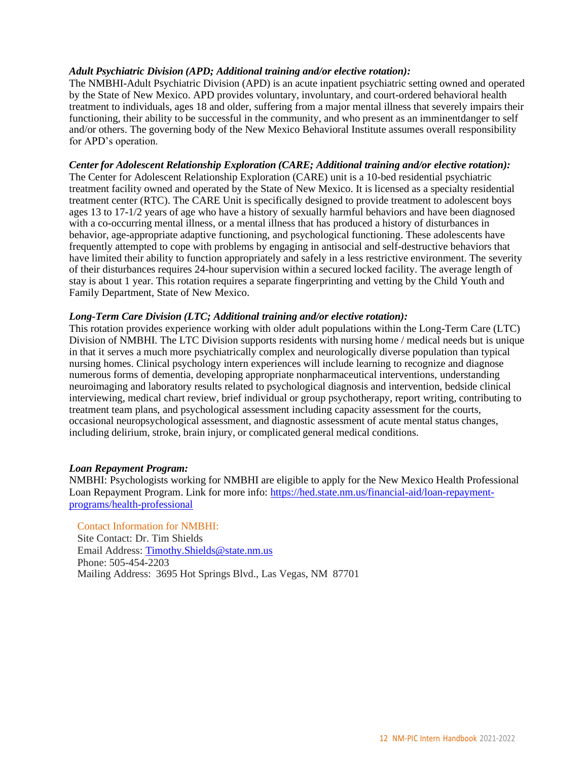***Adult Psychiatric Division (APD; Additional training and/or elective rotation):***
The NMBHI-Adult Psychiatric Division (APD) is an acute inpatient psychiatric setting owned and operated by the State of New Mexico. APD provides voluntary, involuntary, and court-ordered behavioral health treatment to individuals, ages 18 and older, suffering from a major mental illness that severely impairs their functioning, their ability to be successful in the community, and who present as an imminentdanger to self and/or others. The governing body of the New Mexico Behavioral Institute assumes overall responsibility for APD's operation.

***Center for Adolescent Relationship Exploration (CARE; Additional training and/or elective rotation):***
The Center for Adolescent Relationship Exploration (CARE) unit is a 10-bed residential psychiatric treatment facility owned and operated by the State of New Mexico. It is licensed as a specialty residential treatment center (RTC). The CARE Unit is specifically designed to provide treatment to adolescent boys ages 13 to 17-1/2 years of age who have a history of sexually harmful behaviors and have been diagnosed with a co-occurring mental illness, or a mental illness that has produced a history of disturbances in behavior, age-appropriate adaptive functioning, and psychological functioning. These adolescents have frequently attempted to cope with problems by engaging in antisocial and self-destructive behaviors that have limited their ability to function appropriately and safely in a less restrictive environment. The severity of their disturbances requires 24-hour supervision within a secured locked facility. The average length of stay is about 1 year. This rotation requires a separate fingerprinting and vetting by the Child Youth and Family Department, State of New Mexico.

***Long-Term Care Division (LTC; Additional training and/or elective rotation):***
This rotation provides experience working with older adult populations within the Long-Term Care (LTC) Division of NMBHI. The LTC Division supports residents with nursing home / medical needs but is unique in that it serves a much more psychiatrically complex and neurologically diverse population than typical nursing homes. Clinical psychology intern experiences will include learning to recognize and diagnose numerous forms of dementia, developing appropriate nonpharmaceutical interventions, understanding neuroimaging and laboratory results related to psychological diagnosis and intervention, bedside clinical interviewing, medical chart review, brief individual or group psychotherapy, report writing, contributing to treatment team plans, and psychological assessment including capacity assessment for the courts, occasional neuropsychological assessment, and diagnostic assessment of acute mental status changes, including delirium, stroke, brain injury, or complicated general medical conditions.

***Loan Repayment Program:***
NMBHI: Psychologists working for NMBHI are eligible to apply for the New Mexico Health Professional Loan Repayment Program. Link for more info: https://hed.state.nm.us/financial-aid/loan-repayment-programs/health-professional

Contact Information for NMBHI:
Site Contact: Dr. Tim Shields
Email Address: Timothy.Shields@state.nm.us
Phone: 505-454-2203
Mailing Address: 3695 Hot Springs Blvd., Las Vegas, NM 87701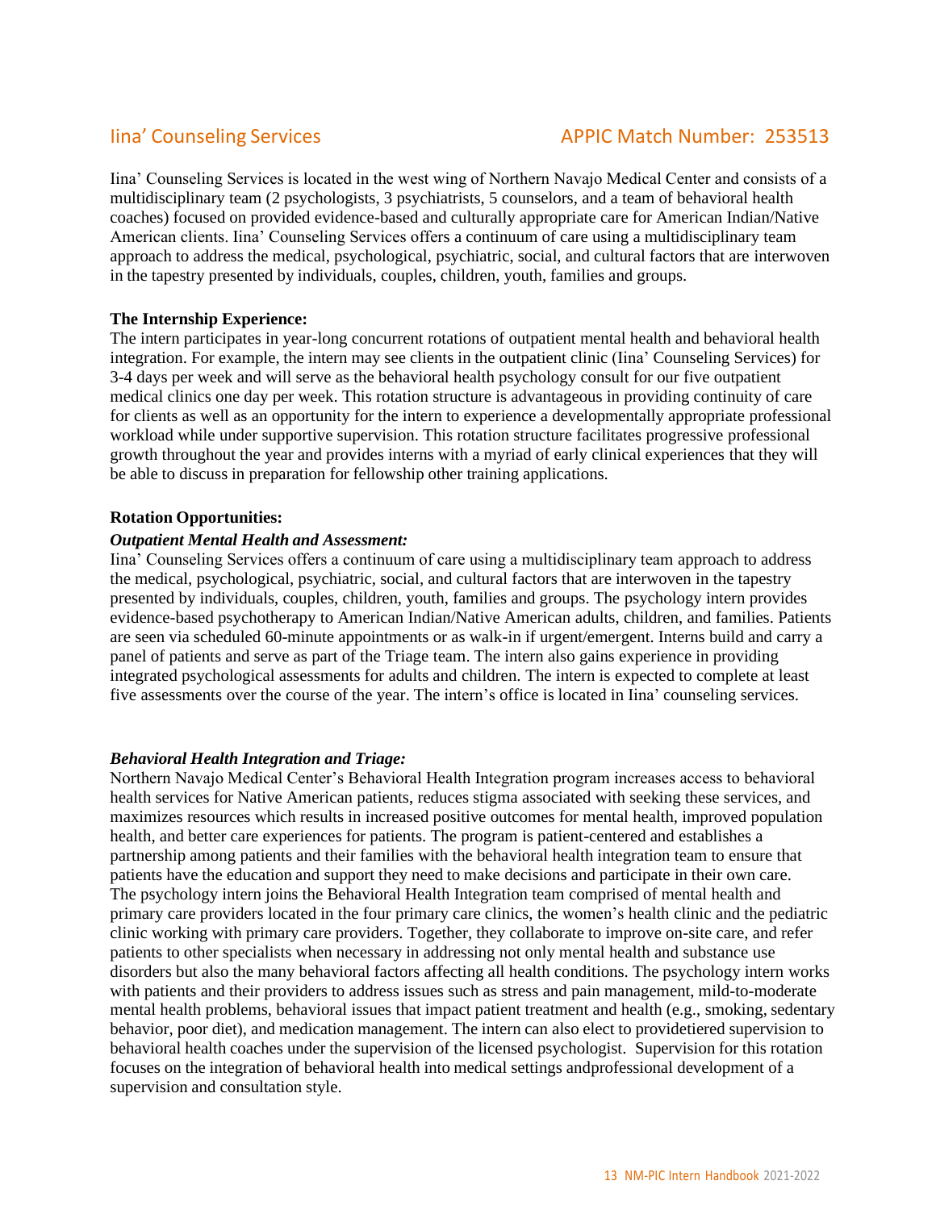## Iina' Counseling Services APPIC Match Number: 253513

Iina' Counseling Services is located in the west wing of Northern Navajo Medical Center and consists of a multidisciplinary team (2 psychologists, 3 psychiatrists, 5 counselors, and a team of behavioral health coaches) focused on provided evidence-based and culturally appropriate care for American Indian/Native American clients. Iina' Counseling Services offers a continuum of care using a multidisciplinary team approach to address the medical, psychological, psychiatric, social, and cultural factors that are interwoven in the tapestry presented by individuals, couples, children, youth, families and groups.

**The Internship Experience:**

The intern participates in year-long concurrent rotations of outpatient mental health and behavioral health integration. For example, the intern may see clients in the outpatient clinic (Iina' Counseling Services) for 3-4 days per week and will serve as the behavioral health psychology consult for our five outpatient medical clinics one day per week. This rotation structure is advantageous in providing continuity of care for clients as well as an opportunity for the intern to experience a developmentally appropriate professional workload while under supportive supervision. This rotation structure facilitates progressive professional growth throughout the year and provides interns with a myriad of early clinical experiences that they will be able to discuss in preparation for fellowship other training applications.

**Rotation Opportunities:**

***Outpatient Mental Health and Assessment:***

Iina' Counseling Services offers a continuum of care using a multidisciplinary team approach to address the medical, psychological, psychiatric, social, and cultural factors that are interwoven in the tapestry presented by individuals, couples, children, youth, families and groups. The psychology intern provides evidence-based psychotherapy to American Indian/Native American adults, children, and families. Patients are seen via scheduled 60-minute appointments or as walk-in if urgent/emergent. Interns build and carry a panel of patients and serve as part of the Triage team. The intern also gains experience in providing integrated psychological assessments for adults and children. The intern is expected to complete at least five assessments over the course of the year. The intern's office is located in Iina' counseling services.

***Behavioral Health Integration and Triage:***

Northern Navajo Medical Center's Behavioral Health Integration program increases access to behavioral health services for Native American patients, reduces stigma associated with seeking these services, and maximizes resources which results in increased positive outcomes for mental health, improved population health, and better care experiences for patients. The program is patient-centered and establishes a partnership among patients and their families with the behavioral health integration team to ensure that patients have the education and support they need to make decisions and participate in their own care. The psychology intern joins the Behavioral Health Integration team comprised of mental health and primary care providers located in the four primary care clinics, the women's health clinic and the pediatric clinic working with primary care providers. Together, they collaborate to improve on-site care, and refer patients to other specialists when necessary in addressing not only mental health and substance use disorders but also the many behavioral factors affecting all health conditions. The psychology intern works with patients and their providers to address issues such as stress and pain management, mild-to-moderate mental health problems, behavioral issues that impact patient treatment and health (e.g., smoking, sedentary behavior, poor diet), and medication management. The intern can also elect to providetiered supervision to behavioral health coaches under the supervision of the licensed psychologist. Supervision for this rotation focuses on the integration of behavioral health into medical settings andprofessional development of a supervision and consultation style.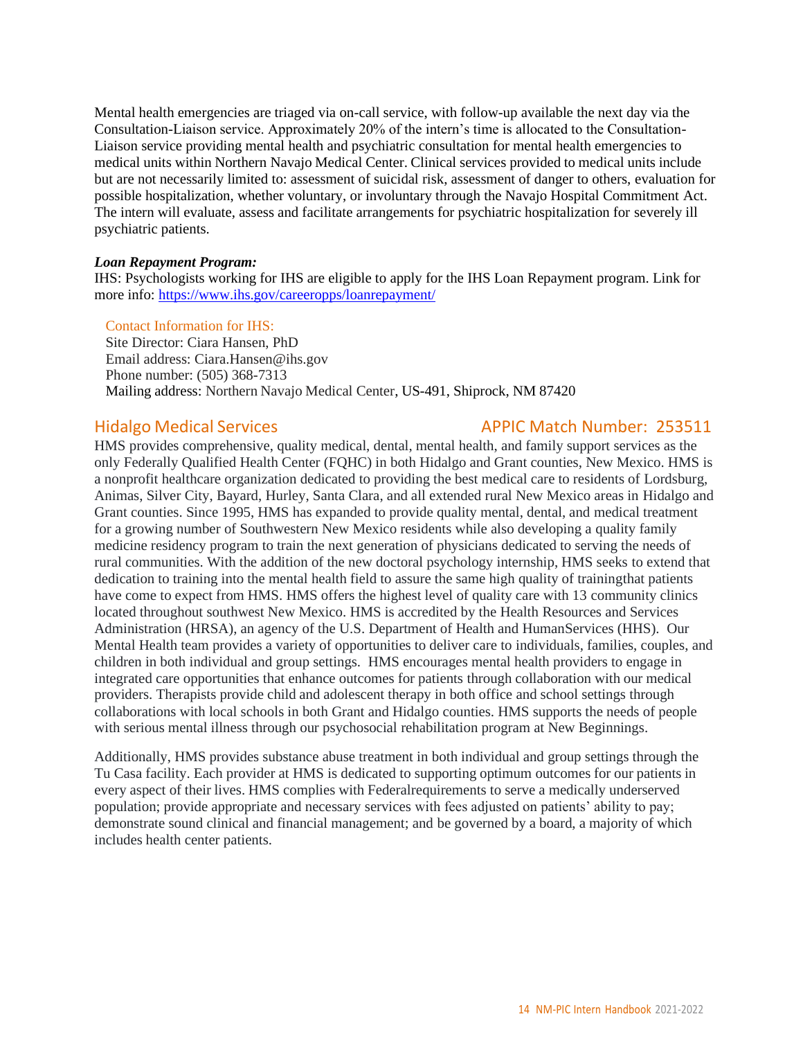Mental health emergencies are triaged via on-call service, with follow-up available the next day via the Consultation-Liaison service. Approximately 20% of the intern's time is allocated to the Consultation-Liaison service providing mental health and psychiatric consultation for mental health emergencies to medical units within Northern Navajo Medical Center. Clinical services provided to medical units include but are not necessarily limited to: assessment of suicidal risk, assessment of danger to others, evaluation for possible hospitalization, whether voluntary, or involuntary through the Navajo Hospital Commitment Act. The intern will evaluate, assess and facilitate arrangements for psychiatric hospitalization for severely ill psychiatric patients.

***Loan Repayment Program:***

IHS: Psychologists working for IHS are eligible to apply for the IHS Loan Repayment program. Link for more info: https://www.ihs.gov/careeropps/loanrepayment/

Contact Information for IHS:
Site Director: Ciara Hansen, PhD
Email address: Ciara.Hansen@ihs.gov
Phone number: (505) 368-7313
Mailing address: Northern Navajo Medical Center, US-491, Shiprock, NM 87420

## Hidalgo Medical Services — APPIC Match Number: 253511

HMS provides comprehensive, quality medical, dental, mental health, and family support services as the only Federally Qualified Health Center (FQHC) in both Hidalgo and Grant counties, New Mexico. HMS is a nonprofit healthcare organization dedicated to providing the best medical care to residents of Lordsburg, Animas, Silver City, Bayard, Hurley, Santa Clara, and all extended rural New Mexico areas in Hidalgo and Grant counties. Since 1995, HMS has expanded to provide quality mental, dental, and medical treatment for a growing number of Southwestern New Mexico residents while also developing a quality family medicine residency program to train the next generation of physicians dedicated to serving the needs of rural communities. With the addition of the new doctoral psychology internship, HMS seeks to extend that dedication to training into the mental health field to assure the same high quality of trainingthat patients have come to expect from HMS. HMS offers the highest level of quality care with 13 community clinics located throughout southwest New Mexico. HMS is accredited by the Health Resources and Services Administration (HRSA), an agency of the U.S. Department of Health and HumanServices (HHS). Our Mental Health team provides a variety of opportunities to deliver care to individuals, families, couples, and children in both individual and group settings. HMS encourages mental health providers to engage in integrated care opportunities that enhance outcomes for patients through collaboration with our medical providers. Therapists provide child and adolescent therapy in both office and school settings through collaborations with local schools in both Grant and Hidalgo counties. HMS supports the needs of people with serious mental illness through our psychosocial rehabilitation program at New Beginnings.

Additionally, HMS provides substance abuse treatment in both individual and group settings through the Tu Casa facility. Each provider at HMS is dedicated to supporting optimum outcomes for our patients in every aspect of their lives. HMS complies with Federalrequirements to serve a medically underserved population; provide appropriate and necessary services with fees adjusted on patients' ability to pay; demonstrate sound clinical and financial management; and be governed by a board, a majority of which includes health center patients.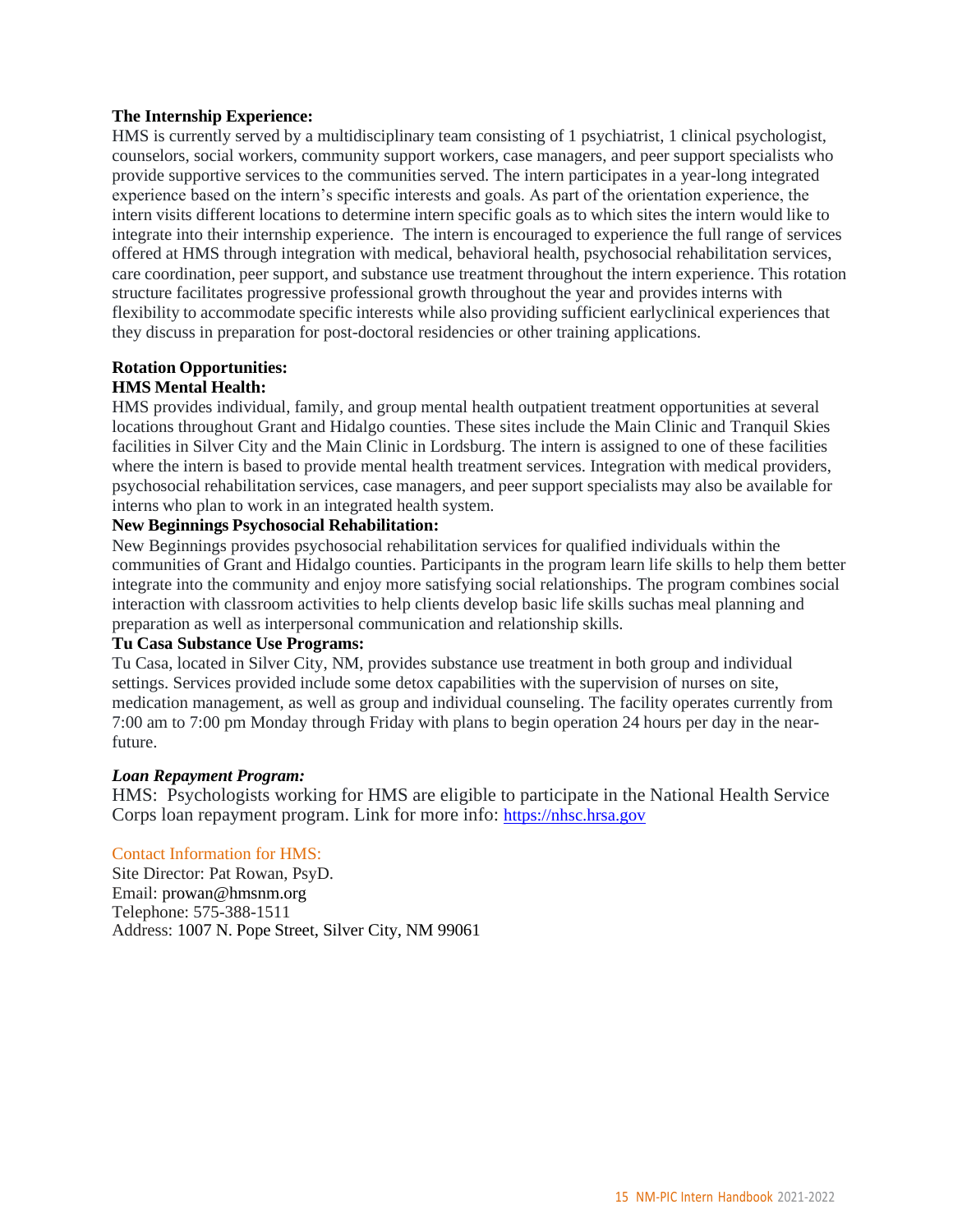**The Internship Experience:**

HMS is currently served by a multidisciplinary team consisting of 1 psychiatrist, 1 clinical psychologist, counselors, social workers, community support workers, case managers, and peer support specialists who provide supportive services to the communities served. The intern participates in a year-long integrated experience based on the intern's specific interests and goals. As part of the orientation experience, the intern visits different locations to determine intern specific goals as to which sites the intern would like to integrate into their internship experience. The intern is encouraged to experience the full range of services offered at HMS through integration with medical, behavioral health, psychosocial rehabilitation services, care coordination, peer support, and substance use treatment throughout the intern experience. This rotation structure facilitates progressive professional growth throughout the year and provides interns with flexibility to accommodate specific interests while also providing sufficient earlyclinical experiences that they discuss in preparation for post-doctoral residencies or other training applications.

**Rotation Opportunities:**

**HMS Mental Health:**

HMS provides individual, family, and group mental health outpatient treatment opportunities at several locations throughout Grant and Hidalgo counties. These sites include the Main Clinic and Tranquil Skies facilities in Silver City and the Main Clinic in Lordsburg. The intern is assigned to one of these facilities where the intern is based to provide mental health treatment services. Integration with medical providers, psychosocial rehabilitation services, case managers, and peer support specialists may also be available for interns who plan to work in an integrated health system.

**New Beginnings Psychosocial Rehabilitation:**

New Beginnings provides psychosocial rehabilitation services for qualified individuals within the communities of Grant and Hidalgo counties. Participants in the program learn life skills to help them better integrate into the community and enjoy more satisfying social relationships. The program combines social interaction with classroom activities to help clients develop basic life skills suchas meal planning and preparation as well as interpersonal communication and relationship skills.

**Tu Casa Substance Use Programs:**

Tu Casa, located in Silver City, NM, provides substance use treatment in both group and individual settings. Services provided include some detox capabilities with the supervision of nurses on site, medication management, as well as group and individual counseling. The facility operates currently from 7:00 am to 7:00 pm Monday through Friday with plans to begin operation 24 hours per day in the near-future.

***Loan Repayment Program:***

HMS: Psychologists working for HMS are eligible to participate in the National Health Service Corps loan repayment program. Link for more info: https://nhsc.hrsa.gov

Contact Information for HMS:

Site Director: Pat Rowan, PsyD.
Email: prowan@hmsnm.org
Telephone: 575-388-1511
Address: 1007 N. Pope Street, Silver City, NM 99061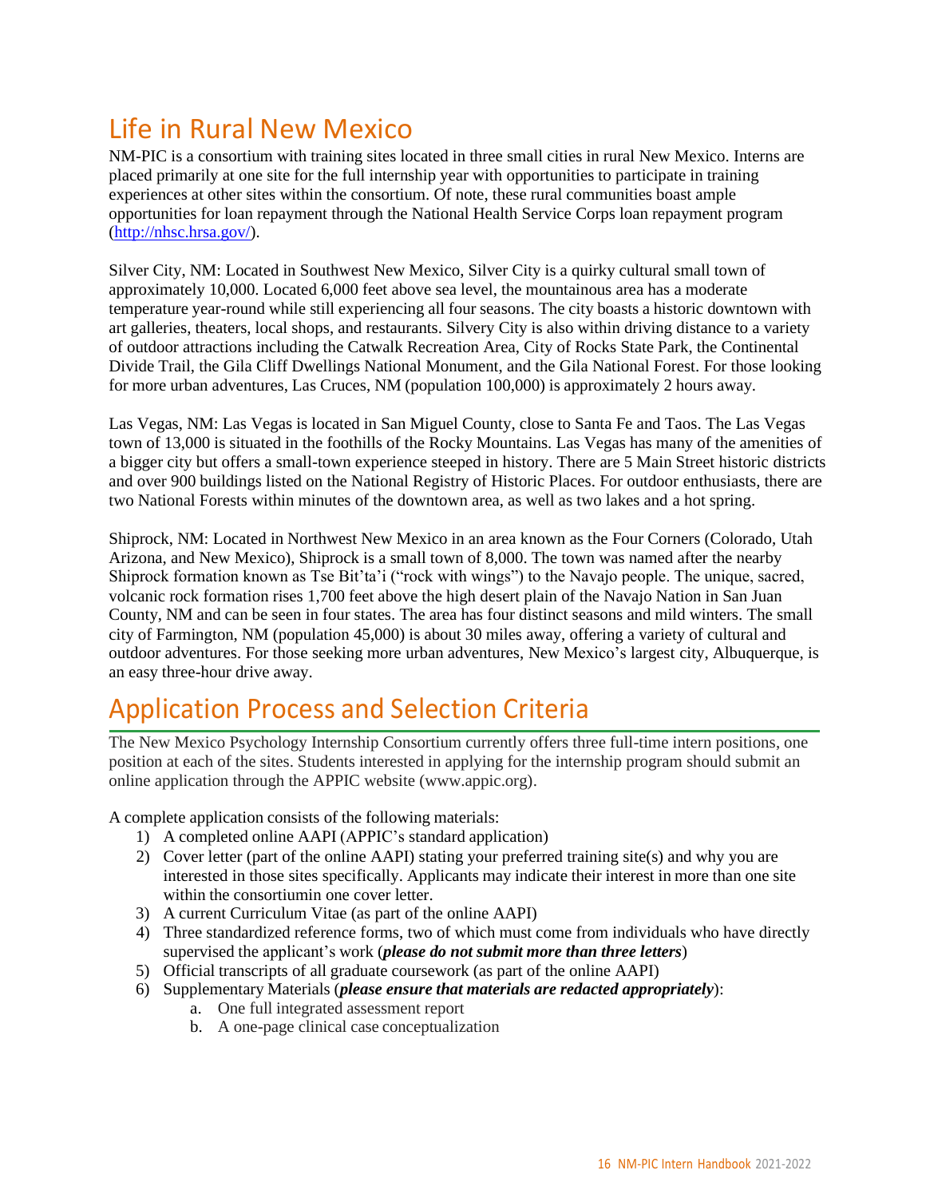# Life in Rural New Mexico

NM-PIC is a consortium with training sites located in three small cities in rural New Mexico. Interns are placed primarily at one site for the full internship year with opportunities to participate in training experiences at other sites within the consortium. Of note, these rural communities boast ample opportunities for loan repayment through the National Health Service Corps loan repayment program (http://nhsc.hrsa.gov/).

Silver City, NM: Located in Southwest New Mexico, Silver City is a quirky cultural small town of approximately 10,000. Located 6,000 feet above sea level, the mountainous area has a moderate temperature year-round while still experiencing all four seasons. The city boasts a historic downtown with art galleries, theaters, local shops, and restaurants. Silvery City is also within driving distance to a variety of outdoor attractions including the Catwalk Recreation Area, City of Rocks State Park, the Continental Divide Trail, the Gila Cliff Dwellings National Monument, and the Gila National Forest. For those looking for more urban adventures, Las Cruces, NM (population 100,000) is approximately 2 hours away.

Las Vegas, NM: Las Vegas is located in San Miguel County, close to Santa Fe and Taos. The Las Vegas town of 13,000 is situated in the foothills of the Rocky Mountains. Las Vegas has many of the amenities of a bigger city but offers a small-town experience steeped in history. There are 5 Main Street historic districts and over 900 buildings listed on the National Registry of Historic Places. For outdoor enthusiasts, there are two National Forests within minutes of the downtown area, as well as two lakes and a hot spring.

Shiprock, NM: Located in Northwest New Mexico in an area known as the Four Corners (Colorado, Utah Arizona, and New Mexico), Shiprock is a small town of 8,000. The town was named after the nearby Shiprock formation known as Tse Bit'ta'i ("rock with wings") to the Navajo people. The unique, sacred, volcanic rock formation rises 1,700 feet above the high desert plain of the Navajo Nation in San Juan County, NM and can be seen in four states. The area has four distinct seasons and mild winters. The small city of Farmington, NM (population 45,000) is about 30 miles away, offering a variety of cultural and outdoor adventures. For those seeking more urban adventures, New Mexico's largest city, Albuquerque, is an easy three-hour drive away.

# Application Process and Selection Criteria

The New Mexico Psychology Internship Consortium currently offers three full-time intern positions, one position at each of the sites. Students interested in applying for the internship program should submit an online application through the APPIC website (www.appic.org).

A complete application consists of the following materials:

1) A completed online AAPI (APPIC's standard application)
2) Cover letter (part of the online AAPI) stating your preferred training site(s) and why you are interested in those sites specifically. Applicants may indicate their interest in more than one site within the consortiumin one cover letter.
3) A current Curriculum Vitae (as part of the online AAPI)
4) Three standardized reference forms, two of which must come from individuals who have directly supervised the applicant's work (***please do not submit more than three letters***)
5) Official transcripts of all graduate coursework (as part of the online AAPI)
6) Supplementary Materials (***please ensure that materials are redacted appropriately***):
    a. One full integrated assessment report
    b. A one-page clinical case conceptualization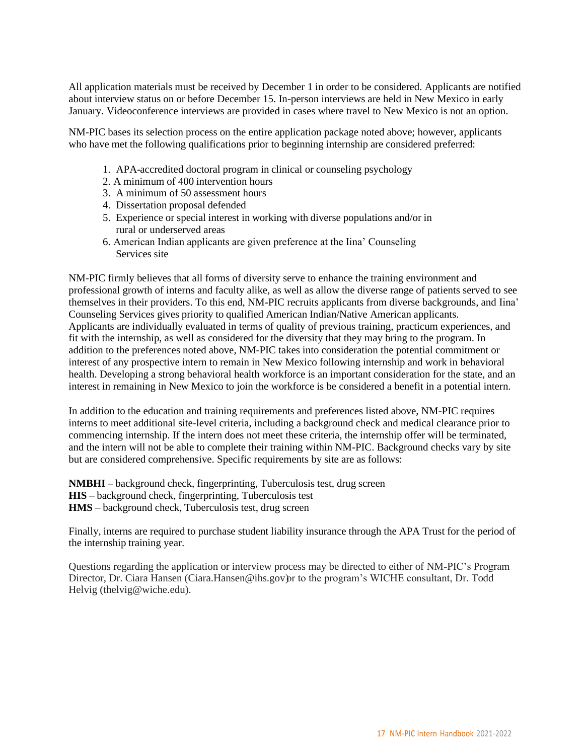All application materials must be received by December 1 in order to be considered. Applicants are notified about interview status on or before December 15. In-person interviews are held in New Mexico in early January. Videoconference interviews are provided in cases where travel to New Mexico is not an option.

NM-PIC bases its selection process on the entire application package noted above; however, applicants who have met the following qualifications prior to beginning internship are considered preferred:

1. APA-accredited doctoral program in clinical or counseling psychology
2. A minimum of 400 intervention hours
3. A minimum of 50 assessment hours
4. Dissertation proposal defended
5. Experience or special interest in working with diverse populations and/or in rural or underserved areas
6. American Indian applicants are given preference at the Iina' Counseling Services site

NM-PIC firmly believes that all forms of diversity serve to enhance the training environment and professional growth of interns and faculty alike, as well as allow the diverse range of patients served to see themselves in their providers. To this end, NM-PIC recruits applicants from diverse backgrounds, and Iina' Counseling Services gives priority to qualified American Indian/Native American applicants. Applicants are individually evaluated in terms of quality of previous training, practicum experiences, and fit with the internship, as well as considered for the diversity that they may bring to the program. In addition to the preferences noted above, NM-PIC takes into consideration the potential commitment or interest of any prospective intern to remain in New Mexico following internship and work in behavioral health. Developing a strong behavioral health workforce is an important consideration for the state, and an interest in remaining in New Mexico to join the workforce is be considered a benefit in a potential intern.

In addition to the education and training requirements and preferences listed above, NM-PIC requires interns to meet additional site-level criteria, including a background check and medical clearance prior to commencing internship. If the intern does not meet these criteria, the internship offer will be terminated, and the intern will not be able to complete their training within NM-PIC. Background checks vary by site but are considered comprehensive. Specific requirements by site are as follows:

**NMBHI** – background check, fingerprinting, Tuberculosis test, drug screen
**HIS** – background check, fingerprinting, Tuberculosis test
**HMS** – background check, Tuberculosis test, drug screen

Finally, interns are required to purchase student liability insurance through the APA Trust for the period of the internship training year.

Questions regarding the application or interview process may be directed to either of NM-PIC's Program Director, Dr. Ciara Hansen (Ciara.Hansen@ihs.gov) or to the program's WICHE consultant, Dr. Todd Helvig (thelvig@wiche.edu).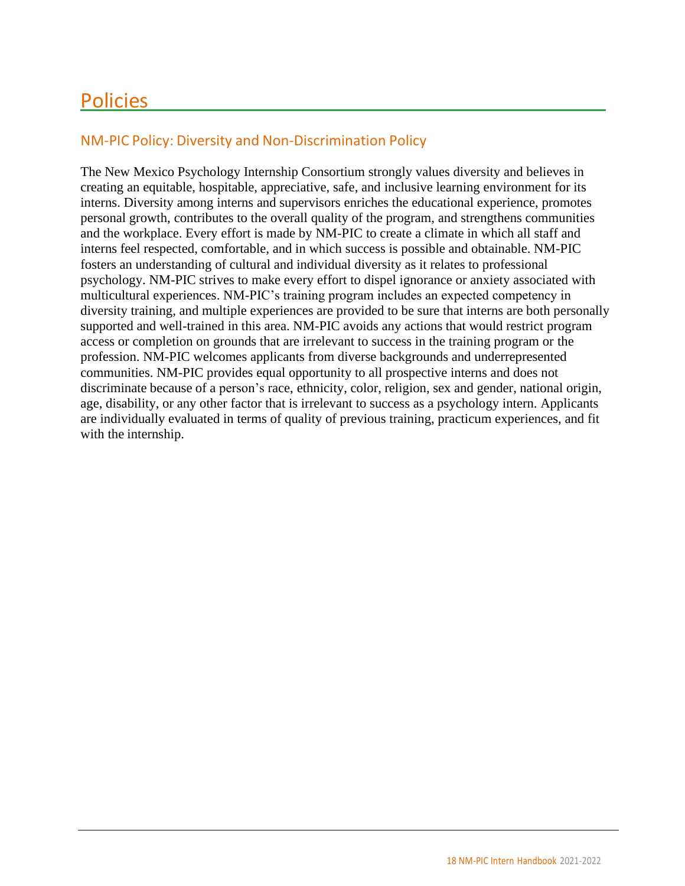# Policies

## NM-PIC Policy: Diversity and Non-Discrimination Policy

The New Mexico Psychology Internship Consortium strongly values diversity and believes in creating an equitable, hospitable, appreciative, safe, and inclusive learning environment for its interns. Diversity among interns and supervisors enriches the educational experience, promotes personal growth, contributes to the overall quality of the program, and strengthens communities and the workplace. Every effort is made by NM-PIC to create a climate in which all staff and interns feel respected, comfortable, and in which success is possible and obtainable. NM-PIC fosters an understanding of cultural and individual diversity as it relates to professional psychology. NM-PIC strives to make every effort to dispel ignorance or anxiety associated with multicultural experiences. NM-PIC's training program includes an expected competency in diversity training, and multiple experiences are provided to be sure that interns are both personally supported and well-trained in this area. NM-PIC avoids any actions that would restrict program access or completion on grounds that are irrelevant to success in the training program or the profession. NM-PIC welcomes applicants from diverse backgrounds and underrepresented communities. NM-PIC provides equal opportunity to all prospective interns and does not discriminate because of a person's race, ethnicity, color, religion, sex and gender, national origin, age, disability, or any other factor that is irrelevant to success as a psychology intern. Applicants are individually evaluated in terms of quality of previous training, practicum experiences, and fit with the internship.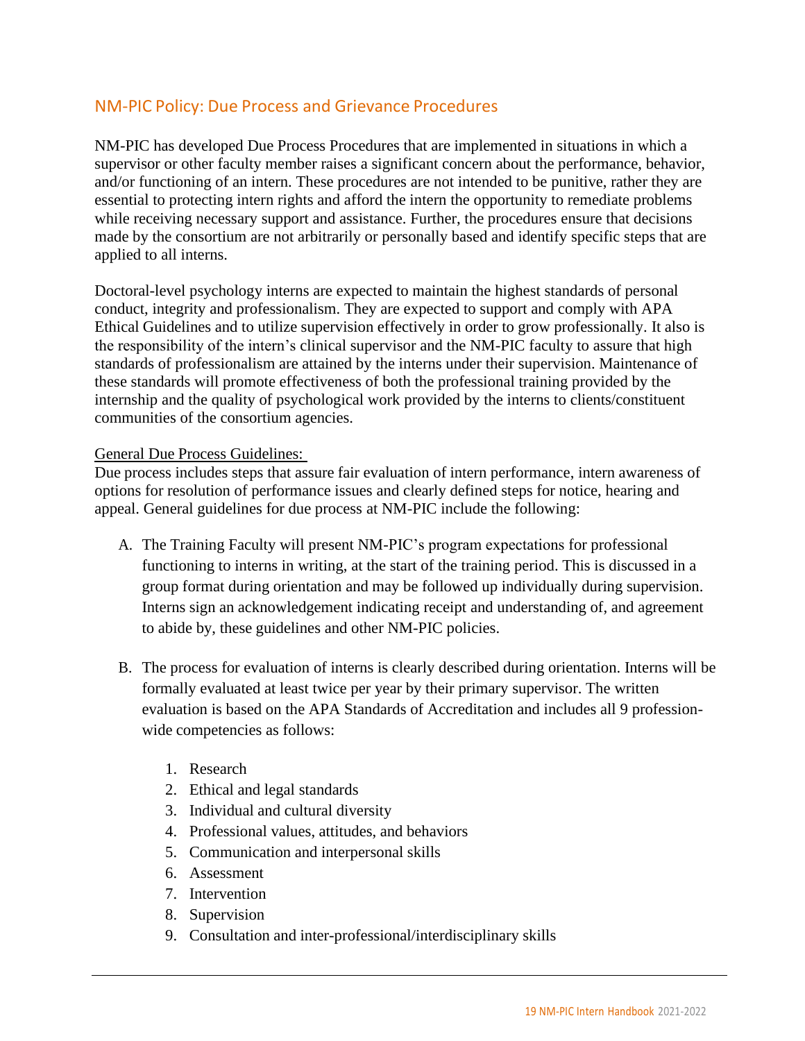## NM-PIC Policy: Due Process and Grievance Procedures

NM-PIC has developed Due Process Procedures that are implemented in situations in which a supervisor or other faculty member raises a significant concern about the performance, behavior, and/or functioning of an intern. These procedures are not intended to be punitive, rather they are essential to protecting intern rights and afford the intern the opportunity to remediate problems while receiving necessary support and assistance. Further, the procedures ensure that decisions made by the consortium are not arbitrarily or personally based and identify specific steps that are applied to all interns.

Doctoral-level psychology interns are expected to maintain the highest standards of personal conduct, integrity and professionalism. They are expected to support and comply with APA Ethical Guidelines and to utilize supervision effectively in order to grow professionally. It also is the responsibility of the intern's clinical supervisor and the NM-PIC faculty to assure that high standards of professionalism are attained by the interns under their supervision. Maintenance of these standards will promote effectiveness of both the professional training provided by the internship and the quality of psychological work provided by the interns to clients/constituent communities of the consortium agencies.

General Due Process Guidelines:

Due process includes steps that assure fair evaluation of intern performance, intern awareness of options for resolution of performance issues and clearly defined steps for notice, hearing and appeal. General guidelines for due process at NM-PIC include the following:

A. The Training Faculty will present NM-PIC's program expectations for professional functioning to interns in writing, at the start of the training period. This is discussed in a group format during orientation and may be followed up individually during supervision. Interns sign an acknowledgement indicating receipt and understanding of, and agreement to abide by, these guidelines and other NM-PIC policies.

B. The process for evaluation of interns is clearly described during orientation. Interns will be formally evaluated at least twice per year by their primary supervisor. The written evaluation is based on the APA Standards of Accreditation and includes all 9 profession-wide competencies as follows:

    1. Research
    2. Ethical and legal standards
    3. Individual and cultural diversity
    4. Professional values, attitudes, and behaviors
    5. Communication and interpersonal skills
    6. Assessment
    7. Intervention
    8. Supervision
    9. Consultation and inter-professional/interdisciplinary skills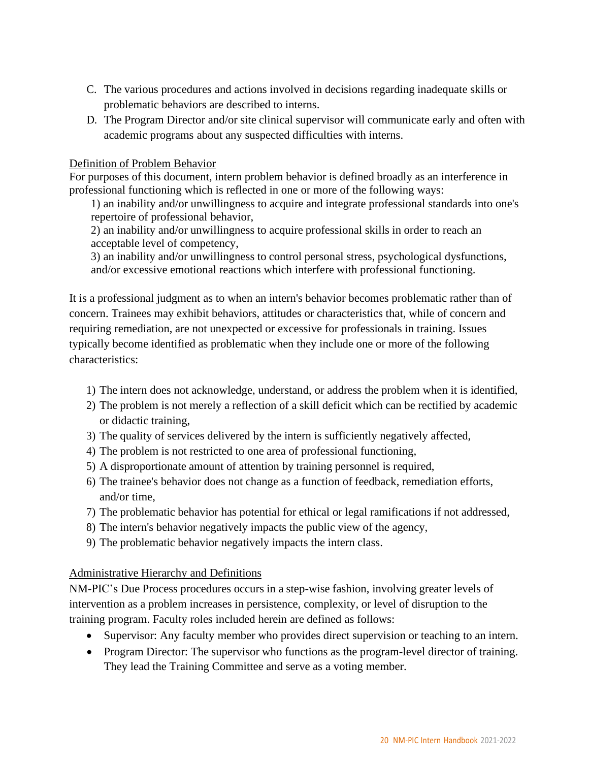C. The various procedures and actions involved in decisions regarding inadequate skills or problematic behaviors are described to interns.

D. The Program Director and/or site clinical supervisor will communicate early and often with academic programs about any suspected difficulties with interns.

<u>Definition of Problem Behavior</u>

For purposes of this document, intern problem behavior is defined broadly as an interference in professional functioning which is reflected in one or more of the following ways:

1) an inability and/or unwillingness to acquire and integrate professional standards into one's repertoire of professional behavior,
2) an inability and/or unwillingness to acquire professional skills in order to reach an acceptable level of competency,
3) an inability and/or unwillingness to control personal stress, psychological dysfunctions, and/or excessive emotional reactions which interfere with professional functioning.

It is a professional judgment as to when an intern's behavior becomes problematic rather than of concern. Trainees may exhibit behaviors, attitudes or characteristics that, while of concern and requiring remediation, are not unexpected or excessive for professionals in training. Issues typically become identified as problematic when they include one or more of the following characteristics:

1) The intern does not acknowledge, understand, or address the problem when it is identified,
2) The problem is not merely a reflection of a skill deficit which can be rectified by academic or didactic training,
3) The quality of services delivered by the intern is sufficiently negatively affected,
4) The problem is not restricted to one area of professional functioning,
5) A disproportionate amount of attention by training personnel is required,
6) The trainee's behavior does not change as a function of feedback, remediation efforts, and/or time,
7) The problematic behavior has potential for ethical or legal ramifications if not addressed,
8) The intern's behavior negatively impacts the public view of the agency,
9) The problematic behavior negatively impacts the intern class.

<u>Administrative Hierarchy and Definitions</u>

NM-PIC's Due Process procedures occurs in a step-wise fashion, involving greater levels of intervention as a problem increases in persistence, complexity, or level of disruption to the training program. Faculty roles included herein are defined as follows:

- Supervisor: Any faculty member who provides direct supervision or teaching to an intern.
- Program Director: The supervisor who functions as the program-level director of training. They lead the Training Committee and serve as a voting member.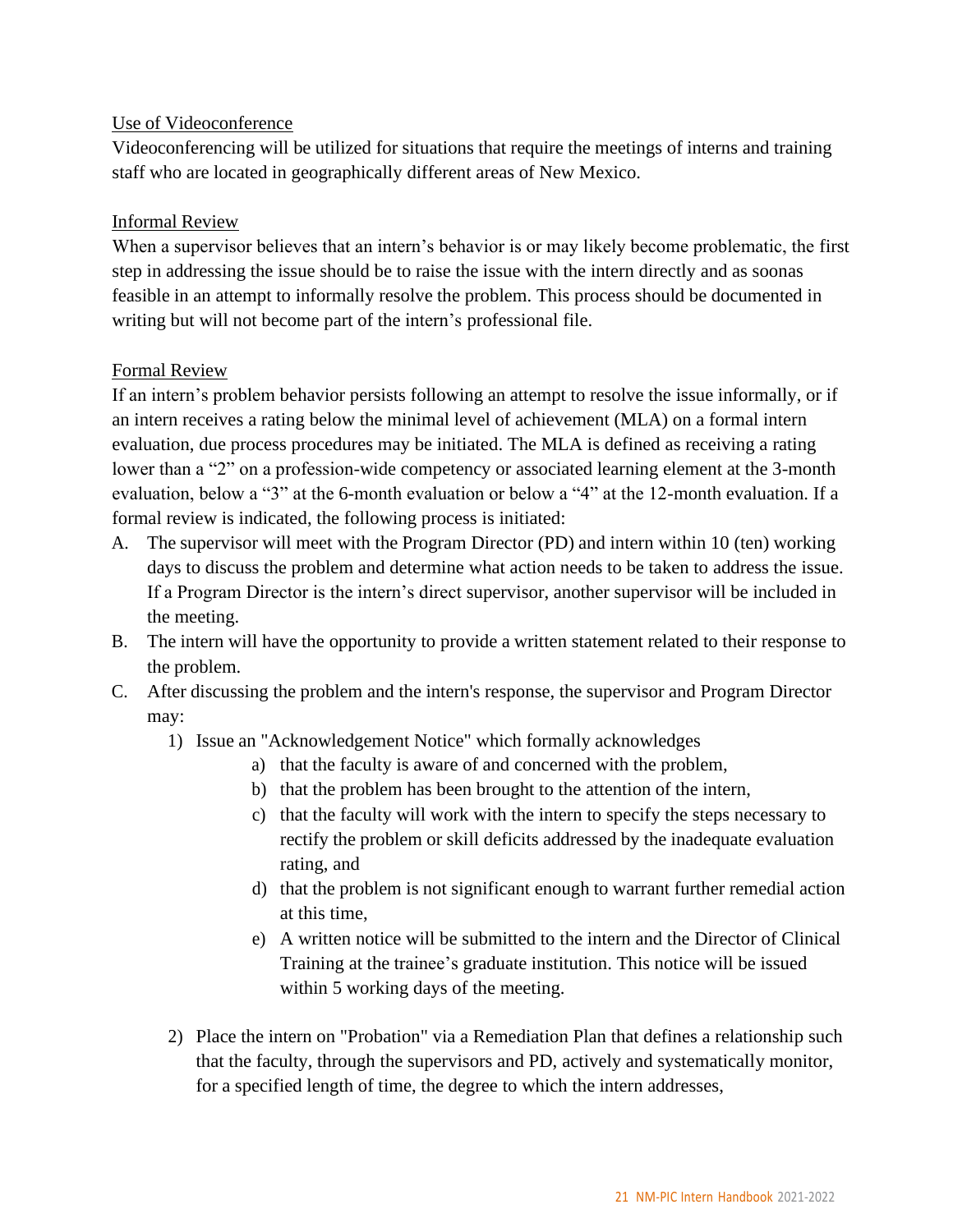Use of Videoconference

Videoconferencing will be utilized for situations that require the meetings of interns and training staff who are located in geographically different areas of New Mexico.

Informal Review

When a supervisor believes that an intern's behavior is or may likely become problematic, the first step in addressing the issue should be to raise the issue with the intern directly and as soonas feasible in an attempt to informally resolve the problem. This process should be documented in writing but will not become part of the intern's professional file.

Formal Review

If an intern's problem behavior persists following an attempt to resolve the issue informally, or if an intern receives a rating below the minimal level of achievement (MLA) on a formal intern evaluation, due process procedures may be initiated. The MLA is defined as receiving a rating lower than a "2" on a profession-wide competency or associated learning element at the 3-month evaluation, below a "3" at the 6-month evaluation or below a "4" at the 12-month evaluation. If a formal review is indicated, the following process is initiated:

A. The supervisor will meet with the Program Director (PD) and intern within 10 (ten) working days to discuss the problem and determine what action needs to be taken to address the issue. If a Program Director is the intern's direct supervisor, another supervisor will be included in the meeting.
B. The intern will have the opportunity to provide a written statement related to their response to the problem.
C. After discussing the problem and the intern's response, the supervisor and Program Director may:
    1) Issue an "Acknowledgement Notice" which formally acknowledges
        a) that the faculty is aware of and concerned with the problem,
        b) that the problem has been brought to the attention of the intern,
        c) that the faculty will work with the intern to specify the steps necessary to rectify the problem or skill deficits addressed by the inadequate evaluation rating, and
        d) that the problem is not significant enough to warrant further remedial action at this time,
        e) A written notice will be submitted to the intern and the Director of Clinical Training at the trainee's graduate institution. This notice will be issued within 5 working days of the meeting.
    2) Place the intern on "Probation" via a Remediation Plan that defines a relationship such that the faculty, through the supervisors and PD, actively and systematically monitor, for a specified length of time, the degree to which the intern addresses,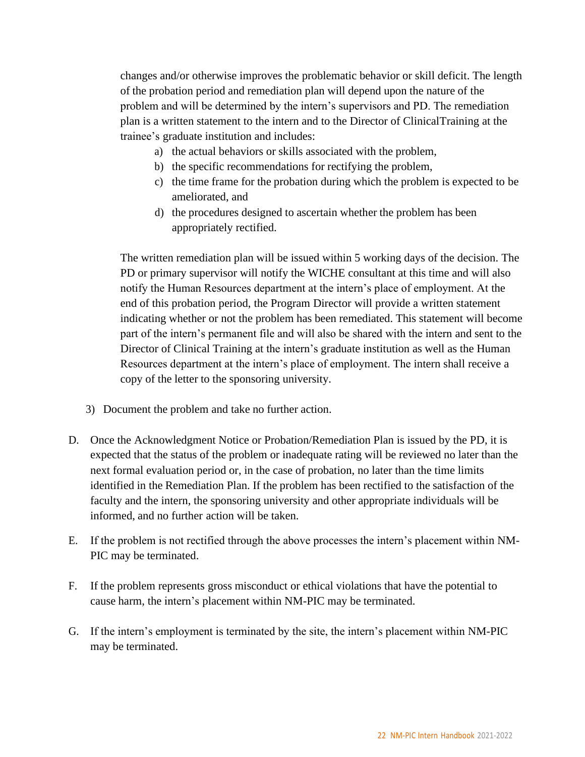changes and/or otherwise improves the problematic behavior or skill deficit. The length of the probation period and remediation plan will depend upon the nature of the problem and will be determined by the intern's supervisors and PD. The remediation plan is a written statement to the intern and to the Director of ClinicalTraining at the trainee's graduate institution and includes:

a) the actual behaviors or skills associated with the problem,
b) the specific recommendations for rectifying the problem,
c) the time frame for the probation during which the problem is expected to be ameliorated, and
d) the procedures designed to ascertain whether the problem has been appropriately rectified.

The written remediation plan will be issued within 5 working days of the decision. The PD or primary supervisor will notify the WICHE consultant at this time and will also notify the Human Resources department at the intern's place of employment. At the end of this probation period, the Program Director will provide a written statement indicating whether or not the problem has been remediated. This statement will become part of the intern's permanent file and will also be shared with the intern and sent to the Director of Clinical Training at the intern's graduate institution as well as the Human Resources department at the intern's place of employment. The intern shall receive a copy of the letter to the sponsoring university.

3) Document the problem and take no further action.

D. Once the Acknowledgment Notice or Probation/Remediation Plan is issued by the PD, it is expected that the status of the problem or inadequate rating will be reviewed no later than the next formal evaluation period or, in the case of probation, no later than the time limits identified in the Remediation Plan. If the problem has been rectified to the satisfaction of the faculty and the intern, the sponsoring university and other appropriate individuals will be informed, and no further action will be taken.

E. If the problem is not rectified through the above processes the intern's placement within NM-PIC may be terminated.

F. If the problem represents gross misconduct or ethical violations that have the potential to cause harm, the intern's placement within NM-PIC may be terminated.

G. If the intern's employment is terminated by the site, the intern's placement within NM-PIC may be terminated.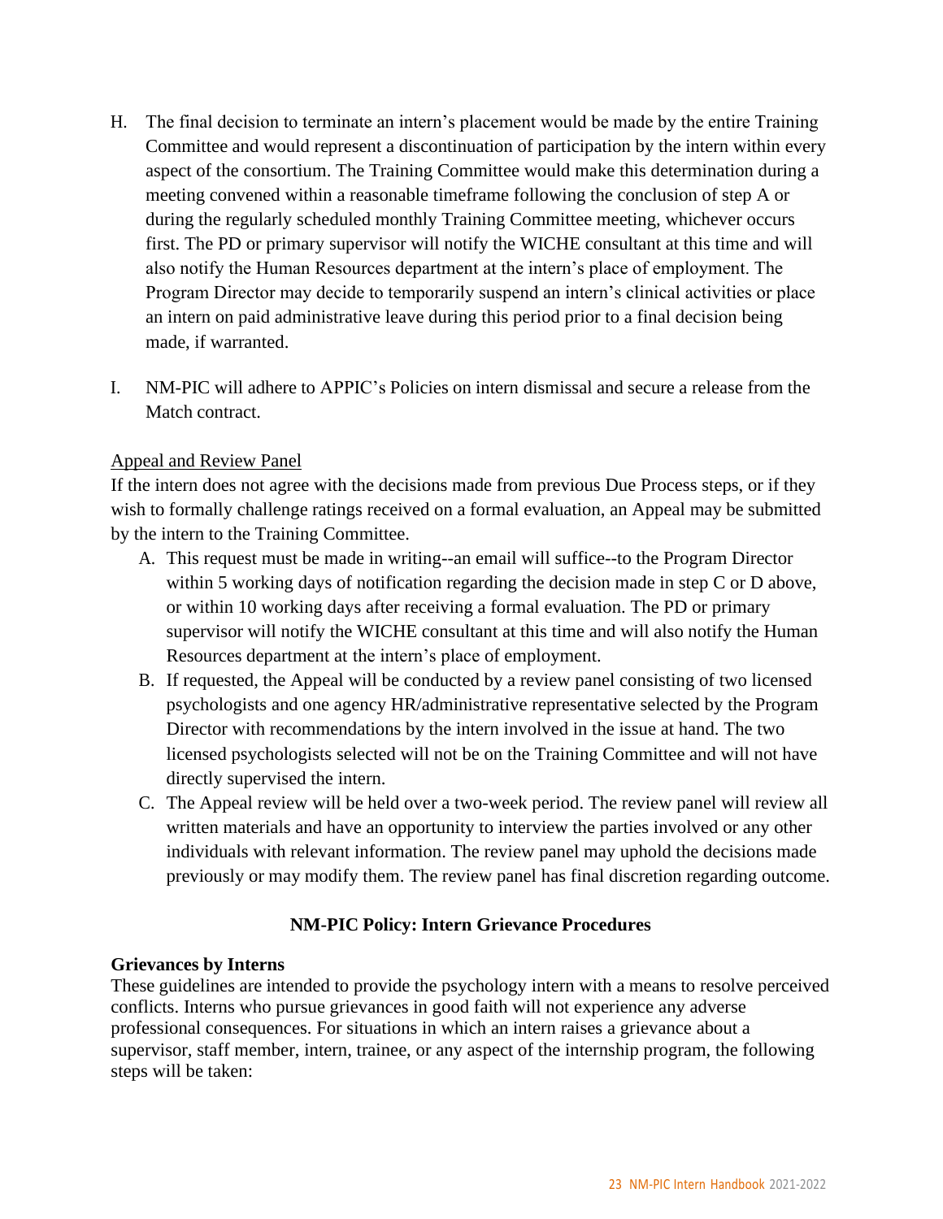H. The final decision to terminate an intern's placement would be made by the entire Training Committee and would represent a discontinuation of participation by the intern within every aspect of the consortium. The Training Committee would make this determination during a meeting convened within a reasonable timeframe following the conclusion of step A or during the regularly scheduled monthly Training Committee meeting, whichever occurs first. The PD or primary supervisor will notify the WICHE consultant at this time and will also notify the Human Resources department at the intern's place of employment. The Program Director may decide to temporarily suspend an intern's clinical activities or place an intern on paid administrative leave during this period prior to a final decision being made, if warranted.

I. NM-PIC will adhere to APPIC's Policies on intern dismissal and secure a release from the Match contract.

<u>Appeal and Review Panel</u>

If the intern does not agree with the decisions made from previous Due Process steps, or if they wish to formally challenge ratings received on a formal evaluation, an Appeal may be submitted by the intern to the Training Committee.

A. This request must be made in writing--an email will suffice--to the Program Director within 5 working days of notification regarding the decision made in step C or D above, or within 10 working days after receiving a formal evaluation. The PD or primary supervisor will notify the WICHE consultant at this time and will also notify the Human Resources department at the intern's place of employment.
B. If requested, the Appeal will be conducted by a review panel consisting of two licensed psychologists and one agency HR/administrative representative selected by the Program Director with recommendations by the intern involved in the issue at hand. The two licensed psychologists selected will not be on the Training Committee and will not have directly supervised the intern.
C. The Appeal review will be held over a two-week period. The review panel will review all written materials and have an opportunity to interview the parties involved or any other individuals with relevant information. The review panel may uphold the decisions made previously or may modify them. The review panel has final discretion regarding outcome.

## NM-PIC Policy: Intern Grievance Procedures

**Grievances by Interns**

These guidelines are intended to provide the psychology intern with a means to resolve perceived conflicts. Interns who pursue grievances in good faith will not experience any adverse professional consequences. For situations in which an intern raises a grievance about a supervisor, staff member, intern, trainee, or any aspect of the internship program, the following steps will be taken: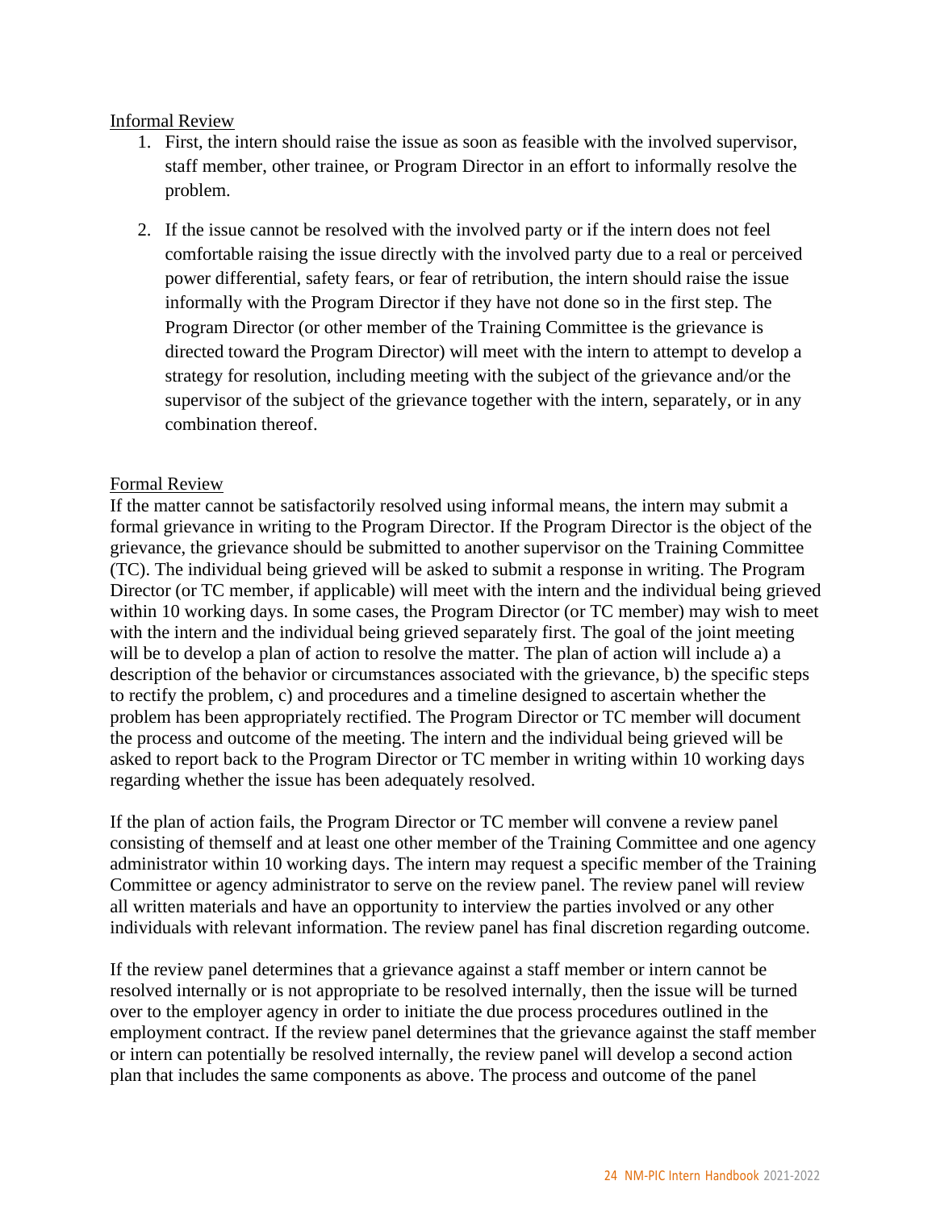Informal Review

1. First, the intern should raise the issue as soon as feasible with the involved supervisor, staff member, other trainee, or Program Director in an effort to informally resolve the problem.

2. If the issue cannot be resolved with the involved party or if the intern does not feel comfortable raising the issue directly with the involved party due to a real or perceived power differential, safety fears, or fear of retribution, the intern should raise the issue informally with the Program Director if they have not done so in the first step. The Program Director (or other member of the Training Committee is the grievance is directed toward the Program Director) will meet with the intern to attempt to develop a strategy for resolution, including meeting with the subject of the grievance and/or the supervisor of the subject of the grievance together with the intern, separately, or in any combination thereof.

Formal Review

If the matter cannot be satisfactorily resolved using informal means, the intern may submit a formal grievance in writing to the Program Director. If the Program Director is the object of the grievance, the grievance should be submitted to another supervisor on the Training Committee (TC). The individual being grieved will be asked to submit a response in writing. The Program Director (or TC member, if applicable) will meet with the intern and the individual being grieved within 10 working days. In some cases, the Program Director (or TC member) may wish to meet with the intern and the individual being grieved separately first. The goal of the joint meeting will be to develop a plan of action to resolve the matter. The plan of action will include a) a description of the behavior or circumstances associated with the grievance, b) the specific steps to rectify the problem, c) and procedures and a timeline designed to ascertain whether the problem has been appropriately rectified. The Program Director or TC member will document the process and outcome of the meeting. The intern and the individual being grieved will be asked to report back to the Program Director or TC member in writing within 10 working days regarding whether the issue has been adequately resolved.

If the plan of action fails, the Program Director or TC member will convene a review panel consisting of themself and at least one other member of the Training Committee and one agency administrator within 10 working days. The intern may request a specific member of the Training Committee or agency administrator to serve on the review panel. The review panel will review all written materials and have an opportunity to interview the parties involved or any other individuals with relevant information. The review panel has final discretion regarding outcome.

If the review panel determines that a grievance against a staff member or intern cannot be resolved internally or is not appropriate to be resolved internally, then the issue will be turned over to the employer agency in order to initiate the due process procedures outlined in the employment contract. If the review panel determines that the grievance against the staff member or intern can potentially be resolved internally, the review panel will develop a second action plan that includes the same components as above. The process and outcome of the panel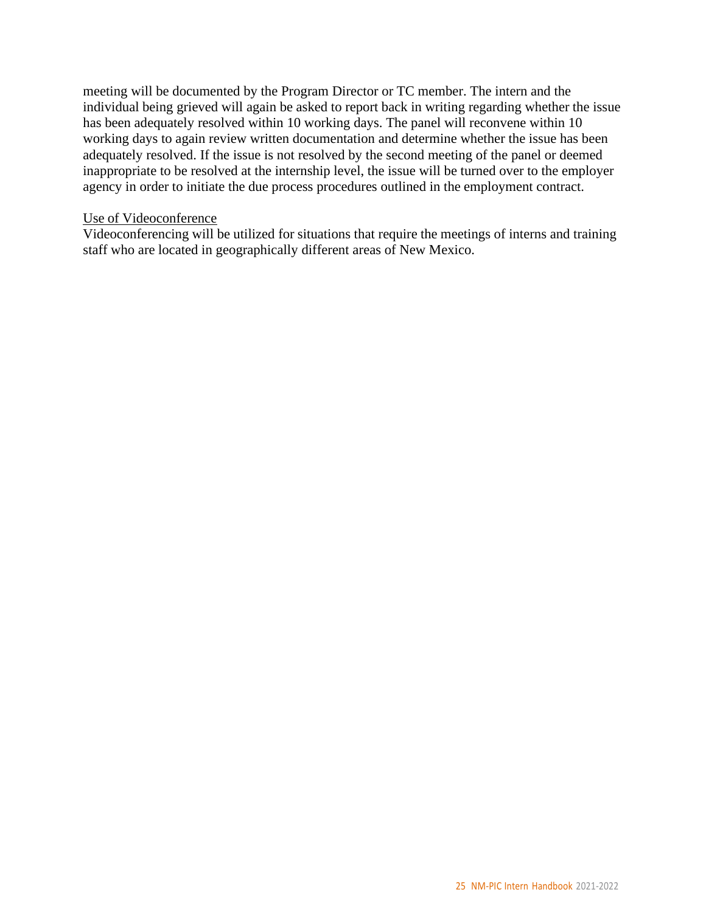meeting will be documented by the Program Director or TC member. The intern and the individual being grieved will again be asked to report back in writing regarding whether the issue has been adequately resolved within 10 working days. The panel will reconvene within 10 working days to again review written documentation and determine whether the issue has been adequately resolved. If the issue is not resolved by the second meeting of the panel or deemed inappropriate to be resolved at the internship level, the issue will be turned over to the employer agency in order to initiate the due process procedures outlined in the employment contract.

<u>Use of Videoconference</u>

Videoconferencing will be utilized for situations that require the meetings of interns and training staff who are located in geographically different areas of New Mexico.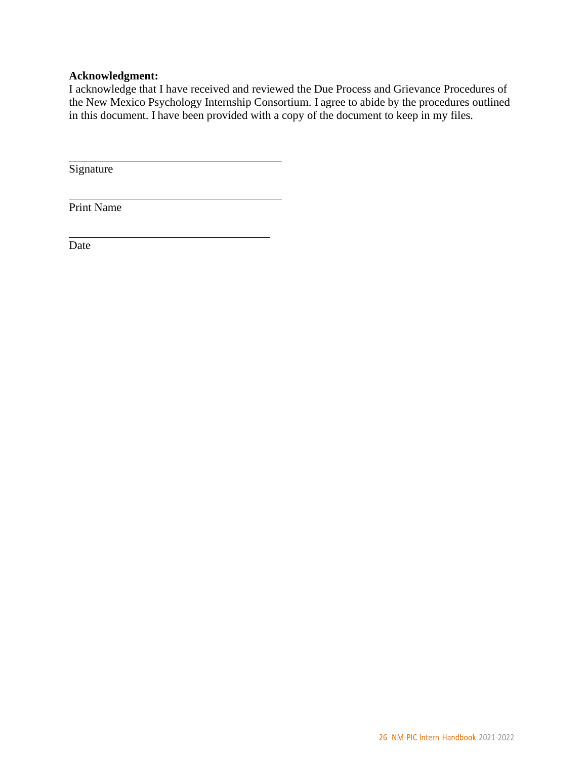**Acknowledgment:**

I acknowledge that I have received and reviewed the Due Process and Grievance Procedures of the New Mexico Psychology Internship Consortium. I agree to abide by the procedures outlined in this document. I have been provided with a copy of the document to keep in my files.

\_\_\_\_\_\_\_\_\_\_\_\_\_\_\_\_\_\_\_\_\_\_\_\_\_\_\_\_\_\_\_\_\_\_\_\_\_\_\_\_

Signature

\_\_\_\_\_\_\_\_\_\_\_\_\_\_\_\_\_\_\_\_\_\_\_\_\_\_\_\_\_\_\_\_\_\_\_\_\_\_\_\_

Print Name

\_\_\_\_\_\_\_\_\_\_\_\_\_\_\_\_\_\_\_\_\_\_\_\_\_\_\_\_\_\_\_\_\_\_\_\_\_\_

Date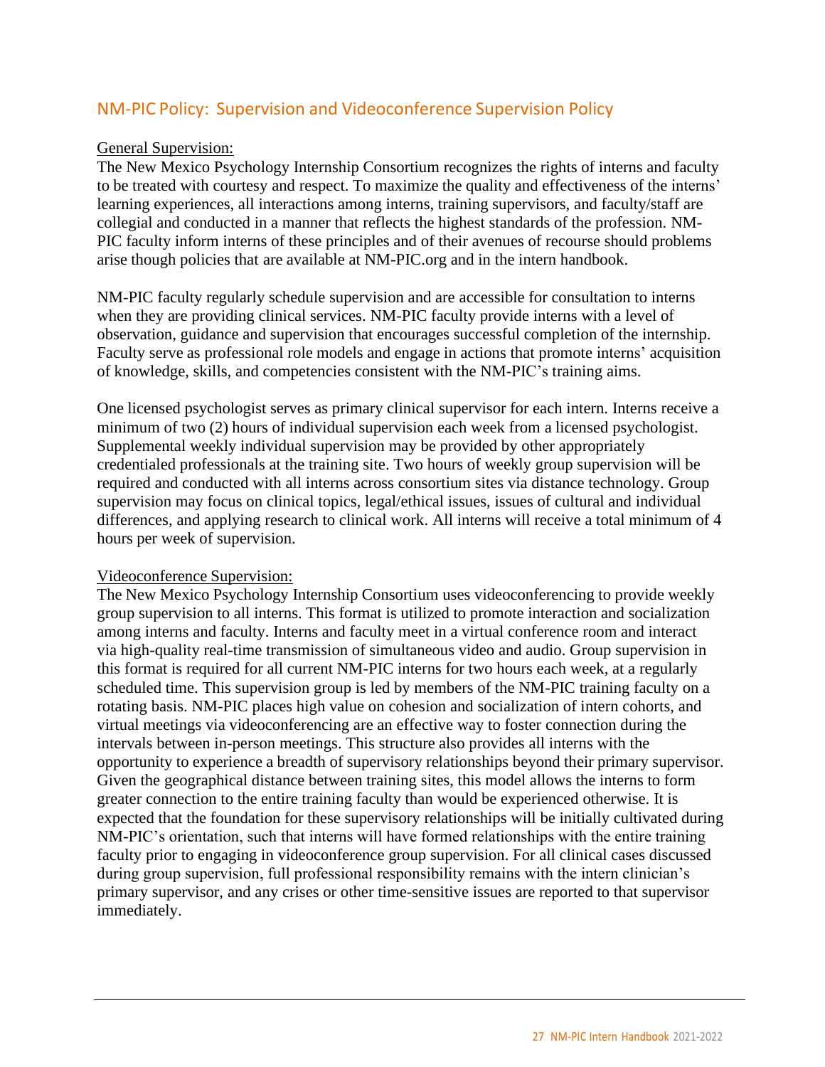## NM-PIC Policy: Supervision and Videoconference Supervision Policy

General Supervision:

The New Mexico Psychology Internship Consortium recognizes the rights of interns and faculty to be treated with courtesy and respect. To maximize the quality and effectiveness of the interns' learning experiences, all interactions among interns, training supervisors, and faculty/staff are collegial and conducted in a manner that reflects the highest standards of the profession. NM-PIC faculty inform interns of these principles and of their avenues of recourse should problems arise though policies that are available at NM-PIC.org and in the intern handbook.

NM-PIC faculty regularly schedule supervision and are accessible for consultation to interns when they are providing clinical services. NM-PIC faculty provide interns with a level of observation, guidance and supervision that encourages successful completion of the internship. Faculty serve as professional role models and engage in actions that promote interns' acquisition of knowledge, skills, and competencies consistent with the NM-PIC's training aims.

One licensed psychologist serves as primary clinical supervisor for each intern. Interns receive a minimum of two (2) hours of individual supervision each week from a licensed psychologist. Supplemental weekly individual supervision may be provided by other appropriately credentialed professionals at the training site. Two hours of weekly group supervision will be required and conducted with all interns across consortium sites via distance technology. Group supervision may focus on clinical topics, legal/ethical issues, issues of cultural and individual differences, and applying research to clinical work. All interns will receive a total minimum of 4 hours per week of supervision.

Videoconference Supervision:

The New Mexico Psychology Internship Consortium uses videoconferencing to provide weekly group supervision to all interns. This format is utilized to promote interaction and socialization among interns and faculty. Interns and faculty meet in a virtual conference room and interact via high-quality real-time transmission of simultaneous video and audio. Group supervision in this format is required for all current NM-PIC interns for two hours each week, at a regularly scheduled time. This supervision group is led by members of the NM-PIC training faculty on a rotating basis. NM-PIC places high value on cohesion and socialization of intern cohorts, and virtual meetings via videoconferencing are an effective way to foster connection during the intervals between in-person meetings. This structure also provides all interns with the opportunity to experience a breadth of supervisory relationships beyond their primary supervisor. Given the geographical distance between training sites, this model allows the interns to form greater connection to the entire training faculty than would be experienced otherwise. It is expected that the foundation for these supervisory relationships will be initially cultivated during NM-PIC's orientation, such that interns will have formed relationships with the entire training faculty prior to engaging in videoconference group supervision. For all clinical cases discussed during group supervision, full professional responsibility remains with the intern clinician's primary supervisor, and any crises or other time-sensitive issues are reported to that supervisor immediately.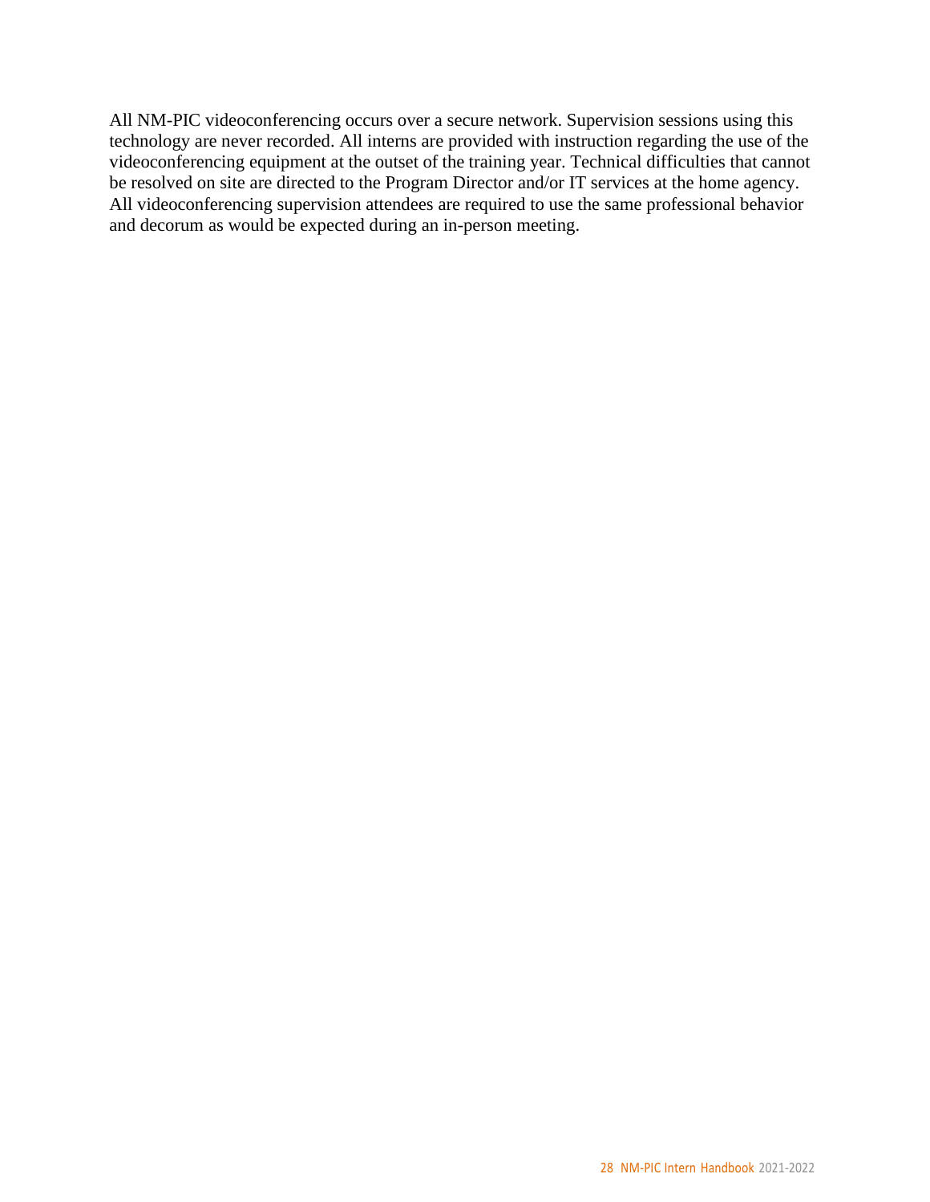All NM-PIC videoconferencing occurs over a secure network. Supervision sessions using this technology are never recorded. All interns are provided with instruction regarding the use of the videoconferencing equipment at the outset of the training year. Technical difficulties that cannot be resolved on site are directed to the Program Director and/or IT services at the home agency. All videoconferencing supervision attendees are required to use the same professional behavior and decorum as would be expected during an in-person meeting.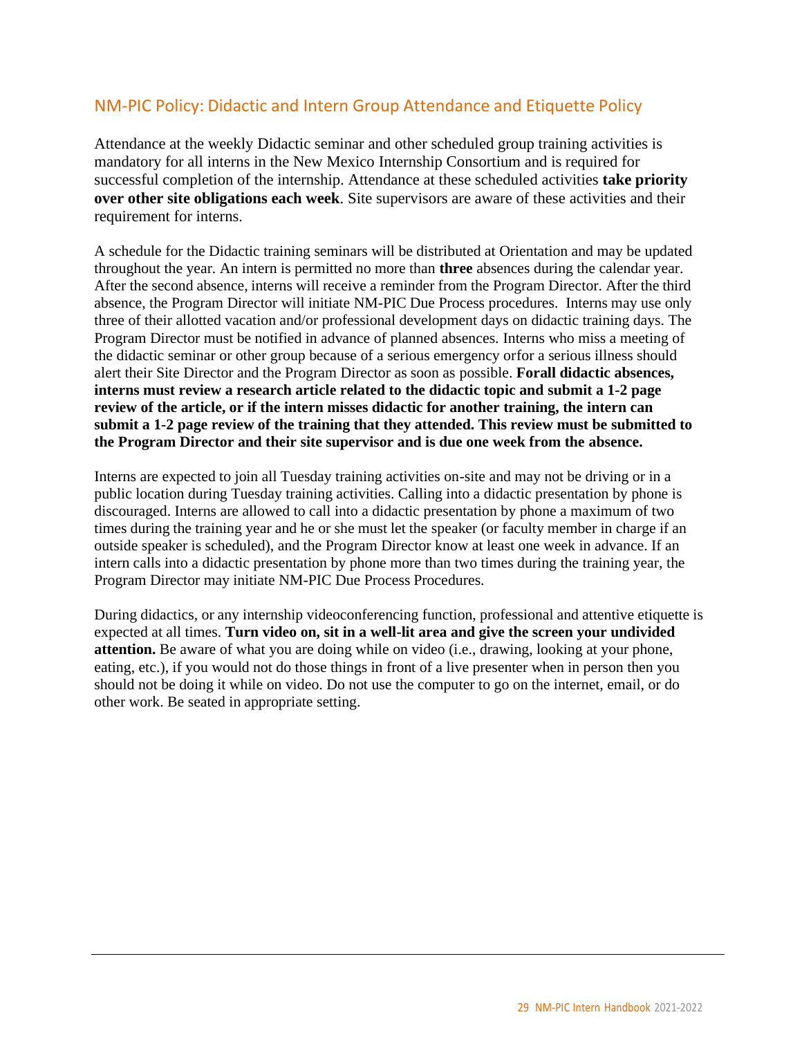## NM-PIC Policy: Didactic and Intern Group Attendance and Etiquette Policy

Attendance at the weekly Didactic seminar and other scheduled group training activities is mandatory for all interns in the New Mexico Internship Consortium and is required for successful completion of the internship. Attendance at these scheduled activities **take priority over other site obligations each week**. Site supervisors are aware of these activities and their requirement for interns.

A schedule for the Didactic training seminars will be distributed at Orientation and may be updated throughout the year. An intern is permitted no more than **three** absences during the calendar year. After the second absence, interns will receive a reminder from the Program Director. After the third absence, the Program Director will initiate NM-PIC Due Process procedures. Interns may use only three of their allotted vacation and/or professional development days on didactic training days. The Program Director must be notified in advance of planned absences. Interns who miss a meeting of the didactic seminar or other group because of a serious emergency orfor a serious illness should alert their Site Director and the Program Director as soon as possible. **Forall didactic absences, interns must review a research article related to the didactic topic and submit a 1-2 page review of the article, or if the intern misses didactic for another training, the intern can submit a 1-2 page review of the training that they attended. This review must be submitted to the Program Director and their site supervisor and is due one week from the absence.**

Interns are expected to join all Tuesday training activities on-site and may not be driving or in a public location during Tuesday training activities. Calling into a didactic presentation by phone is discouraged. Interns are allowed to call into a didactic presentation by phone a maximum of two times during the training year and he or she must let the speaker (or faculty member in charge if an outside speaker is scheduled), and the Program Director know at least one week in advance. If an intern calls into a didactic presentation by phone more than two times during the training year, the Program Director may initiate NM-PIC Due Process Procedures.

During didactics, or any internship videoconferencing function, professional and attentive etiquette is expected at all times. **Turn video on, sit in a well-lit area and give the screen your undivided attention.** Be aware of what you are doing while on video (i.e., drawing, looking at your phone, eating, etc.), if you would not do those things in front of a live presenter when in person then you should not be doing it while on video. Do not use the computer to go on the internet, email, or do other work. Be seated in appropriate setting.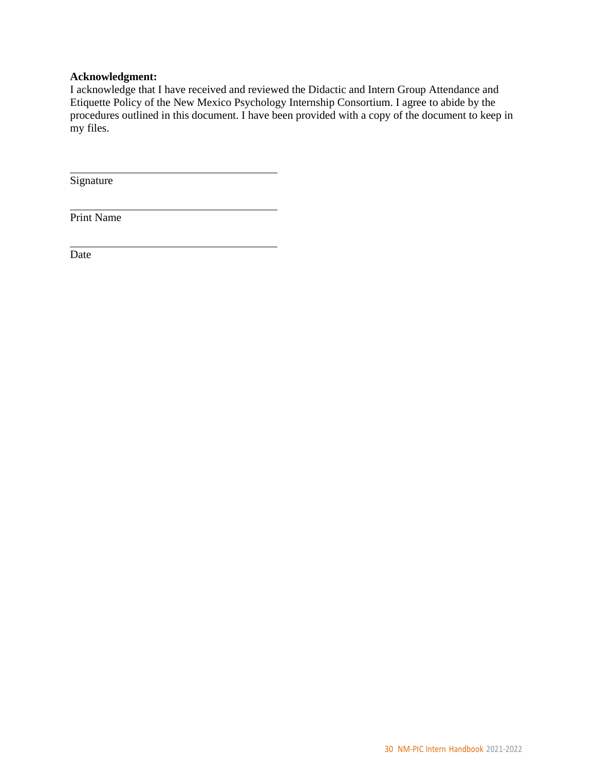**Acknowledgment:**
I acknowledge that I have received and reviewed the Didactic and Intern Group Attendance and Etiquette Policy of the New Mexico Psychology Internship Consortium. I agree to abide by the procedures outlined in this document. I have been provided with a copy of the document to keep in my files.

\_\_\_\_\_\_\_\_\_\_\_\_\_\_\_\_\_\_\_\_\_\_\_\_\_\_\_\_\_\_\_\_\_\_\_\_\_\_\_\_

Signature

\_\_\_\_\_\_\_\_\_\_\_\_\_\_\_\_\_\_\_\_\_\_\_\_\_\_\_\_\_\_\_\_\_\_\_\_\_\_\_\_

Print Name

\_\_\_\_\_\_\_\_\_\_\_\_\_\_\_\_\_\_\_\_\_\_\_\_\_\_\_\_\_\_\_\_\_\_\_\_\_\_\_\_

Date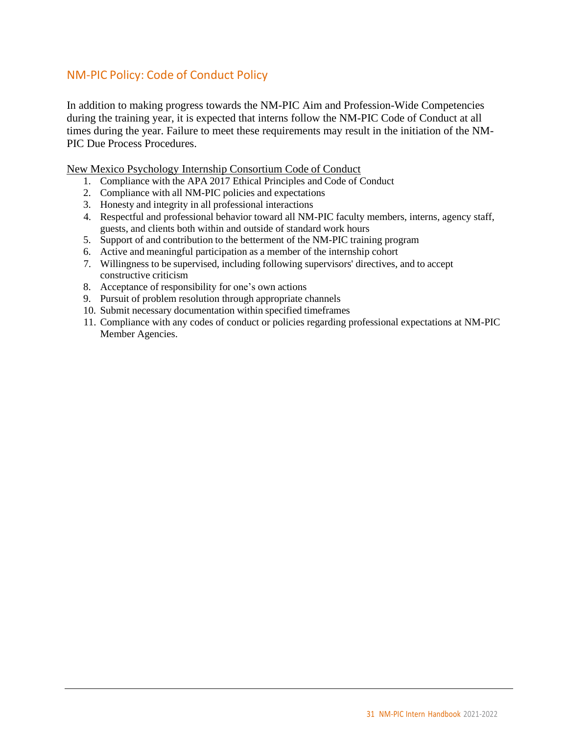## NM-PIC Policy: Code of Conduct Policy

In addition to making progress towards the NM-PIC Aim and Profession-Wide Competencies during the training year, it is expected that interns follow the NM-PIC Code of Conduct at all times during the year. Failure to meet these requirements may result in the initiation of the NM-PIC Due Process Procedures.

<u>New Mexico Psychology Internship Consortium Code of Conduct</u>

1. Compliance with the APA 2017 Ethical Principles and Code of Conduct
2. Compliance with all NM-PIC policies and expectations
3. Honesty and integrity in all professional interactions
4. Respectful and professional behavior toward all NM-PIC faculty members, interns, agency staff, guests, and clients both within and outside of standard work hours
5. Support of and contribution to the betterment of the NM-PIC training program
6. Active and meaningful participation as a member of the internship cohort
7. Willingness to be supervised, including following supervisors' directives, and to accept constructive criticism
8. Acceptance of responsibility for one's own actions
9. Pursuit of problem resolution through appropriate channels
10. Submit necessary documentation within specified timeframes
11. Compliance with any codes of conduct or policies regarding professional expectations at NM-PIC Member Agencies.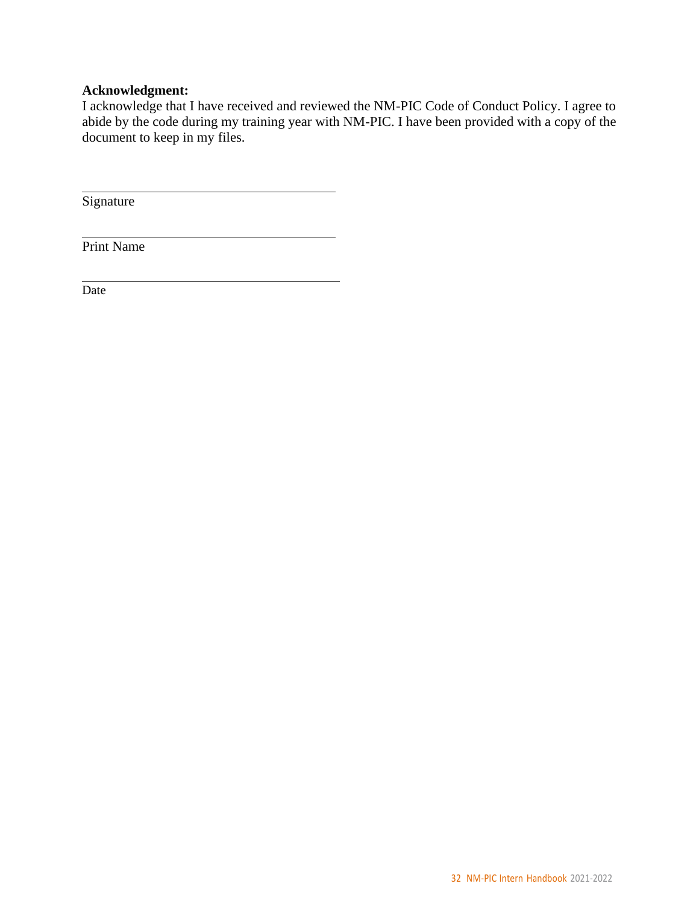**Acknowledgment:**
I acknowledge that I have received and reviewed the NM-PIC Code of Conduct Policy. I agree to abide by the code during my training year with NM-PIC. I have been provided with a copy of the document to keep in my files.

\_\_\_\_\_\_\_\_\_\_\_\_\_\_\_\_\_\_\_\_\_\_\_\_\_\_\_\_\_\_\_\_\_\_\_\_\_\_\_\_
Signature

\_\_\_\_\_\_\_\_\_\_\_\_\_\_\_\_\_\_\_\_\_\_\_\_\_\_\_\_\_\_\_\_\_\_\_\_\_\_\_\_
Print Name

\_\_\_\_\_\_\_\_\_\_\_\_\_\_\_\_\_\_\_\_\_\_\_\_\_\_\_\_\_\_\_\_\_\_\_\_\_\_\_\_
Date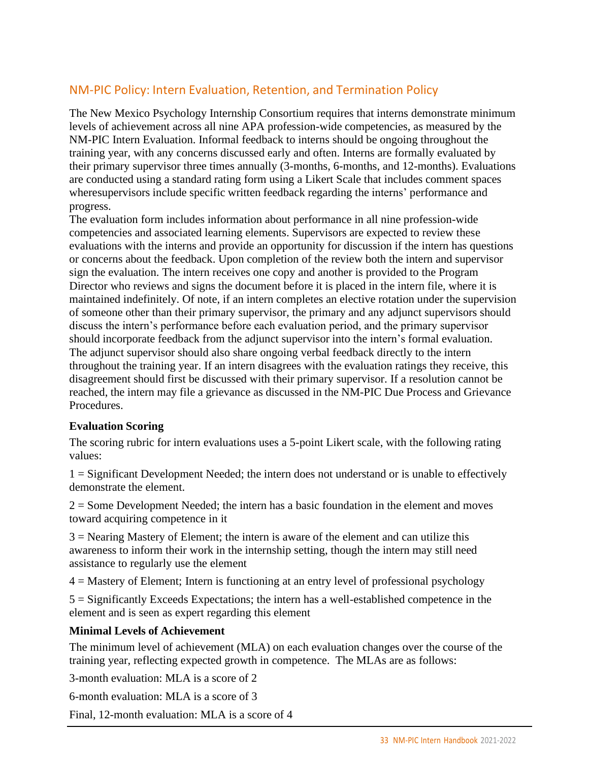## NM-PIC Policy: Intern Evaluation, Retention, and Termination Policy

The New Mexico Psychology Internship Consortium requires that interns demonstrate minimum levels of achievement across all nine APA profession-wide competencies, as measured by the NM-PIC Intern Evaluation. Informal feedback to interns should be ongoing throughout the training year, with any concerns discussed early and often. Interns are formally evaluated by their primary supervisor three times annually (3-months, 6-months, and 12-months). Evaluations are conducted using a standard rating form using a Likert Scale that includes comment spaces wheresupervisors include specific written feedback regarding the interns' performance and progress.

The evaluation form includes information about performance in all nine profession-wide competencies and associated learning elements. Supervisors are expected to review these evaluations with the interns and provide an opportunity for discussion if the intern has questions or concerns about the feedback. Upon completion of the review both the intern and supervisor sign the evaluation. The intern receives one copy and another is provided to the Program Director who reviews and signs the document before it is placed in the intern file, where it is maintained indefinitely. Of note, if an intern completes an elective rotation under the supervision of someone other than their primary supervisor, the primary and any adjunct supervisors should discuss the intern's performance before each evaluation period, and the primary supervisor should incorporate feedback from the adjunct supervisor into the intern's formal evaluation. The adjunct supervisor should also share ongoing verbal feedback directly to the intern throughout the training year. If an intern disagrees with the evaluation ratings they receive, this disagreement should first be discussed with their primary supervisor. If a resolution cannot be reached, the intern may file a grievance as discussed in the NM-PIC Due Process and Grievance Procedures.

**Evaluation Scoring**

The scoring rubric for intern evaluations uses a 5-point Likert scale, with the following rating values:

1 = Significant Development Needed; the intern does not understand or is unable to effectively demonstrate the element.

2 = Some Development Needed; the intern has a basic foundation in the element and moves toward acquiring competence in it

3 = Nearing Mastery of Element; the intern is aware of the element and can utilize this awareness to inform their work in the internship setting, though the intern may still need assistance to regularly use the element

4 = Mastery of Element; Intern is functioning at an entry level of professional psychology

5 = Significantly Exceeds Expectations; the intern has a well-established competence in the element and is seen as expert regarding this element

**Minimal Levels of Achievement**

The minimum level of achievement (MLA) on each evaluation changes over the course of the training year, reflecting expected growth in competence. The MLAs are as follows:

3-month evaluation: MLA is a score of 2

6-month evaluation: MLA is a score of 3

Final, 12-month evaluation: MLA is a score of 4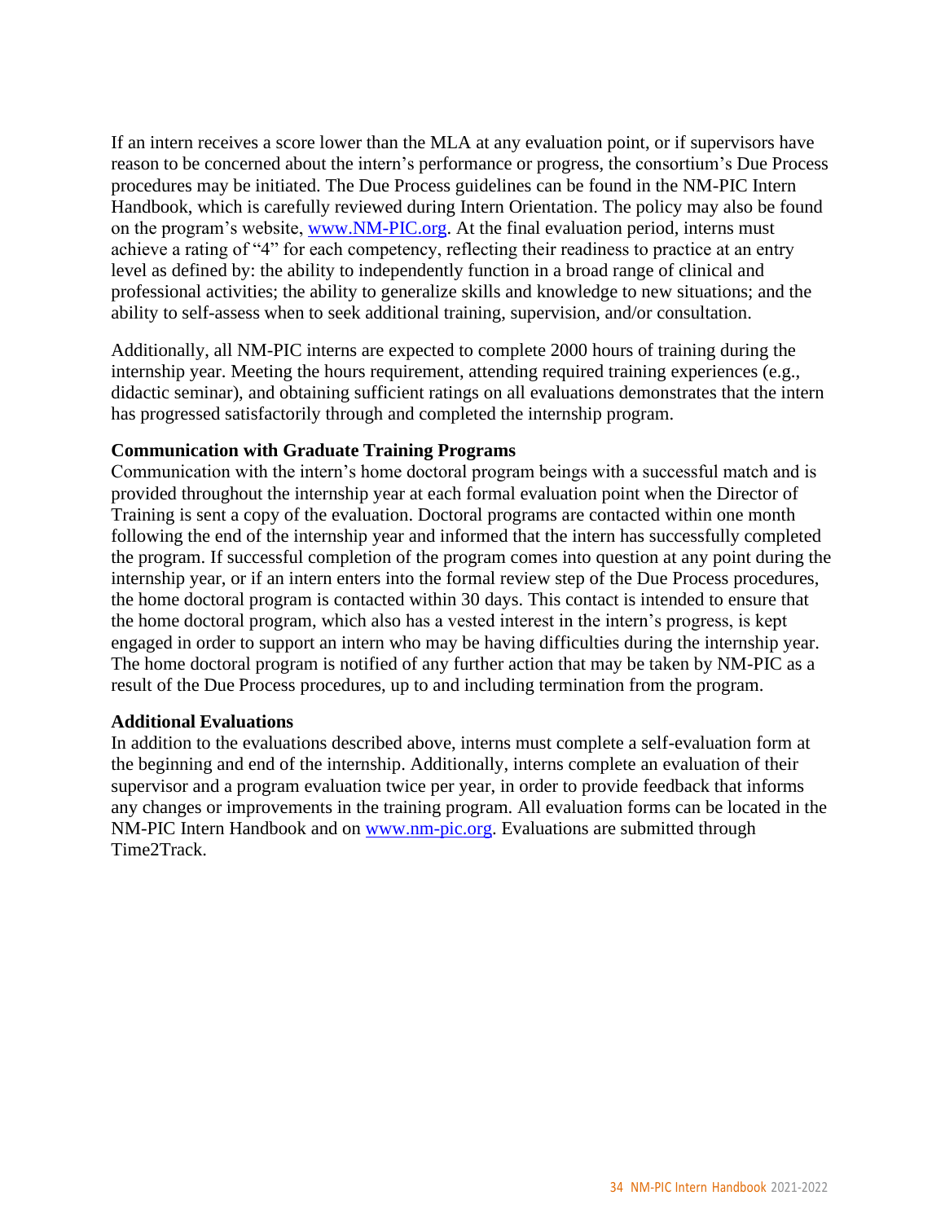If an intern receives a score lower than the MLA at any evaluation point, or if supervisors have reason to be concerned about the intern's performance or progress, the consortium's Due Process procedures may be initiated. The Due Process guidelines can be found in the NM-PIC Intern Handbook, which is carefully reviewed during Intern Orientation. The policy may also be found on the program's website, www.NM-PIC.org. At the final evaluation period, interns must achieve a rating of "4" for each competency, reflecting their readiness to practice at an entry level as defined by: the ability to independently function in a broad range of clinical and professional activities; the ability to generalize skills and knowledge to new situations; and the ability to self-assess when to seek additional training, supervision, and/or consultation.

Additionally, all NM-PIC interns are expected to complete 2000 hours of training during the internship year. Meeting the hours requirement, attending required training experiences (e.g., didactic seminar), and obtaining sufficient ratings on all evaluations demonstrates that the intern has progressed satisfactorily through and completed the internship program.

**Communication with Graduate Training Programs**

Communication with the intern's home doctoral program beings with a successful match and is provided throughout the internship year at each formal evaluation point when the Director of Training is sent a copy of the evaluation. Doctoral programs are contacted within one month following the end of the internship year and informed that the intern has successfully completed the program. If successful completion of the program comes into question at any point during the internship year, or if an intern enters into the formal review step of the Due Process procedures, the home doctoral program is contacted within 30 days. This contact is intended to ensure that the home doctoral program, which also has a vested interest in the intern's progress, is kept engaged in order to support an intern who may be having difficulties during the internship year. The home doctoral program is notified of any further action that may be taken by NM-PIC as a result of the Due Process procedures, up to and including termination from the program.

**Additional Evaluations**

In addition to the evaluations described above, interns must complete a self-evaluation form at the beginning and end of the internship. Additionally, interns complete an evaluation of their supervisor and a program evaluation twice per year, in order to provide feedback that informs any changes or improvements in the training program. All evaluation forms can be located in the NM-PIC Intern Handbook and on www.nm-pic.org. Evaluations are submitted through Time2Track.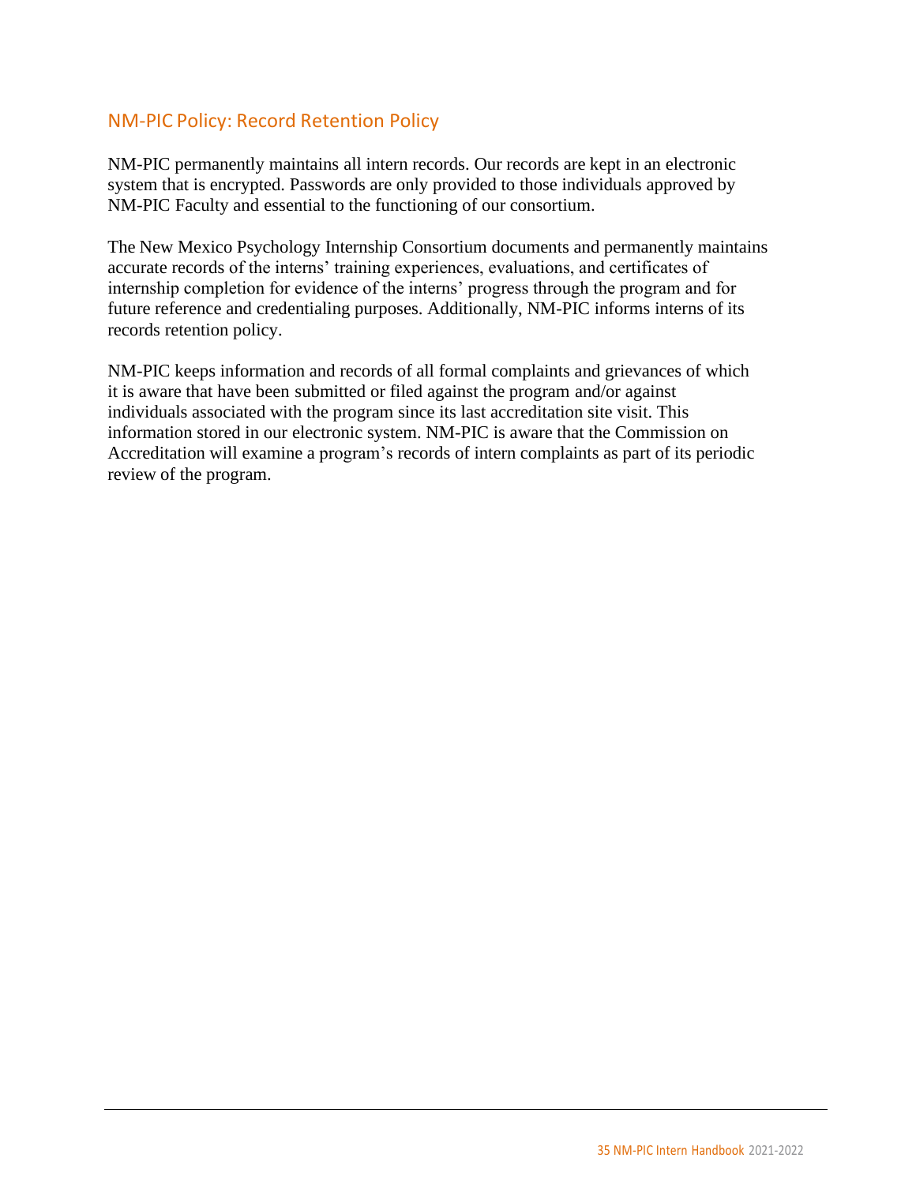## NM-PIC Policy: Record Retention Policy

NM-PIC permanently maintains all intern records. Our records are kept in an electronic system that is encrypted. Passwords are only provided to those individuals approved by NM-PIC Faculty and essential to the functioning of our consortium.

The New Mexico Psychology Internship Consortium documents and permanently maintains accurate records of the interns' training experiences, evaluations, and certificates of internship completion for evidence of the interns' progress through the program and for future reference and credentialing purposes. Additionally, NM-PIC informs interns of its records retention policy.

NM-PIC keeps information and records of all formal complaints and grievances of which it is aware that have been submitted or filed against the program and/or against individuals associated with the program since its last accreditation site visit. This information stored in our electronic system. NM-PIC is aware that the Commission on Accreditation will examine a program's records of intern complaints as part of its periodic review of the program.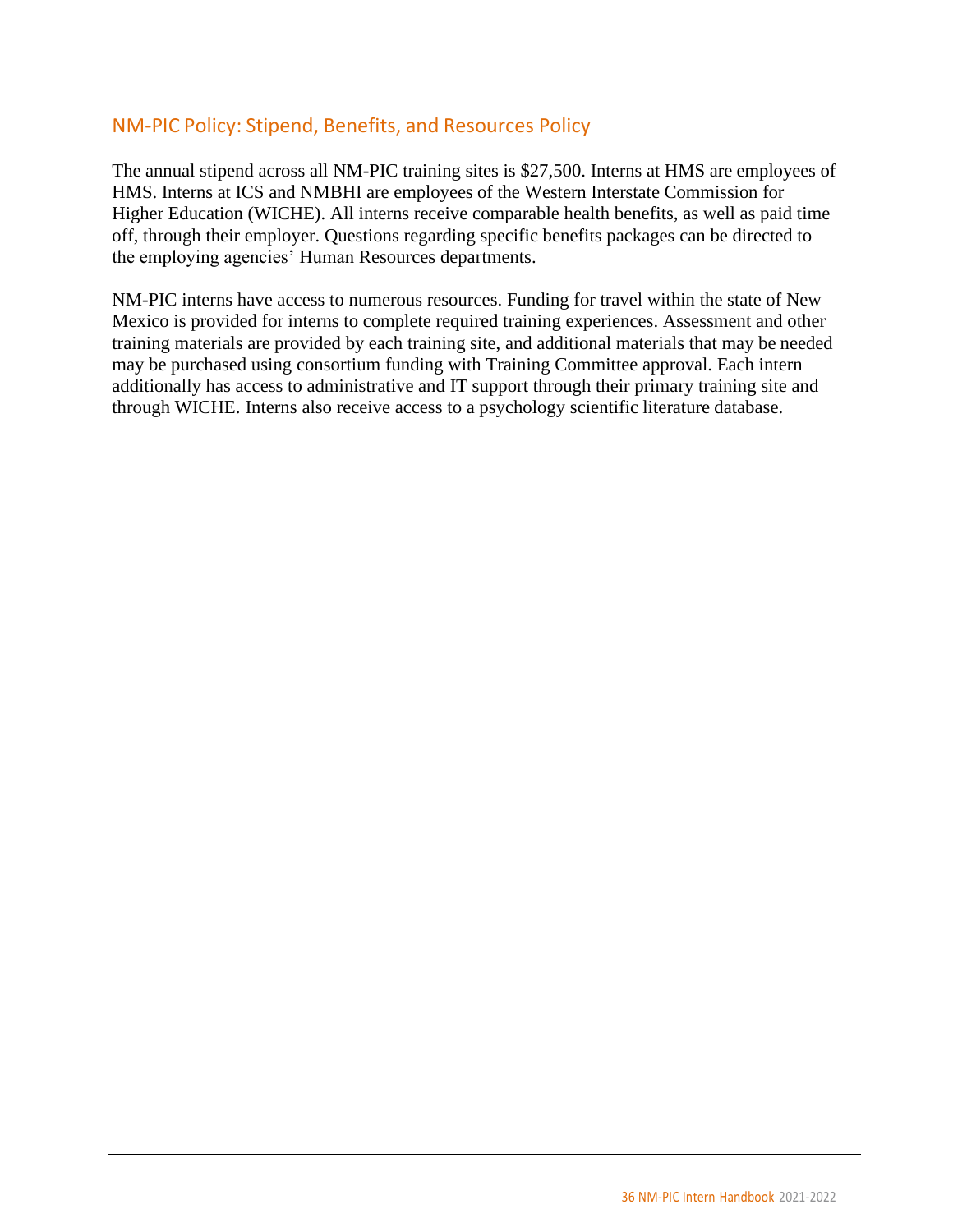## NM-PIC Policy: Stipend, Benefits, and Resources Policy

The annual stipend across all NM-PIC training sites is $27,500. Interns at HMS are employees of HMS. Interns at ICS and NMBHI are employees of the Western Interstate Commission for Higher Education (WICHE). All interns receive comparable health benefits, as well as paid time off, through their employer. Questions regarding specific benefits packages can be directed to the employing agencies' Human Resources departments.

NM-PIC interns have access to numerous resources. Funding for travel within the state of New Mexico is provided for interns to complete required training experiences. Assessment and other training materials are provided by each training site, and additional materials that may be needed may be purchased using consortium funding with Training Committee approval. Each intern additionally has access to administrative and IT support through their primary training site and through WICHE. Interns also receive access to a psychology scientific literature database.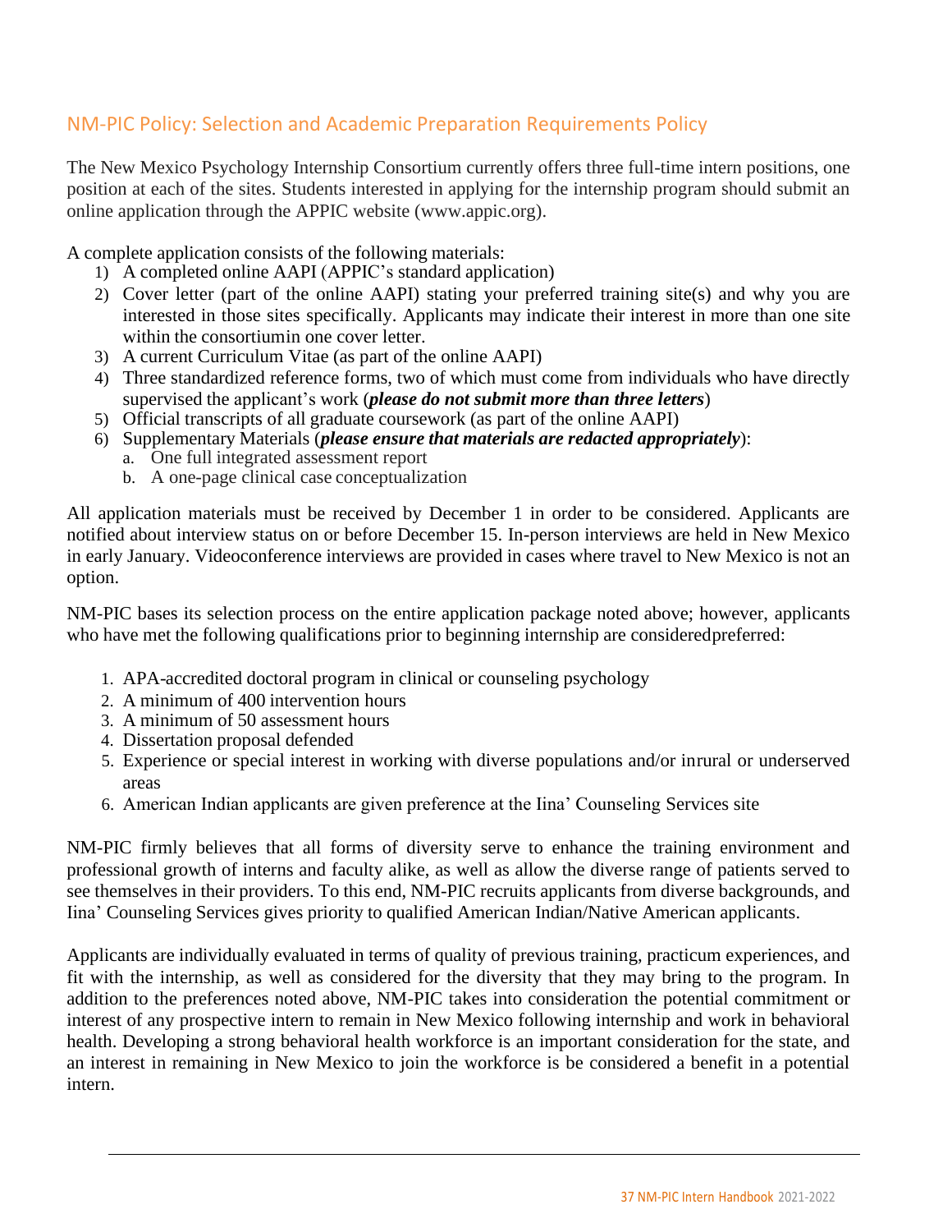## NM-PIC Policy: Selection and Academic Preparation Requirements Policy

The New Mexico Psychology Internship Consortium currently offers three full-time intern positions, one position at each of the sites. Students interested in applying for the internship program should submit an online application through the APPIC website (www.appic.org).

A complete application consists of the following materials:

1) A completed online AAPI (APPIC's standard application)
2) Cover letter (part of the online AAPI) stating your preferred training site(s) and why you are interested in those sites specifically. Applicants may indicate their interest in more than one site within the consortiumin one cover letter.
3) A current Curriculum Vitae (as part of the online AAPI)
4) Three standardized reference forms, two of which must come from individuals who have directly supervised the applicant's work (***please do not submit more than three letters***)
5) Official transcripts of all graduate coursework (as part of the online AAPI)
6) Supplementary Materials (***please ensure that materials are redacted appropriately***):
   a. One full integrated assessment report
   b. A one-page clinical case conceptualization

All application materials must be received by December 1 in order to be considered. Applicants are notified about interview status on or before December 15. In-person interviews are held in New Mexico in early January. Videoconference interviews are provided in cases where travel to New Mexico is not an option.

NM-PIC bases its selection process on the entire application package noted above; however, applicants who have met the following qualifications prior to beginning internship are consideredpreferred:

1. APA-accredited doctoral program in clinical or counseling psychology
2. A minimum of 400 intervention hours
3. A minimum of 50 assessment hours
4. Dissertation proposal defended
5. Experience or special interest in working with diverse populations and/or inrural or underserved areas
6. American Indian applicants are given preference at the Iina' Counseling Services site

NM-PIC firmly believes that all forms of diversity serve to enhance the training environment and professional growth of interns and faculty alike, as well as allow the diverse range of patients served to see themselves in their providers. To this end, NM-PIC recruits applicants from diverse backgrounds, and Iina' Counseling Services gives priority to qualified American Indian/Native American applicants.

Applicants are individually evaluated in terms of quality of previous training, practicum experiences, and fit with the internship, as well as considered for the diversity that they may bring to the program. In addition to the preferences noted above, NM-PIC takes into consideration the potential commitment or interest of any prospective intern to remain in New Mexico following internship and work in behavioral health. Developing a strong behavioral health workforce is an important consideration for the state, and an interest in remaining in New Mexico to join the workforce is be considered a benefit in a potential intern.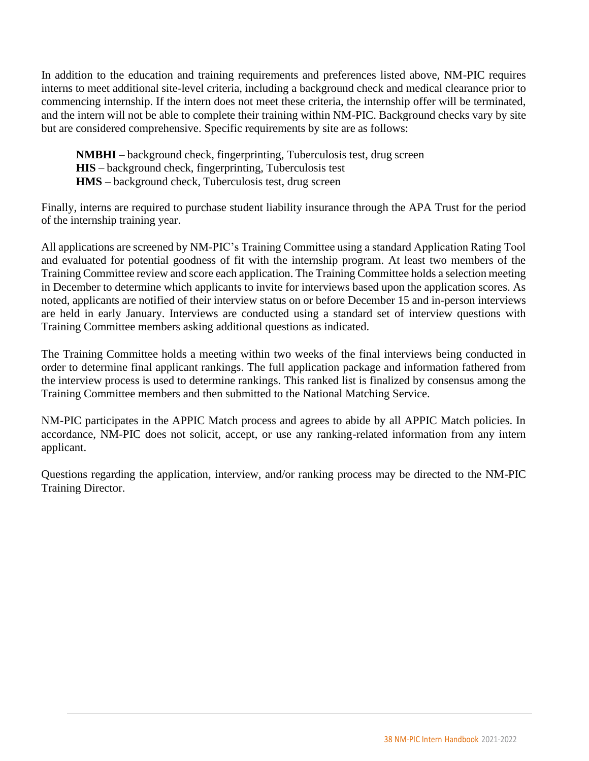In addition to the education and training requirements and preferences listed above, NM-PIC requires interns to meet additional site-level criteria, including a background check and medical clearance prior to commencing internship. If the intern does not meet these criteria, the internship offer will be terminated, and the intern will not be able to complete their training within NM-PIC. Background checks vary by site but are considered comprehensive. Specific requirements by site are as follows:

**NMBHI** – background check, fingerprinting, Tuberculosis test, drug screen
**HIS** – background check, fingerprinting, Tuberculosis test
**HMS** – background check, Tuberculosis test, drug screen

Finally, interns are required to purchase student liability insurance through the APA Trust for the period of the internship training year.

All applications are screened by NM-PIC's Training Committee using a standard Application Rating Tool and evaluated for potential goodness of fit with the internship program. At least two members of the Training Committee review and score each application. The Training Committee holds a selection meeting in December to determine which applicants to invite for interviews based upon the application scores. As noted, applicants are notified of their interview status on or before December 15 and in-person interviews are held in early January. Interviews are conducted using a standard set of interview questions with Training Committee members asking additional questions as indicated.

The Training Committee holds a meeting within two weeks of the final interviews being conducted in order to determine final applicant rankings. The full application package and information fathered from the interview process is used to determine rankings. This ranked list is finalized by consensus among the Training Committee members and then submitted to the National Matching Service.

NM-PIC participates in the APPIC Match process and agrees to abide by all APPIC Match policies. In accordance, NM-PIC does not solicit, accept, or use any ranking-related information from any intern applicant.

Questions regarding the application, interview, and/or ranking process may be directed to the NM-PIC Training Director.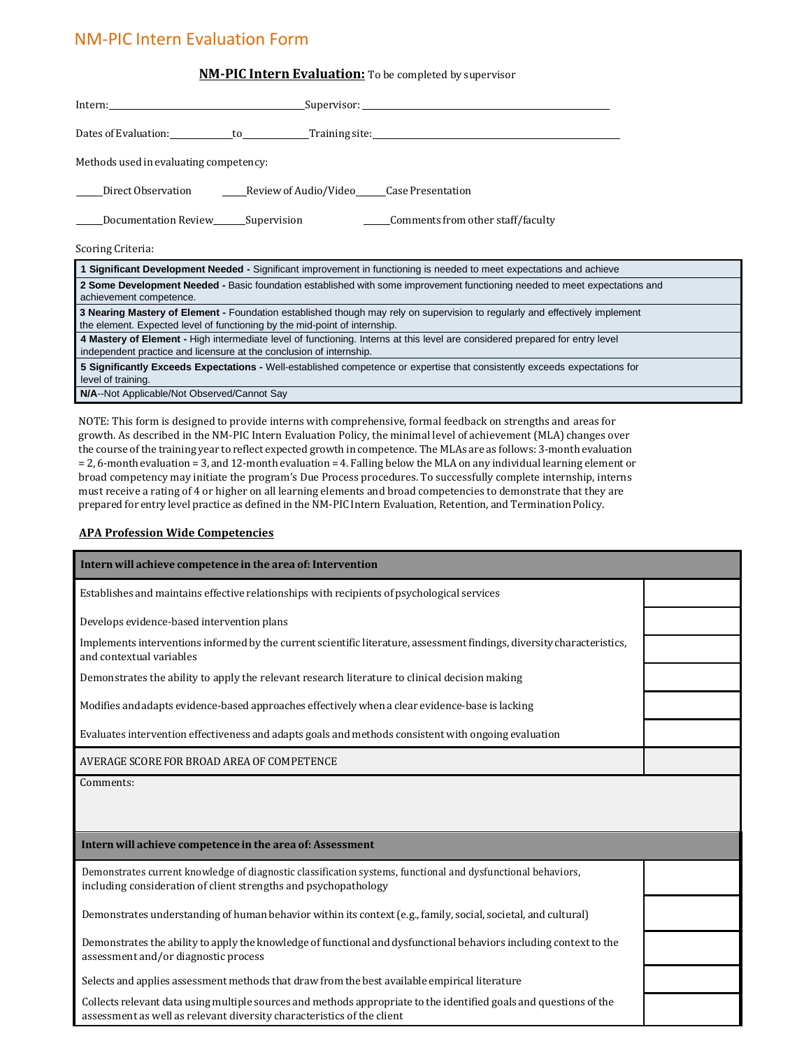## NM-PIC Intern Evaluation Form

**NM-PIC Intern Evaluation:** To be completed by supervisor

Intern:\_\_\_\_\_\_\_\_\_\_\_\_\_\_\_\_\_\_\_\_\_\_\_\_\_\_\_\_\_\_\_\_ Supervisor: \_\_\_\_\_\_\_\_\_\_\_\_\_\_\_\_\_\_\_\_\_\_\_\_\_\_\_\_\_\_\_\_\_\_\_\_\_\_\_\_

Dates of Evaluation:\_\_\_\_\_\_\_\_\_\_ to \_\_\_\_\_\_\_\_\_\_ Training site:\_\_\_\_\_\_\_\_\_\_\_\_\_\_\_\_\_\_\_\_\_\_\_\_\_\_\_\_\_\_\_\_\_\_\_\_\_\_\_\_

Methods used in evaluating competency:

\_\_\_\_\_Direct Observation \_\_\_\_\_Review of Audio/Video \_\_\_\_\_Case Presentation

\_\_\_\_\_Documentation Review \_\_\_\_\_Supervision \_\_\_\_\_Comments from other staff/faculty

Scoring Criteria:

| |
|---|
| **1 Significant Development Needed -** Significant improvement in functioning is needed to meet expectations and achieve |
| **2 Some Development Needed -** Basic foundation established with some improvement functioning needed to meet expectations and achievement competence. |
| **3 Nearing Mastery of Element -** Foundation established though may rely on supervision to regularly and effectively implement the element. Expected level of functioning by the mid-point of internship. |
| **4 Mastery of Element -** High intermediate level of functioning. Interns at this level are considered prepared for entry level independent practice and licensure at the conclusion of internship. |
| **5 Significantly Exceeds Expectations -** Well-established competence or expertise that consistently exceeds expectations for level of training. |
| **N/A**--Not Applicable/Not Observed/Cannot Say |

NOTE: This form is designed to provide interns with comprehensive, formal feedback on strengths and areas for growth. As described in the NM-PIC Intern Evaluation Policy, the minimal level of achievement (MLA) changes over the course of the training year to reflect expected growth in competence. The MLAs are as follows: 3-month evaluation = 2, 6-month evaluation = 3, and 12-month evaluation = 4. Falling below the MLA on any individual learning element or broad competency may initiate the program's Due Process procedures. To successfully complete internship, interns must receive a rating of 4 or higher on all learning elements and broad competencies to demonstrate that they are prepared for entry level practice as defined in the NM-PIC Intern Evaluation, Retention, and Termination Policy.

### APA Profession Wide Competencies

| **Intern will achieve competence in the area of: Intervention** | |
|---|---|
| Establishes and maintains effective relationships with recipients of psychological services | |
| Develops evidence-based intervention plans | |
| Implements interventions informed by the current scientific literature, assessment findings, diversity characteristics, and contextual variables | |
| Demonstrates the ability to apply the relevant research literature to clinical decision making | |
| Modifies and adapts evidence-based approaches effectively when a clear evidence-base is lacking | |
| Evaluates intervention effectiveness and adapts goals and methods consistent with ongoing evaluation | |
| AVERAGE SCORE FOR BROAD AREA OF COMPETENCE | |
| Comments: | |

| **Intern will achieve competence in the area of: Assessment** | |
|---|---|
| Demonstrates current knowledge of diagnostic classification systems, functional and dysfunctional behaviors, including consideration of client strengths and psychopathology | |
| Demonstrates understanding of human behavior within its context (e.g., family, social, societal, and cultural) | |
| Demonstrates the ability to apply the knowledge of functional and dysfunctional behaviors including context to the assessment and/or diagnostic process | |
| Selects and applies assessment methods that draw from the best available empirical literature | |
| Collects relevant data using multiple sources and methods appropriate to the identified goals and questions of the assessment as well as relevant diversity characteristics of the client | |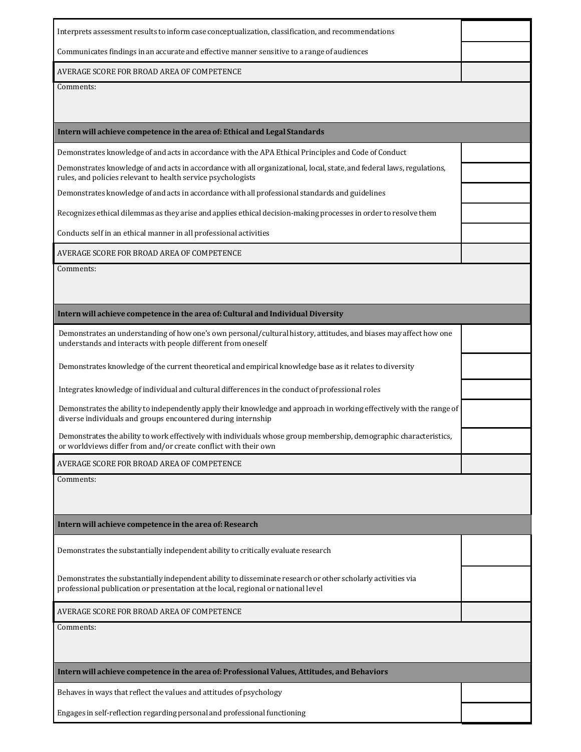| | |
|---|---|
| Interprets assessment results to inform case conceptualization, classification, and recommendations | |
| Communicates findings in an accurate and effective manner sensitive to a range of audiences | |
| AVERAGE SCORE FOR BROAD AREA OF COMPETENCE | |
| Comments: | |

| | |
|---|---|
| **Intern will achieve competence in the area of: Ethical and Legal Standards** | |
| Demonstrates knowledge of and acts in accordance with the APA Ethical Principles and Code of Conduct | |
| Demonstrates knowledge of and acts in accordance with all organizational, local, state, and federal laws, regulations, rules, and policies relevant to health service psychologists | |
| Demonstrates knowledge of and acts in accordance with all professional standards and guidelines | |
| Recognizes ethical dilemmas as they arise and applies ethical decision-making processes in order to resolve them | |
| Conducts self in an ethical manner in all professional activities | |
| AVERAGE SCORE FOR BROAD AREA OF COMPETENCE | |
| Comments: | |

| | |
|---|---|
| **Intern will achieve competence in the area of: Cultural and Individual Diversity** | |
| Demonstrates an understanding of how one's own personal/cultural history, attitudes, and biases may affect how one understands and interacts with people different from oneself | |
| Demonstrates knowledge of the current theoretical and empirical knowledge base as it relates to diversity | |
| Integrates knowledge of individual and cultural differences in the conduct of professional roles | |
| Demonstrates the ability to independently apply their knowledge and approach in working effectively with the range of diverse individuals and groups encountered during internship | |
| Demonstrates the ability to work effectively with individuals whose group membership, demographic characteristics, or worldviews differ from and/or create conflict with their own | |
| AVERAGE SCORE FOR BROAD AREA OF COMPETENCE | |
| Comments: | |

| | |
|---|---|
| **Intern will achieve competence in the area of: Research** | |
| Demonstrates the substantially independent ability to critically evaluate research | |
| Demonstrates the substantially independent ability to disseminate research or other scholarly activities via professional publication or presentation at the local, regional or national level | |
| AVERAGE SCORE FOR BROAD AREA OF COMPETENCE | |
| Comments: | |

| | |
|---|---|
| **Intern will achieve competence in the area of: Professional Values, Attitudes, and Behaviors** | |
| Behaves in ways that reflect the values and attitudes of psychology | |
| Engages in self-reflection regarding personal and professional functioning | |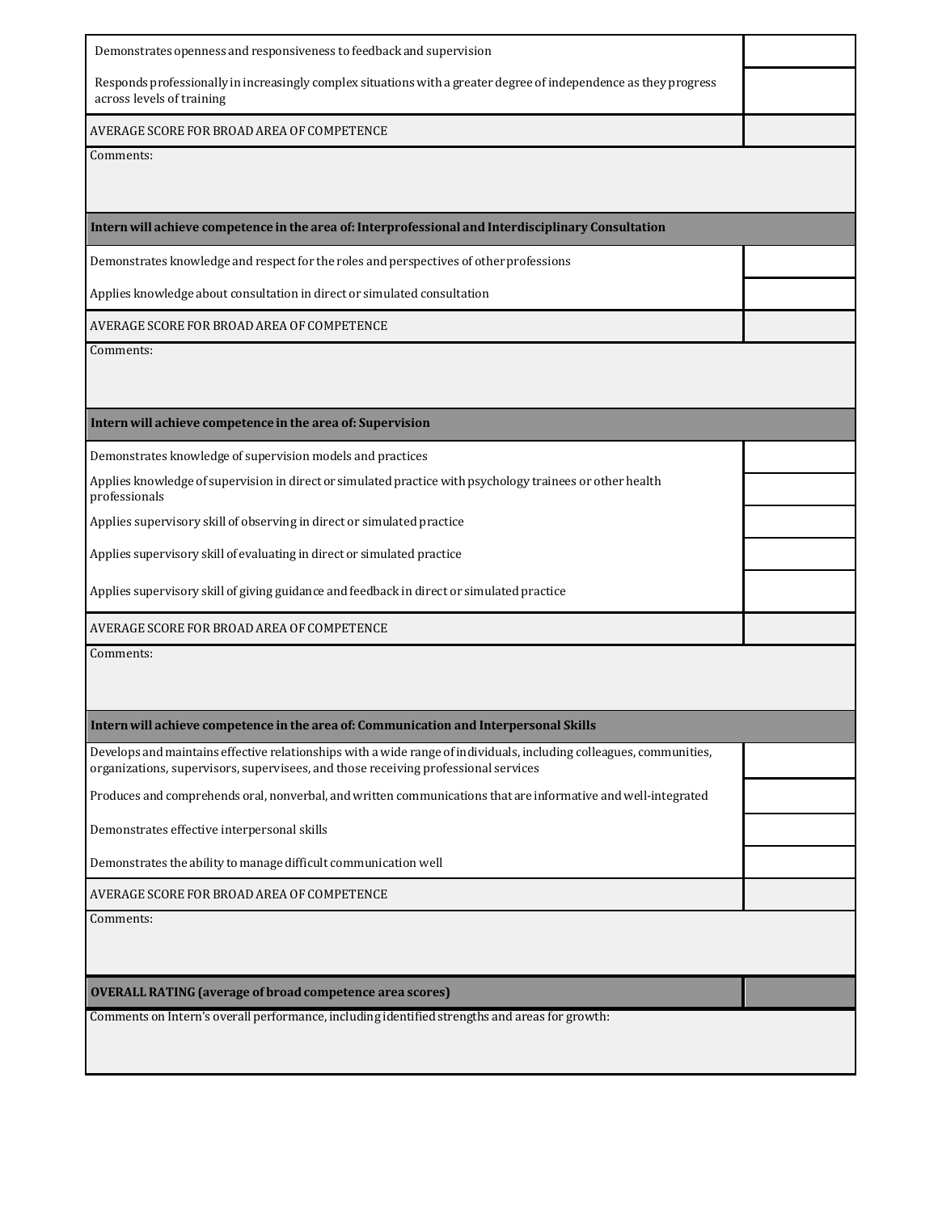| | |
|---|---|
| Demonstrates openness and responsiveness to feedback and supervision | |
| Responds professionally in increasingly complex situations with a greater degree of independence as they progress across levels of training | |
| AVERAGE SCORE FOR BROAD AREA OF COMPETENCE | |
| Comments: | |
| **Intern will achieve competence in the area of: Interprofessional and Interdisciplinary Consultation** | |
| Demonstrates knowledge and respect for the roles and perspectives of other professions | |
| Applies knowledge about consultation in direct or simulated consultation | |
| AVERAGE SCORE FOR BROAD AREA OF COMPETENCE | |
| Comments: | |
| **Intern will achieve competence in the area of: Supervision** | |
| Demonstrates knowledge of supervision models and practices | |
| Applies knowledge of supervision in direct or simulated practice with psychology trainees or other health professionals | |
| Applies supervisory skill of observing in direct or simulated practice | |
| Applies supervisory skill of evaluating in direct or simulated practice | |
| Applies supervisory skill of giving guidance and feedback in direct or simulated practice | |
| AVERAGE SCORE FOR BROAD AREA OF COMPETENCE | |
| Comments: | |
| **Intern will achieve competence in the area of: Communication and Interpersonal Skills** | |
| Develops and maintains effective relationships with a wide range of individuals, including colleagues, communities, organizations, supervisors, supervisees, and those receiving professional services | |
| Produces and comprehends oral, nonverbal, and written communications that are informative and well-integrated | |
| Demonstrates effective interpersonal skills | |
| Demonstrates the ability to manage difficult communication well | |
| AVERAGE SCORE FOR BROAD AREA OF COMPETENCE | |
| Comments: | |
| **OVERALL RATING (average of broad competence area scores)** | |
| Comments on Intern's overall performance, including identified strengths and areas for growth: | |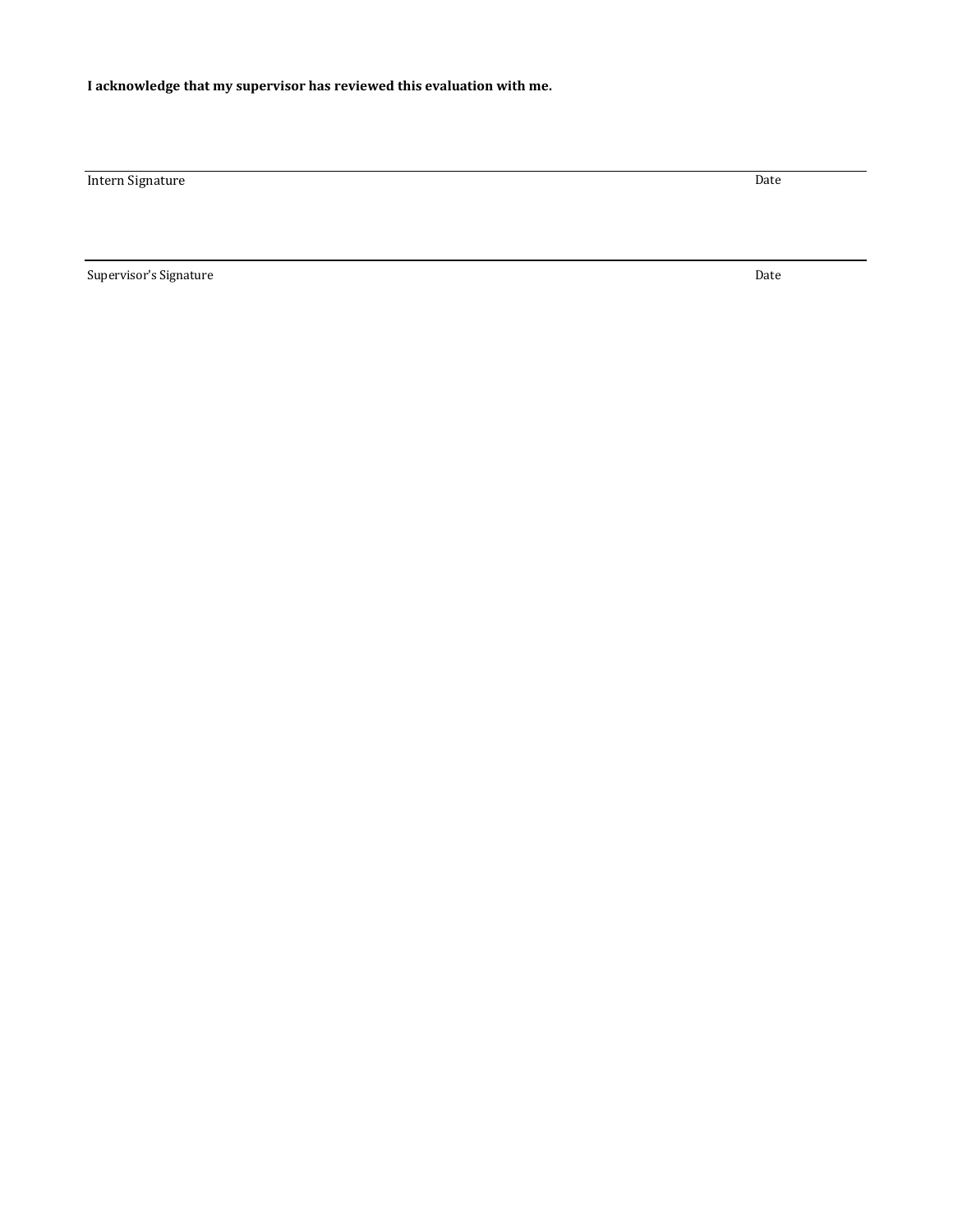**I acknowledge that my supervisor has reviewed this evaluation with me.**

\_\_\_\_\_\_\_\_\_\_\_\_\_\_\_\_\_\_\_\_\_\_\_\_\_\_\_\_\_\_\_\_\_\_\_\_\_\_\_\_\_\_\_\_\_\_\_\_\_\_\_\_\_\_\_\_\_\_\_\_\_\_\_\_\_\_\_\_\_\_\_\_

Intern Signature Date

\_\_\_\_\_\_\_\_\_\_\_\_\_\_\_\_\_\_\_\_\_\_\_\_\_\_\_\_\_\_\_\_\_\_\_\_\_\_\_\_\_\_\_\_\_\_\_\_\_\_\_\_\_\_\_\_\_\_\_\_\_\_\_\_\_\_\_\_\_\_\_\_

Supervisor's Signature Date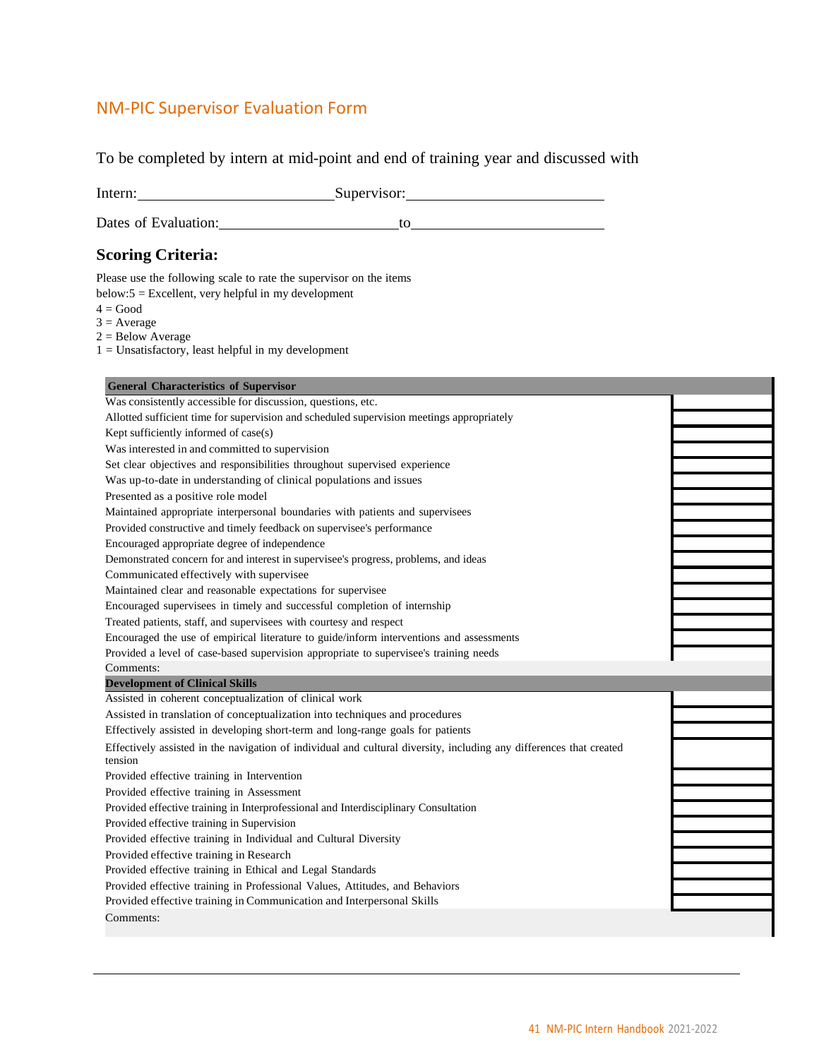## NM-PIC Supervisor Evaluation Form

To be completed by intern at mid-point and end of training year and discussed with

Intern:\_\_\_\_\_\_\_\_\_\_\_\_\_\_\_\_\_\_\_\_\_\_\_\_\_\_Supervisor:\_\_\_\_\_\_\_\_\_\_\_\_\_\_\_\_\_\_\_\_\_\_\_\_\_\_

Dates of Evaluation:\_\_\_\_\_\_\_\_\_\_\_\_\_\_\_\_\_\_\_\_\_\_\_\_to\_\_\_\_\_\_\_\_\_\_\_\_\_\_\_\_\_\_\_\_\_\_\_\_\_\_

### Scoring Criteria:

Please use the following scale to rate the supervisor on the items below:
5 = Excellent, very helpful in my development
4 = Good
3 = Average
2 = Below Average
1 = Unsatisfactory, least helpful in my development

| **General Characteristics of Supervisor** | |
|---|---|
| Was consistently accessible for discussion, questions, etc. | |
| Allotted sufficient time for supervision and scheduled supervision meetings appropriately | |
| Kept sufficiently informed of case(s) | |
| Was interested in and committed to supervision | |
| Set clear objectives and responsibilities throughout supervised experience | |
| Was up-to-date in understanding of clinical populations and issues | |
| Presented as a positive role model | |
| Maintained appropriate interpersonal boundaries with patients and supervisees | |
| Provided constructive and timely feedback on supervisee's performance | |
| Encouraged appropriate degree of independence | |
| Demonstrated concern for and interest in supervisee's progress, problems, and ideas | |
| Communicated effectively with supervisee | |
| Maintained clear and reasonable expectations for supervisee | |
| Encouraged supervisees in timely and successful completion of internship | |
| Treated patients, staff, and supervisees with courtesy and respect | |
| Encouraged the use of empirical literature to guide/inform interventions and assessments | |
| Provided a level of case-based supervision appropriate to supervisee's training needs | |
| Comments: | |
| **Development of Clinical Skills** | |
| Assisted in coherent conceptualization of clinical work | |
| Assisted in translation of conceptualization into techniques and procedures | |
| Effectively assisted in developing short-term and long-range goals for patients | |
| Effectively assisted in the navigation of individual and cultural diversity, including any differences that created tension | |
| Provided effective training in Intervention | |
| Provided effective training in Assessment | |
| Provided effective training in Interprofessional and Interdisciplinary Consultation | |
| Provided effective training in Supervision | |
| Provided effective training in Individual and Cultural Diversity | |
| Provided effective training in Research | |
| Provided effective training in Ethical and Legal Standards | |
| Provided effective training in Professional Values, Attitudes, and Behaviors | |
| Provided effective training in Communication and Interpersonal Skills | |
| Comments: | |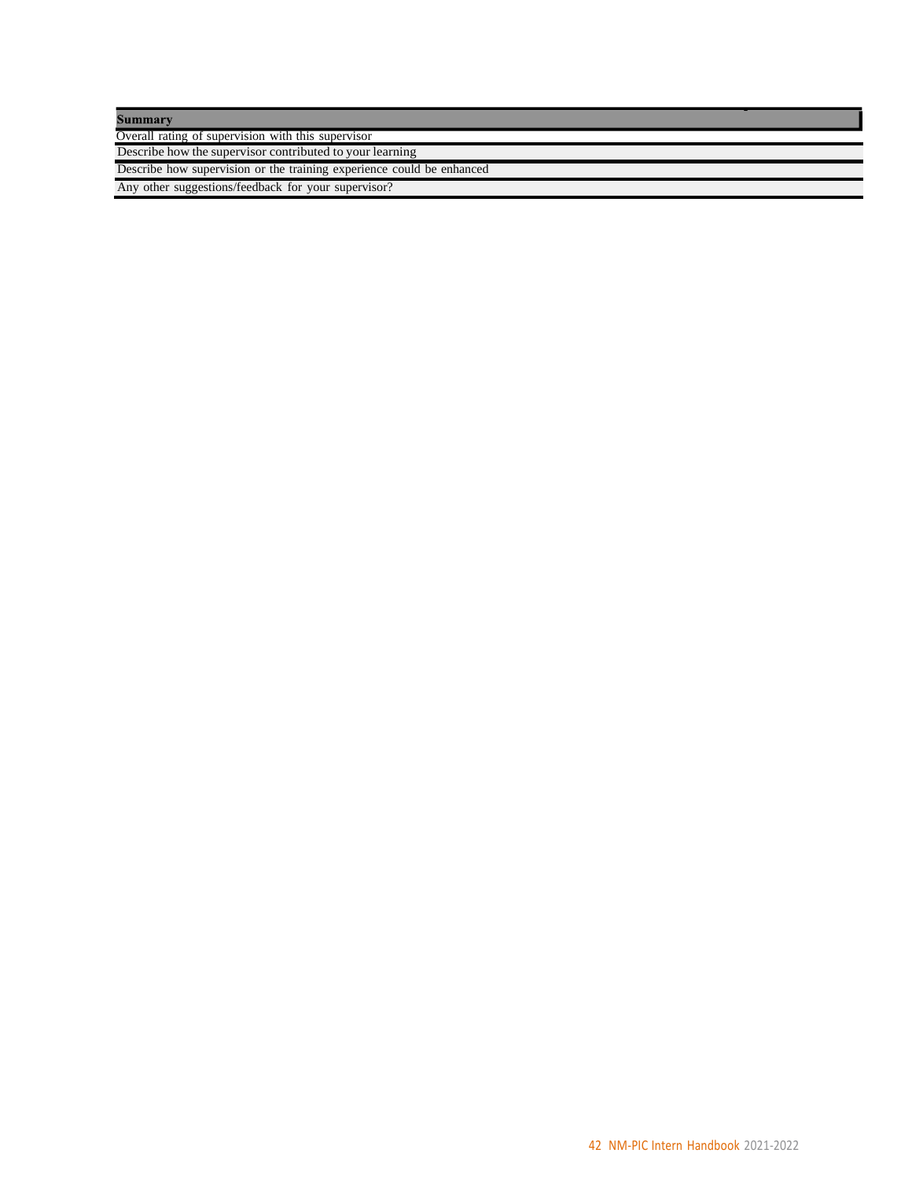| **Summary** |
| --- |
| Overall rating of supervision with this supervisor |
| Describe how the supervisor contributed to your learning |
| Describe how supervision or the training experience could be enhanced |
| Any other suggestions/feedback for your supervisor? |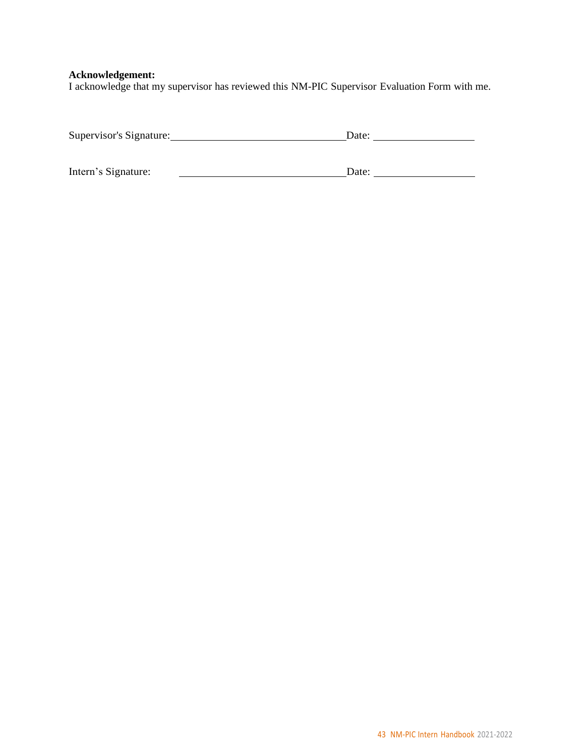**Acknowledgement:**
I acknowledge that my supervisor has reviewed this NM-PIC Supervisor Evaluation Form with me.

Supervisor's Signature:________________________________ Date: ____________________

Intern's Signature: ________________________________ Date: ____________________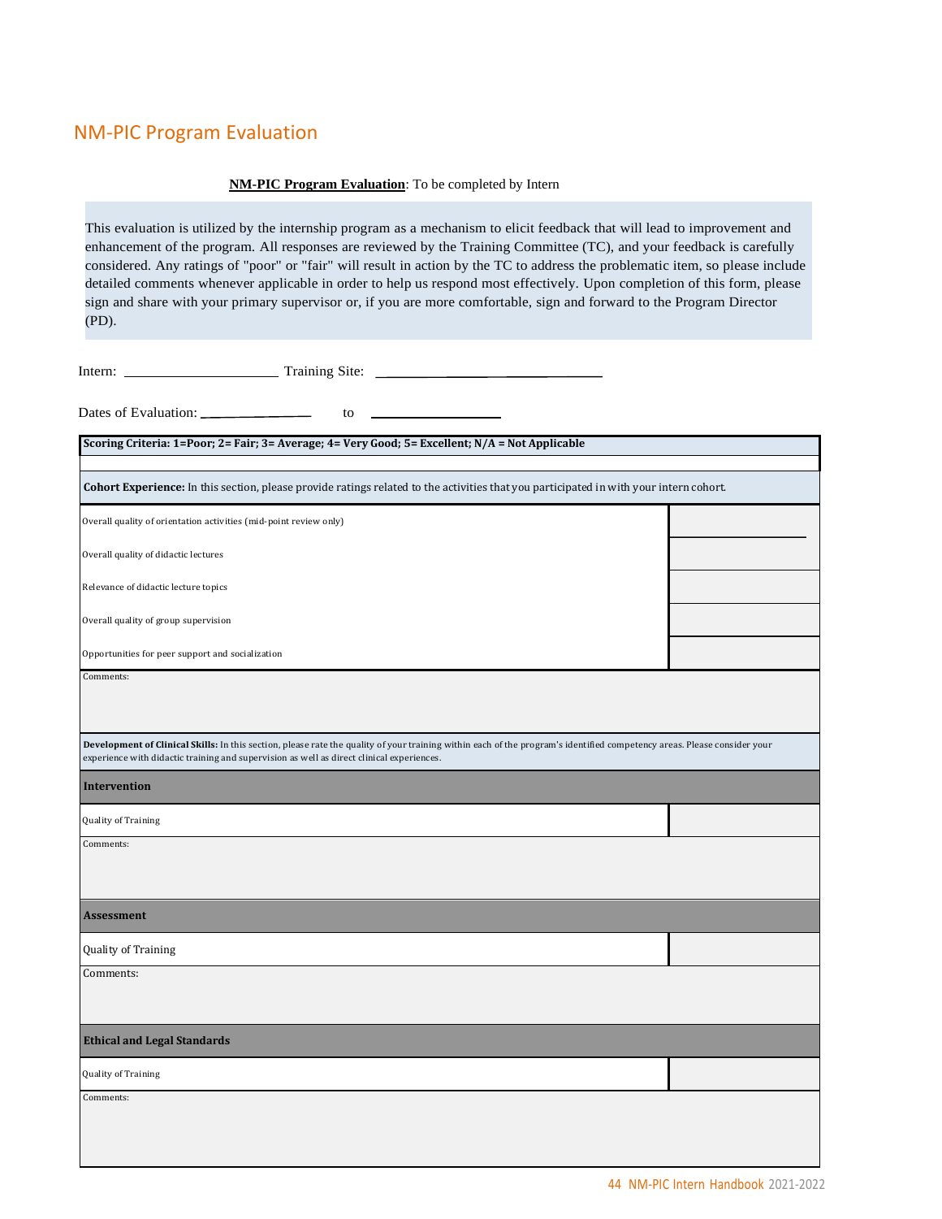## NM-PIC Program Evaluation

**NM-PIC Program Evaluation**: To be completed by Intern

This evaluation is utilized by the internship program as a mechanism to elicit feedback that will lead to improvement and enhancement of the program. All responses are reviewed by the Training Committee (TC), and your feedback is carefully considered. Any ratings of "poor" or "fair" will result in action by the TC to address the problematic item, so please include detailed comments whenever applicable in order to help us respond most effectively. Upon completion of this form, please sign and share with your primary supervisor or, if you are more comfortable, sign and forward to the Program Director (PD).

Intern: ____________________ Training Site: ______________________________

Dates of Evaluation: _______________ to _________________

| | |
|---|---|
| **Scoring Criteria: 1=Poor; 2= Fair; 3= Average; 4= Very Good; 5= Excellent; N/A = Not Applicable** | |
| **Cohort Experience:** In this section, please provide ratings related to the activities that you participated in with your intern cohort. | |
| Overall quality of orientation activities (mid-point review only) | |
| Overall quality of didactic lectures | |
| Relevance of didactic lecture topics | |
| Overall quality of group supervision | |
| Opportunities for peer support and socialization | |
| Comments: | |
| **Development of Clinical Skills:** In this section, please rate the quality of your training within each of the program's identified competency areas. Please consider your experience with didactic training and supervision as well as direct clinical experiences. | |
| **Intervention** | |
| Quality of Training | |
| Comments: | |
| **Assessment** | |
| Quality of Training | |
| Comments: | |
| **Ethical and Legal Standards** | |
| Quality of Training | |
| Comments: | |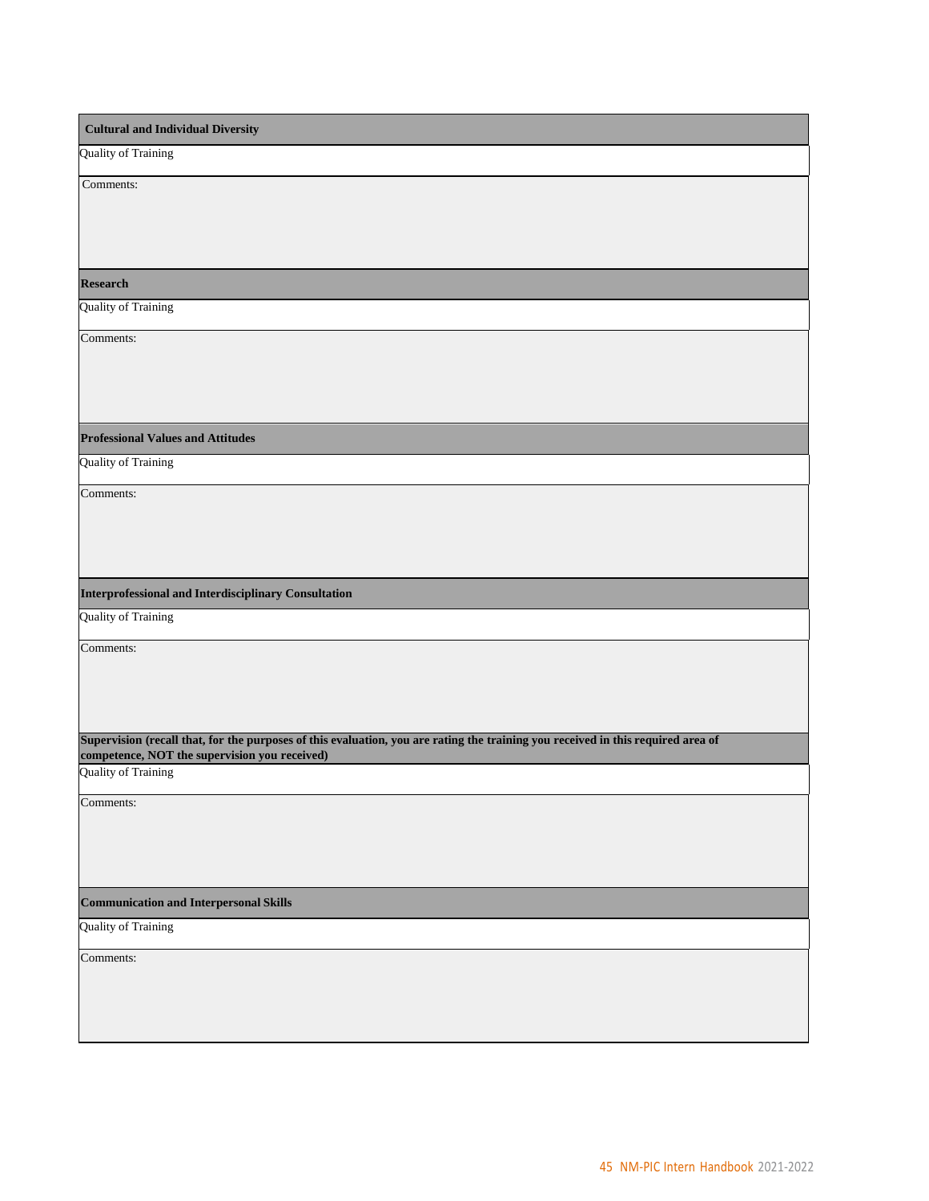| **Cultural and Individual Diversity** |
|---|
| Quality of Training |
| Comments: |

| **Research** |
|---|
| Quality of Training |
| Comments: |

| **Professional Values and Attitudes** |
|---|
| Quality of Training |
| Comments: |

| **Interprofessional and Interdisciplinary Consultation** |
|---|
| Quality of Training |
| Comments: |

| **Supervision (recall that, for the purposes of this evaluation, you are rating the training you received in this required area of competence, NOT the supervision you received)** |
|---|
| Quality of Training |
| Comments: |

| **Communication and Interpersonal Skills** |
|---|
| Quality of Training |
| Comments: |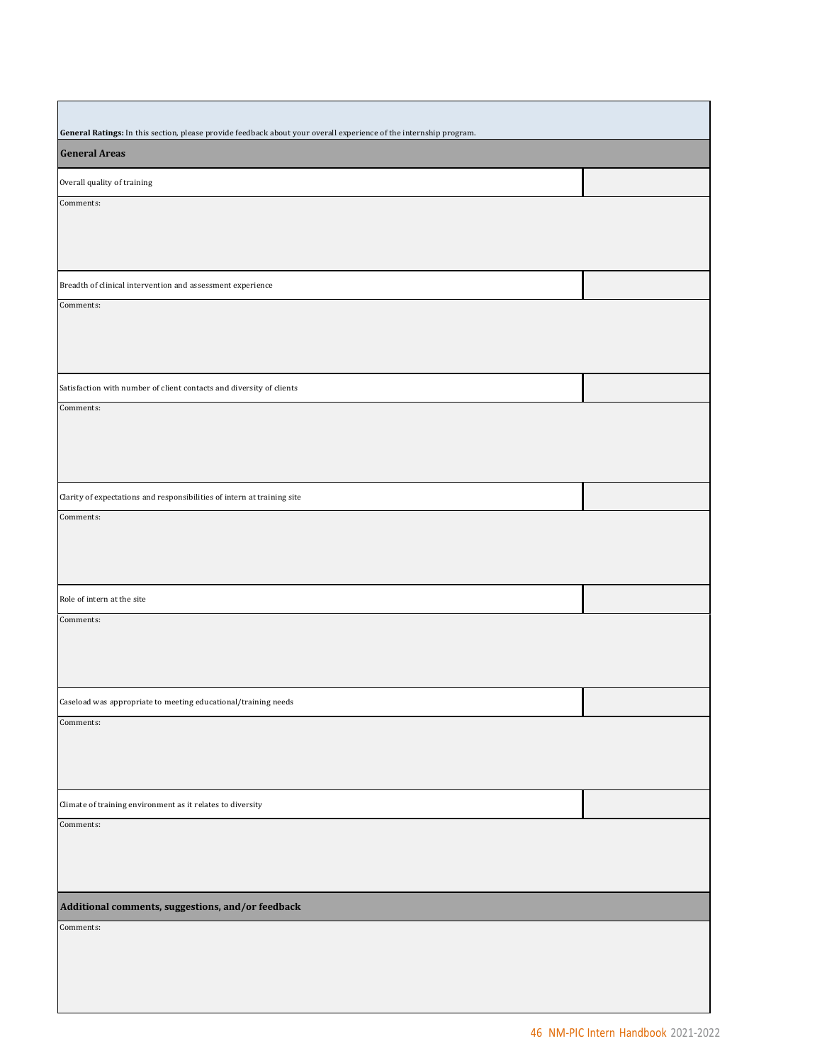**General Ratings:** In this section, please provide feedback about your overall experience of the internship program.

| General Areas | |
|---|---|
| Overall quality of training | |
| Comments: | |
| Breadth of clinical intervention and assessment experience | |
| Comments: | |
| Satisfaction with number of client contacts and diversity of clients | |
| Comments: | |
| Clarity of expectations and responsibilities of intern at training site | |
| Comments: | |
| Role of intern at the site | |
| Comments: | |
| Caseload was appropriate to meeting educational/training needs | |
| Comments: | |
| Climate of training environment as it relates to diversity | |
| Comments: | |

| Additional comments, suggestions, and/or feedback |
|---|
| Comments: |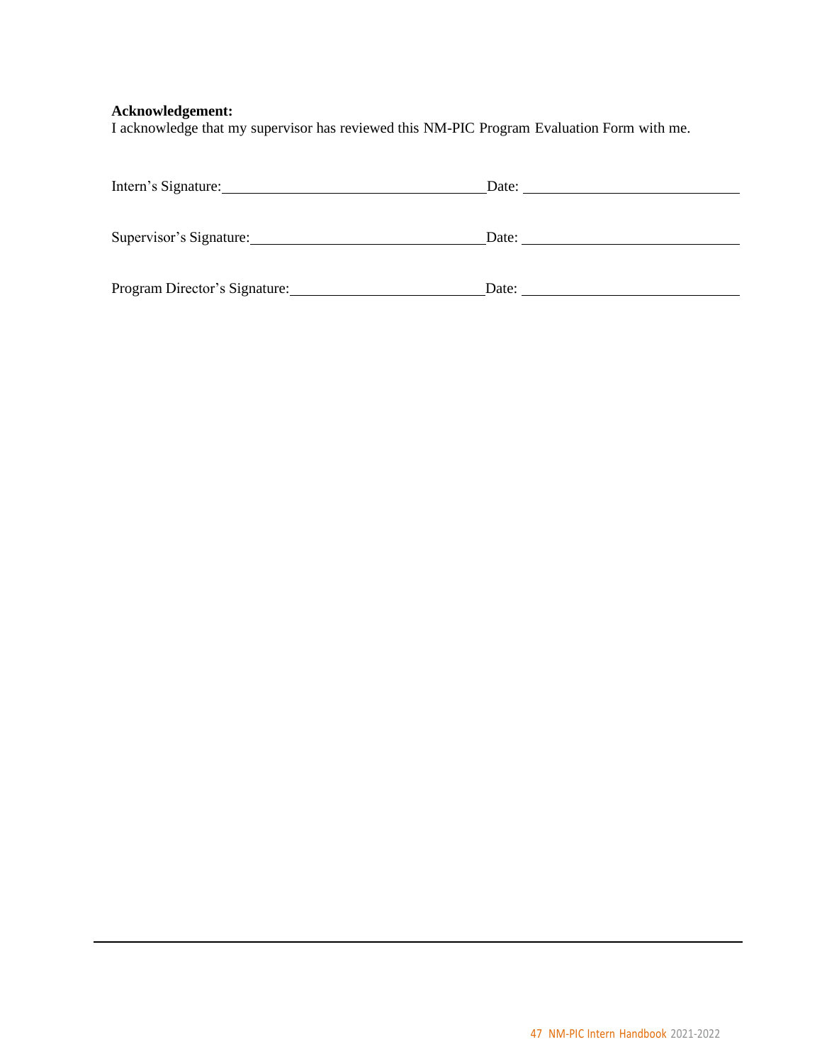**Acknowledgement:**
I acknowledge that my supervisor has reviewed this NM-PIC Program Evaluation Form with me.

Intern's Signature:\_\_\_\_\_\_\_\_\_\_\_\_\_\_\_\_\_\_\_\_\_\_\_\_\_\_\_\_\_\_\_\_ Date: \_\_\_\_\_\_\_\_\_\_\_\_\_\_\_\_\_\_\_\_\_\_\_\_\_\_\_\_

Supervisor's Signature:\_\_\_\_\_\_\_\_\_\_\_\_\_\_\_\_\_\_\_\_\_\_\_\_\_\_\_\_\_\_ Date: \_\_\_\_\_\_\_\_\_\_\_\_\_\_\_\_\_\_\_\_\_\_\_\_\_\_\_\_

Program Director's Signature:\_\_\_\_\_\_\_\_\_\_\_\_\_\_\_\_\_\_\_\_\_\_\_\_ Date: \_\_\_\_\_\_\_\_\_\_\_\_\_\_\_\_\_\_\_\_\_\_\_\_\_\_\_\_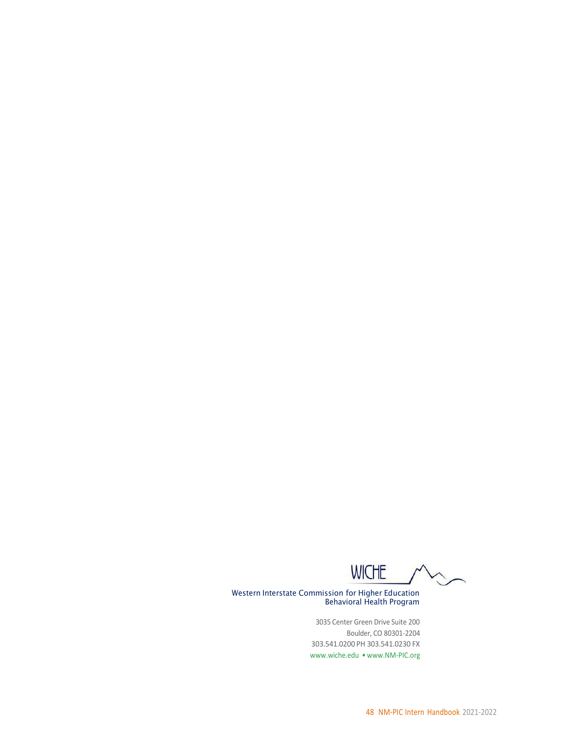WICHE

Western Interstate Commission for Higher Education
Behavioral Health Program

3035 Center Green Drive Suite 200
Boulder, CO 80301-2204
303.541.0200 PH 303.541.0230 FX
www.wiche.edu • www.NM-PIC.org